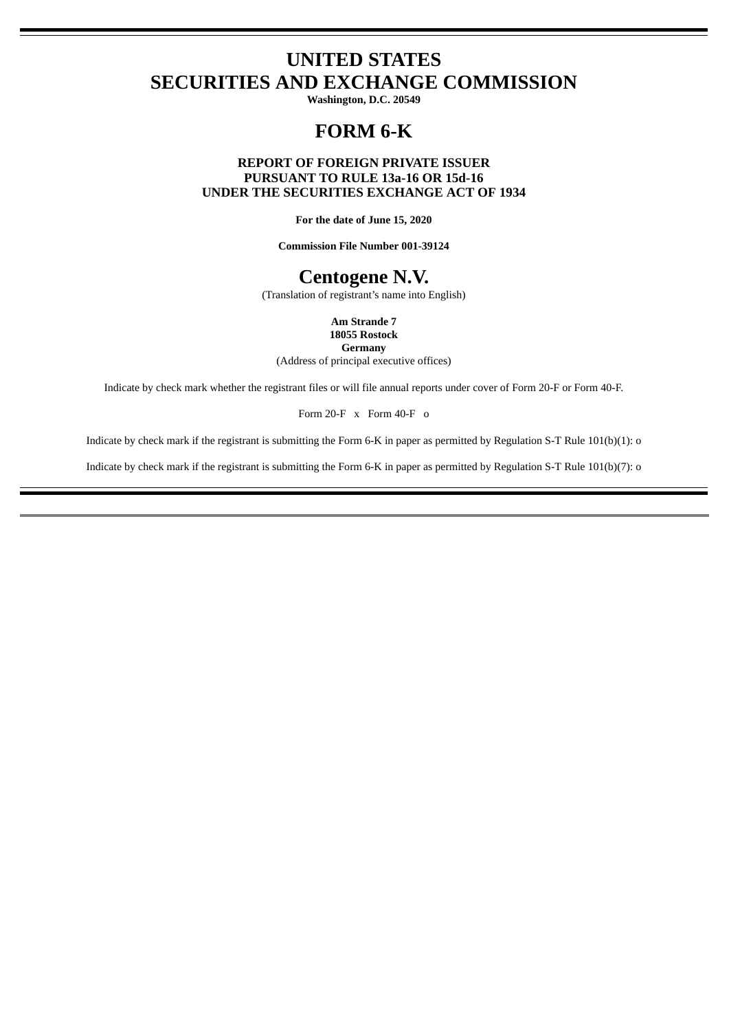# UNITED STATES
# SECURITIES AND EXCHANGE COMMISSION

**Washington, D.C. 20549**

# FORM 6-K

**REPORT OF FOREIGN PRIVATE ISSUER**
**PURSUANT TO RULE 13a-16 OR 15d-16**
**UNDER THE SECURITIES EXCHANGE ACT OF 1934**

**For the date of June 15, 2020**

**Commission File Number 001-39124**

# Centogene N.V.

(Translation of registrant's name into English)

**Am Strande 7**
**18055 Rostock**
**Germany**
(Address of principal executive offices)

Indicate by check mark whether the registrant files or will file annual reports under cover of Form 20-F or Form 40-F.

Form 20-F x Form 40-F o

Indicate by check mark if the registrant is submitting the Form 6-K in paper as permitted by Regulation S-T Rule 101(b)(1): o

Indicate by check mark if the registrant is submitting the Form 6-K in paper as permitted by Regulation S-T Rule 101(b)(7): o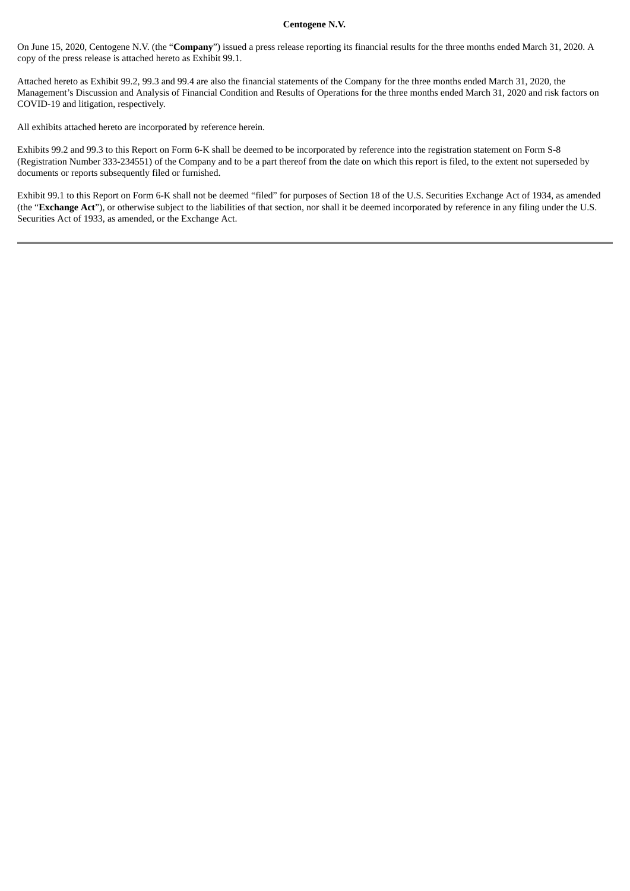**Centogene N.V.**

On June 15, 2020, Centogene N.V. (the "**Company**") issued a press release reporting its financial results for the three months ended March 31, 2020. A copy of the press release is attached hereto as Exhibit 99.1.

Attached hereto as Exhibit 99.2, 99.3 and 99.4 are also the financial statements of the Company for the three months ended March 31, 2020, the Management's Discussion and Analysis of Financial Condition and Results of Operations for the three months ended March 31, 2020 and risk factors on COVID-19 and litigation, respectively.

All exhibits attached hereto are incorporated by reference herein.

Exhibits 99.2 and 99.3 to this Report on Form 6-K shall be deemed to be incorporated by reference into the registration statement on Form S-8 (Registration Number 333-234551) of the Company and to be a part thereof from the date on which this report is filed, to the extent not superseded by documents or reports subsequently filed or furnished.

Exhibit 99.1 to this Report on Form 6-K shall not be deemed "filed" for purposes of Section 18 of the U.S. Securities Exchange Act of 1934, as amended (the "**Exchange Act**"), or otherwise subject to the liabilities of that section, nor shall it be deemed incorporated by reference in any filing under the U.S. Securities Act of 1933, as amended, or the Exchange Act.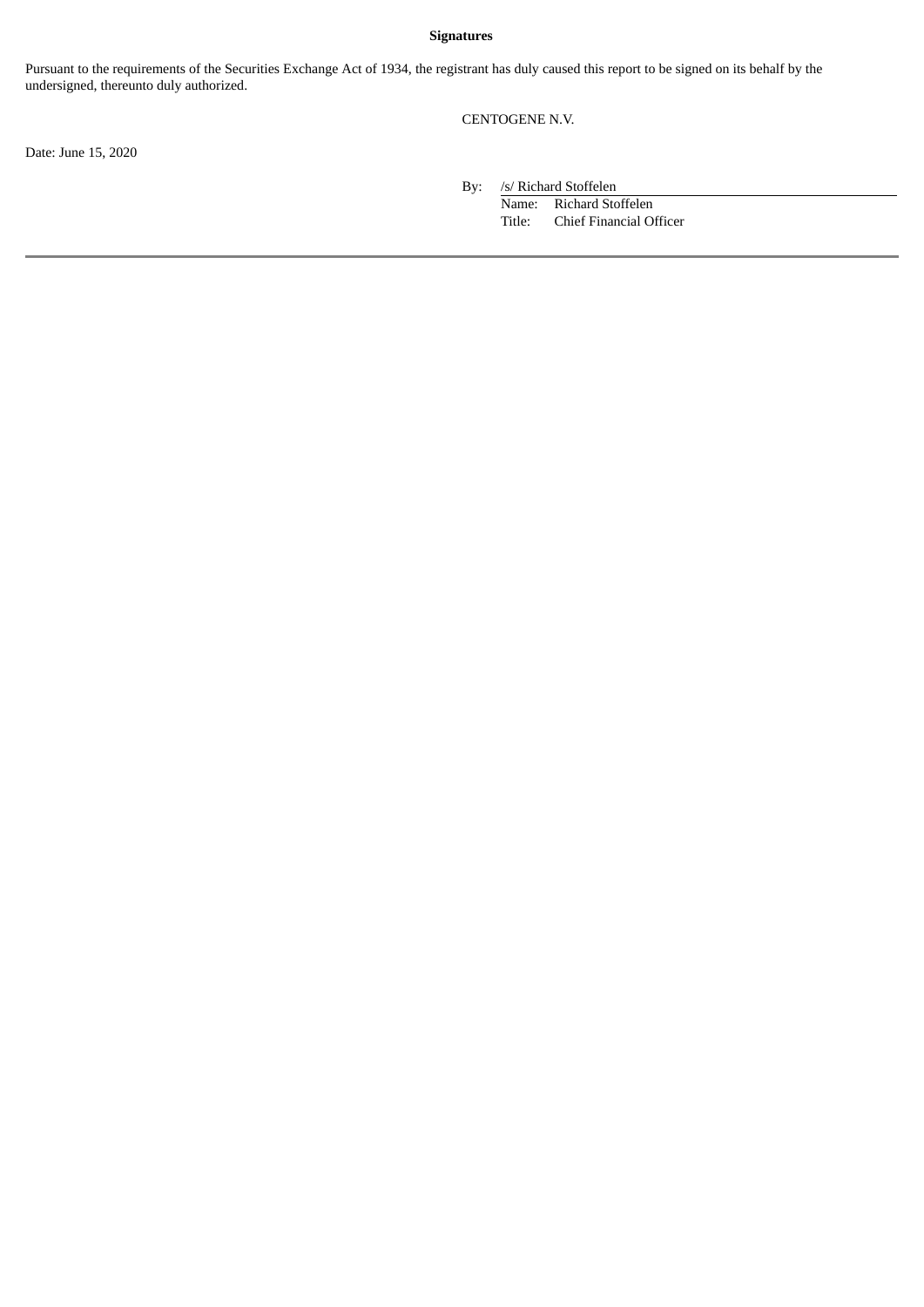**Signatures**

Pursuant to the requirements of the Securities Exchange Act of 1934, the registrant has duly caused this report to be signed on its behalf by the undersigned, thereunto duly authorized.

CENTOGENE N.V.

Date: June 15, 2020

By: /s/ Richard Stoffelen
Name: Richard Stoffelen
Title: Chief Financial Officer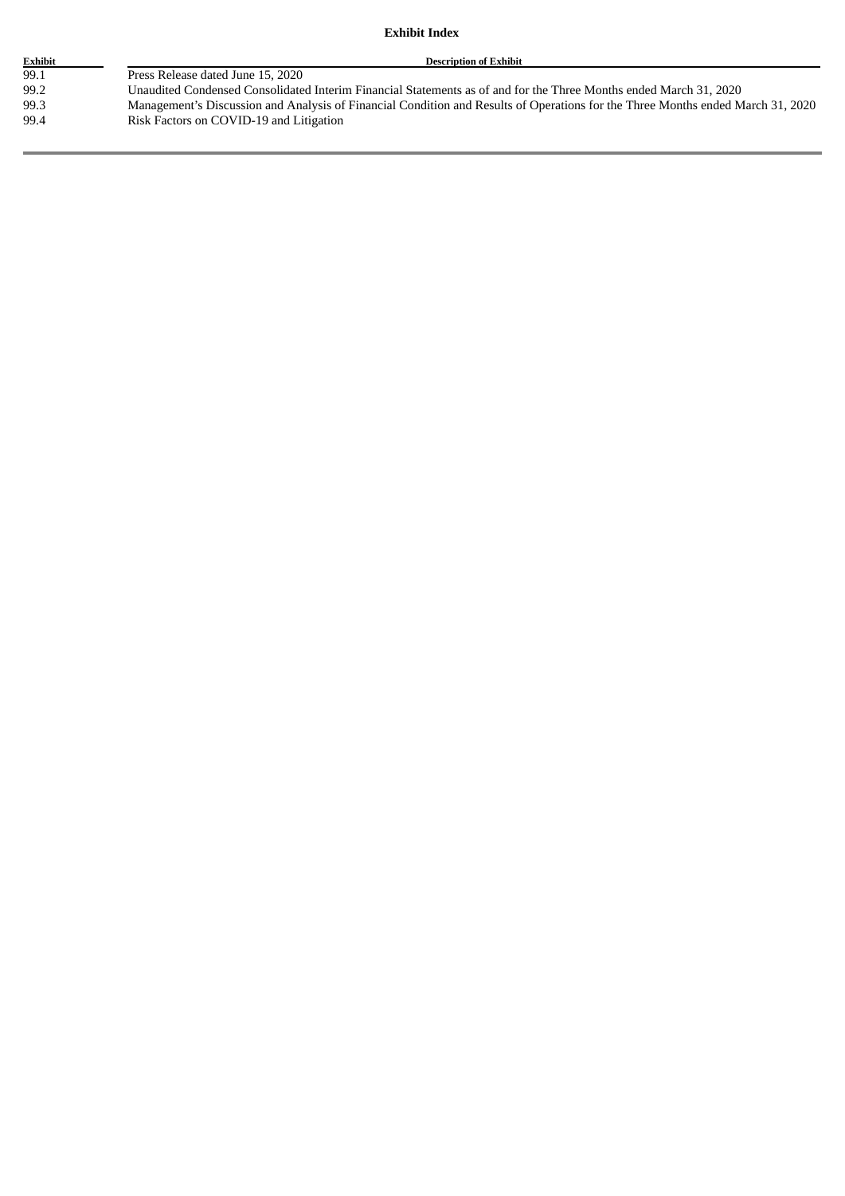**Exhibit Index**

| Exhibit | Description of Exhibit |
|---|---|
| 99.1 | Press Release dated June 15, 2020 |
| 99.2 | Unaudited Condensed Consolidated Interim Financial Statements as of and for the Three Months ended March 31, 2020 |
| 99.3 | Management's Discussion and Analysis of Financial Condition and Results of Operations for the Three Months ended March 31, 2020 |
| 99.4 | Risk Factors on COVID-19 and Litigation |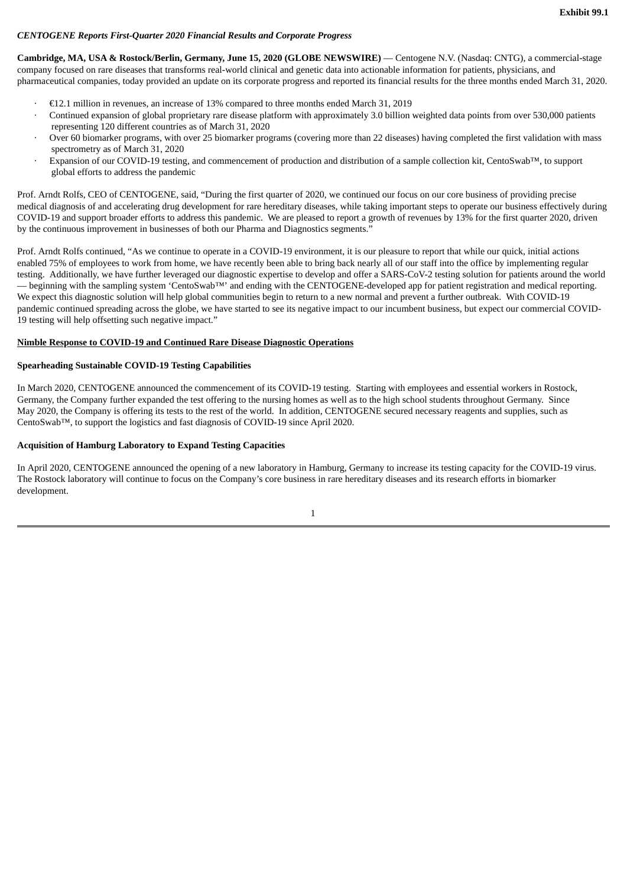**Exhibit 99.1**

*CENTOGENE Reports First-Quarter 2020 Financial Results and Corporate Progress*

**Cambridge, MA, USA & Rostock/Berlin, Germany, June 15, 2020 (GLOBE NEWSWIRE)** — Centogene N.V. (Nasdaq: CNTG), a commercial-stage company focused on rare diseases that transforms real-world clinical and genetic data into actionable information for patients, physicians, and pharmaceutical companies, today provided an update on its corporate progress and reported its financial results for the three months ended March 31, 2020.

- €12.1 million in revenues, an increase of 13% compared to three months ended March 31, 2019
- Continued expansion of global proprietary rare disease platform with approximately 3.0 billion weighted data points from over 530,000 patients representing 120 different countries as of March 31, 2020
- Over 60 biomarker programs, with over 25 biomarker programs (covering more than 22 diseases) having completed the first validation with mass spectrometry as of March 31, 2020
- Expansion of our COVID-19 testing, and commencement of production and distribution of a sample collection kit, CentoSwab™, to support global efforts to address the pandemic

Prof. Arndt Rolfs, CEO of CENTOGENE, said, "During the first quarter of 2020, we continued our focus on our core business of providing precise medical diagnosis of and accelerating drug development for rare hereditary diseases, while taking important steps to operate our business effectively during COVID-19 and support broader efforts to address this pandemic. We are pleased to report a growth of revenues by 13% for the first quarter 2020, driven by the continuous improvement in businesses of both our Pharma and Diagnostics segments."

Prof. Arndt Rolfs continued, "As we continue to operate in a COVID-19 environment, it is our pleasure to report that while our quick, initial actions enabled 75% of employees to work from home, we have recently been able to bring back nearly all of our staff into the office by implementing regular testing. Additionally, we have further leveraged our diagnostic expertise to develop and offer a SARS-CoV-2 testing solution for patients around the world — beginning with the sampling system 'CentoSwab™' and ending with the CENTOGENE-developed app for patient registration and medical reporting. We expect this diagnostic solution will help global communities begin to return to a new normal and prevent a further outbreak. With COVID-19 pandemic continued spreading across the globe, we have started to see its negative impact to our incumbent business, but expect our commercial COVID-19 testing will help offsetting such negative impact."

**Nimble Response to COVID-19 and Continued Rare Disease Diagnostic Operations**

**Spearheading Sustainable COVID-19 Testing Capabilities**

In March 2020, CENTOGENE announced the commencement of its COVID-19 testing. Starting with employees and essential workers in Rostock, Germany, the Company further expanded the test offering to the nursing homes as well as to the high school students throughout Germany. Since May 2020, the Company is offering its tests to the rest of the world. In addition, CENTOGENE secured necessary reagents and supplies, such as CentoSwab™, to support the logistics and fast diagnosis of COVID-19 since April 2020.

**Acquisition of Hamburg Laboratory to Expand Testing Capacities**

In April 2020, CENTOGENE announced the opening of a new laboratory in Hamburg, Germany to increase its testing capacity for the COVID-19 virus. The Rostock laboratory will continue to focus on the Company's core business in rare hereditary diseases and its research efforts in biomarker development.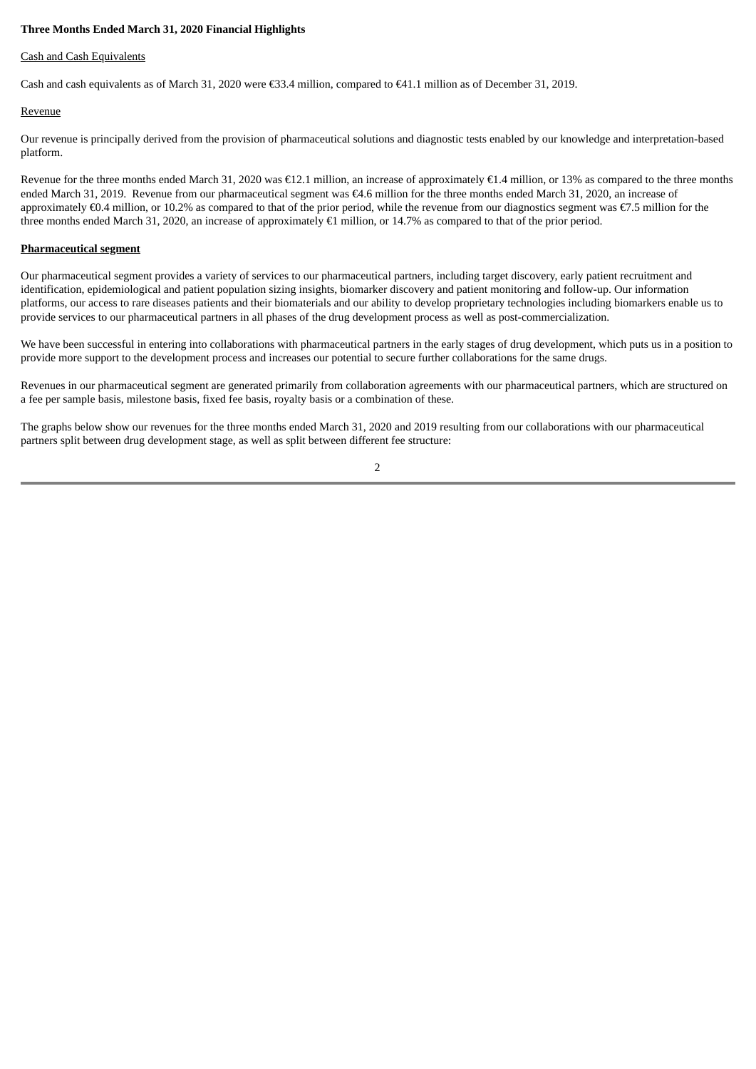**Three Months Ended March 31, 2020 Financial Highlights**

Cash and Cash Equivalents

Cash and cash equivalents as of March 31, 2020 were €33.4 million, compared to €41.1 million as of December 31, 2019.

Revenue

Our revenue is principally derived from the provision of pharmaceutical solutions and diagnostic tests enabled by our knowledge and interpretation-based platform.

Revenue for the three months ended March 31, 2020 was €12.1 million, an increase of approximately €1.4 million, or 13% as compared to the three months ended March 31, 2019. Revenue from our pharmaceutical segment was €4.6 million for the three months ended March 31, 2020, an increase of approximately €0.4 million, or 10.2% as compared to that of the prior period, while the revenue from our diagnostics segment was €7.5 million for the three months ended March 31, 2020, an increase of approximately €1 million, or 14.7% as compared to that of the prior period.

**Pharmaceutical segment**

Our pharmaceutical segment provides a variety of services to our pharmaceutical partners, including target discovery, early patient recruitment and identification, epidemiological and patient population sizing insights, biomarker discovery and patient monitoring and follow-up. Our information platforms, our access to rare diseases patients and their biomaterials and our ability to develop proprietary technologies including biomarkers enable us to provide services to our pharmaceutical partners in all phases of the drug development process as well as post-commercialization.

We have been successful in entering into collaborations with pharmaceutical partners in the early stages of drug development, which puts us in a position to provide more support to the development process and increases our potential to secure further collaborations for the same drugs.

Revenues in our pharmaceutical segment are generated primarily from collaboration agreements with our pharmaceutical partners, which are structured on a fee per sample basis, milestone basis, fixed fee basis, royalty basis or a combination of these.

The graphs below show our revenues for the three months ended March 31, 2020 and 2019 resulting from our collaborations with our pharmaceutical partners split between drug development stage, as well as split between different fee structure: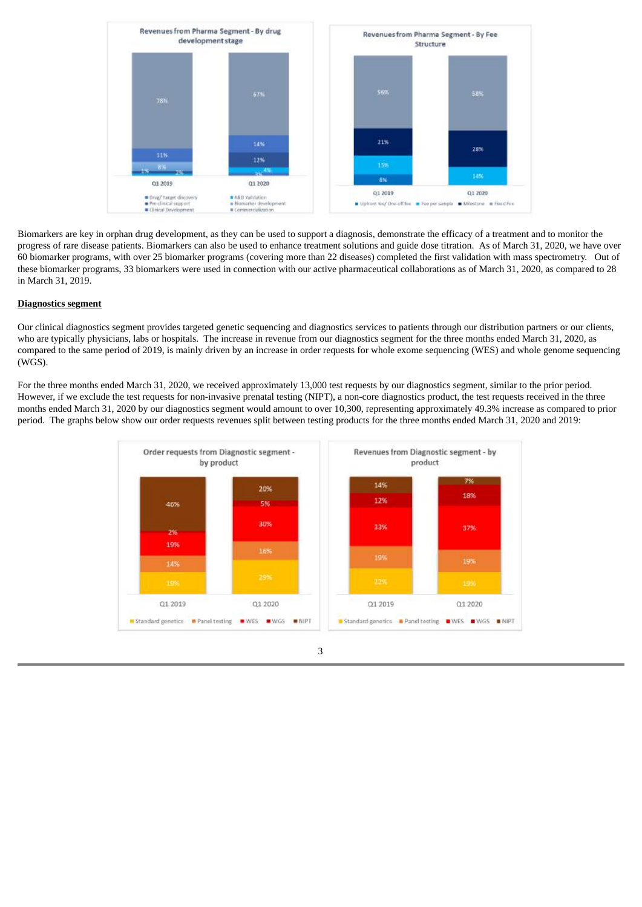Revenues from Pharma Segment - By drug development stage

| | Q1 2019 | Q1 2020 |
|---|---|---|
| Drug/Target discovery | 1% | 3% |
| Pre-clinical support | 2% | 4% |
| Clinical Development | 8% | 12% |
| R&D Validation | 11% | 14% |
| Biomarker development | 78% | 67% |
| Commercialization | | |

Revenues from Pharma Segment - By Fee Structure

| | Q1 2019 | Q1 2020 |
|---|---|---|
| Upfront fee/ One-off fee | 8% | |
| Fee per sample | 15% | 14% |
| Milestone | 21% | 28% |
| Fixed Fee | 56% | 58% |

Biomarkers are key in orphan drug development, as they can be used to support a diagnosis, demonstrate the efficacy of a treatment and to monitor the progress of rare disease patients. Biomarkers can also be used to enhance treatment solutions and guide dose titration. As of March 31, 2020, we have over 60 biomarker programs, with over 25 biomarker programs (covering more than 22 diseases) completed the first validation with mass spectrometry. Out of these biomarker programs, 33 biomarkers were used in connection with our active pharmaceutical collaborations as of March 31, 2020, as compared to 28 in March 31, 2019.

**Diagnostics segment**

Our clinical diagnostics segment provides targeted genetic sequencing and diagnostics services to patients through our distribution partners or our clients, who are typically physicians, labs or hospitals. The increase in revenue from our diagnostics segment for the three months ended March 31, 2020, as compared to the same period of 2019, is mainly driven by an increase in order requests for whole exome sequencing (WES) and whole genome sequencing (WGS).

For the three months ended March 31, 2020, we received approximately 13,000 test requests by our diagnostics segment, similar to the prior period. However, if we exclude the test requests for non-invasive prenatal testing (NIPT), a non-core diagnostics product, the test requests received in the three months ended March 31, 2020 by our diagnostics segment would amount to over 10,300, representing approximately 49.3% increase as compared to prior period. The graphs below show our order requests revenues split between testing products for the three months ended March 31, 2020 and 2019:

Order requests from Diagnostic segment - by product

| | Q1 2019 | Q1 2020 |
|---|---|---|
| Standard genetics | 19% | 29% |
| Panel testing | 14% | 16% |
| WES | 19% | 30% |
| WGS | 2% | 5% |
| NIPT | 46% | 20% |

Revenues from Diagnostic segment - by product

| | Q1 2019 | Q1 2020 |
|---|---|---|
| Standard genetics | 22% | 19% |
| Panel testing | 19% | 19% |
| WES | 33% | 37% |
| WGS | 12% | 18% |
| NIPT | 14% | 7% |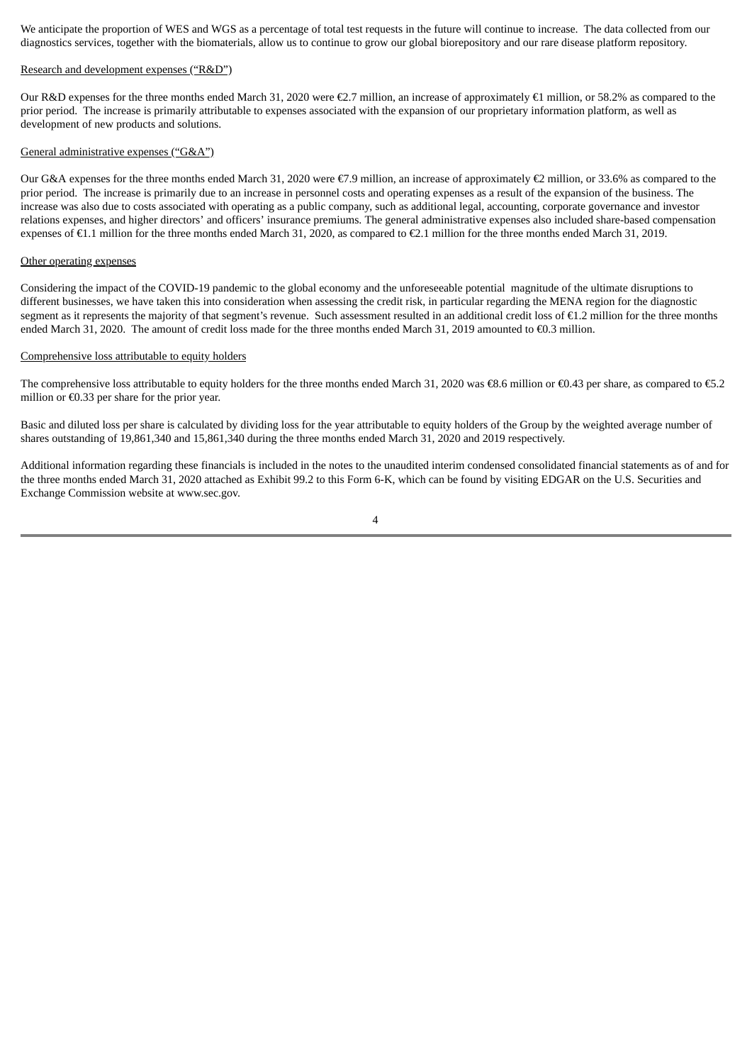We anticipate the proportion of WES and WGS as a percentage of total test requests in the future will continue to increase. The data collected from our diagnostics services, together with the biomaterials, allow us to continue to grow our global biorepository and our rare disease platform repository.

Research and development expenses ("R&D")

Our R&D expenses for the three months ended March 31, 2020 were €2.7 million, an increase of approximately €1 million, or 58.2% as compared to the prior period. The increase is primarily attributable to expenses associated with the expansion of our proprietary information platform, as well as development of new products and solutions.

General administrative expenses ("G&A")

Our G&A expenses for the three months ended March 31, 2020 were €7.9 million, an increase of approximately €2 million, or 33.6% as compared to the prior period. The increase is primarily due to an increase in personnel costs and operating expenses as a result of the expansion of the business. The increase was also due to costs associated with operating as a public company, such as additional legal, accounting, corporate governance and investor relations expenses, and higher directors' and officers' insurance premiums. The general administrative expenses also included share-based compensation expenses of €1.1 million for the three months ended March 31, 2020, as compared to €2.1 million for the three months ended March 31, 2019.

Other operating expenses

Considering the impact of the COVID-19 pandemic to the global economy and the unforeseeable potential magnitude of the ultimate disruptions to different businesses, we have taken this into consideration when assessing the credit risk, in particular regarding the MENA region for the diagnostic segment as it represents the majority of that segment's revenue. Such assessment resulted in an additional credit loss of €1.2 million for the three months ended March 31, 2020. The amount of credit loss made for the three months ended March 31, 2019 amounted to €0.3 million.

Comprehensive loss attributable to equity holders

The comprehensive loss attributable to equity holders for the three months ended March 31, 2020 was €8.6 million or €0.43 per share, as compared to €5.2 million or €0.33 per share for the prior year.

Basic and diluted loss per share is calculated by dividing loss for the year attributable to equity holders of the Group by the weighted average number of shares outstanding of 19,861,340 and 15,861,340 during the three months ended March 31, 2020 and 2019 respectively.

Additional information regarding these financials is included in the notes to the unaudited interim condensed consolidated financial statements as of and for the three months ended March 31, 2020 attached as Exhibit 99.2 to this Form 6-K, which can be found by visiting EDGAR on the U.S. Securities and Exchange Commission website at www.sec.gov.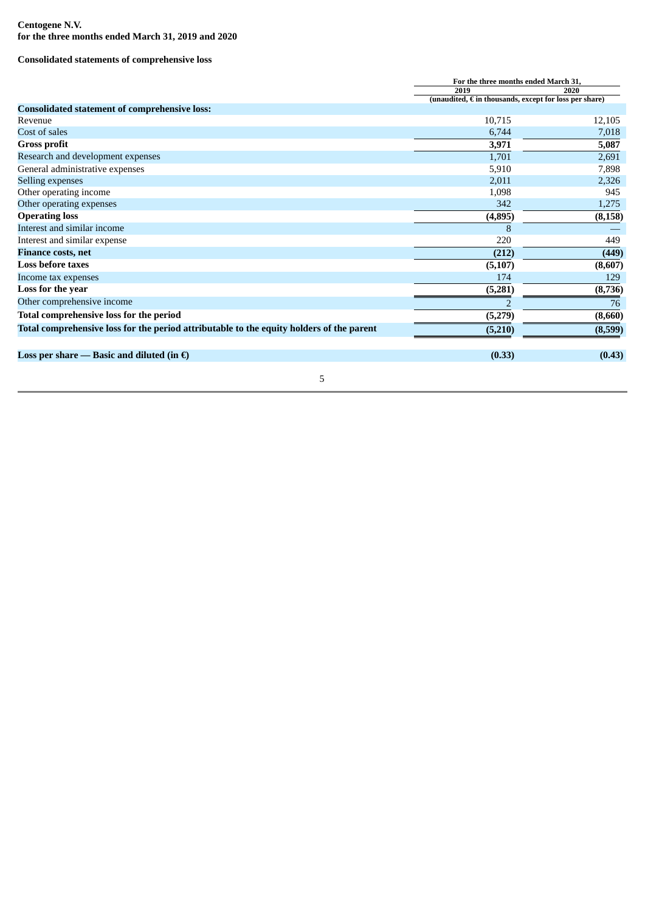**Centogene N.V.**
**for the three months ended March 31, 2019 and 2020**

**Consolidated statements of comprehensive loss**

| | For the three months ended March 31, | |
|---|---|---|
| | 2019 | 2020 |
| | (unaudited, € in thousands, except for loss per share) | |
| **Consolidated statement of comprehensive loss:** | | |
| Revenue | 10,715 | 12,105 |
| Cost of sales | 6,744 | 7,018 |
| **Gross profit** | **3,971** | **5,087** |
| Research and development expenses | 1,701 | 2,691 |
| General administrative expenses | 5,910 | 7,898 |
| Selling expenses | 2,011 | 2,326 |
| Other operating income | 1,098 | 945 |
| Other operating expenses | 342 | 1,275 |
| **Operating loss** | **(4,895)** | **(8,158)** |
| Interest and similar income | 8 | — |
| Interest and similar expense | 220 | 449 |
| **Finance costs, net** | **(212)** | **(449)** |
| **Loss before taxes** | **(5,107)** | **(8,607)** |
| Income tax expenses | 174 | 129 |
| **Loss for the year** | **(5,281)** | **(8,736)** |
| Other comprehensive income | 2 | 76 |
| **Total comprehensive loss for the period** | **(5,279)** | **(8,660)** |
| **Total comprehensive loss for the period attributable to the equity holders of the parent** | **(5,210)** | **(8,599)** |
| | | |
| **Loss per share — Basic and diluted (in €)** | **(0.33)** | **(0.43)** |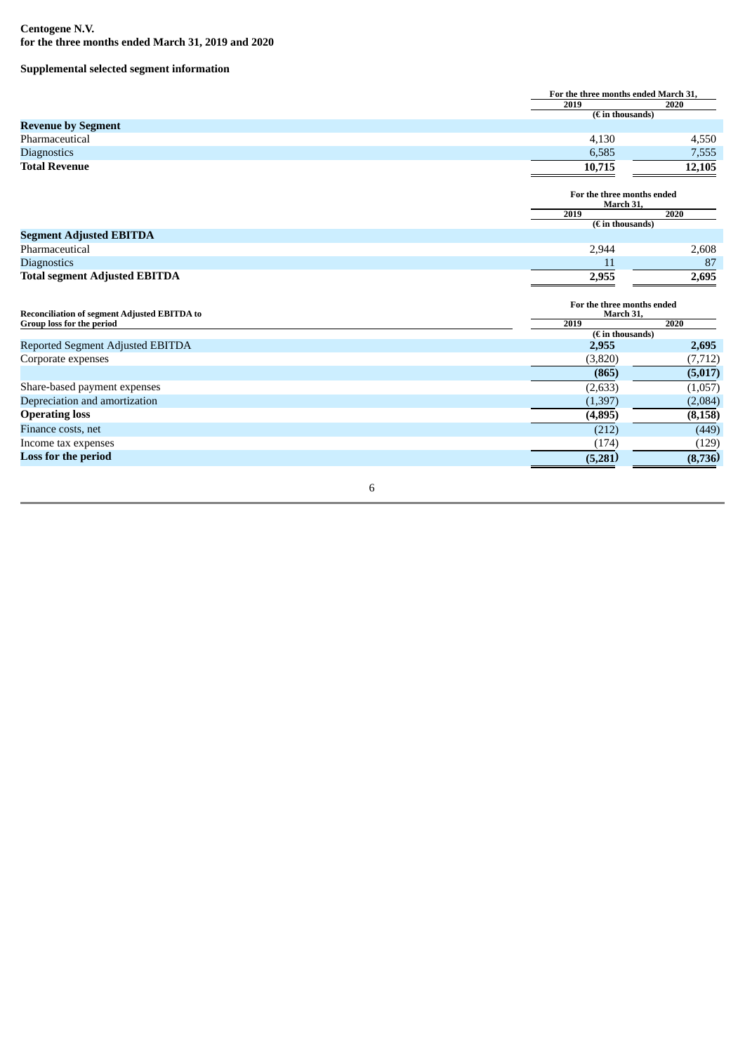**Centogene N.V.**
**for the three months ended March 31, 2019 and 2020**

**Supplemental selected segment information**

| | For the three months ended March 31, | |
|---|---|---|
| | 2019 | 2020 |
| | (€ in thousands) | |
| **Revenue by Segment** | | |
| Pharmaceutical | 4,130 | 4,550 |
| Diagnostics | 6,585 | 7,555 |
| **Total Revenue** | **10,715** | **12,105** |

| | For the three months ended March 31, | |
|---|---|---|
| | 2019 | 2020 |
| | (€ in thousands) | |
| **Segment Adjusted EBITDA** | | |
| Pharmaceutical | 2,944 | 2,608 |
| Diagnostics | 11 | 87 |
| **Total segment Adjusted EBITDA** | **2,955** | **2,695** |

| **Reconciliation of segment Adjusted EBITDA to Group loss for the period** | For the three months ended March 31, | |
|---|---|---|
| | 2019 | 2020 |
| | (€ in thousands) | |
| Reported Segment Adjusted EBITDA | **2,955** | **2,695** |
| Corporate expenses | (3,820) | (7,712) |
| | **(865)** | **(5,017)** |
| Share-based payment expenses | (2,633) | (1,057) |
| Depreciation and amortization | (1,397) | (2,084) |
| **Operating loss** | **(4,895)** | **(8,158)** |
| Finance costs, net | (212) | (449) |
| Income tax expenses | (174) | (129) |
| **Loss for the period** | **(5,281)** | **(8,736)** |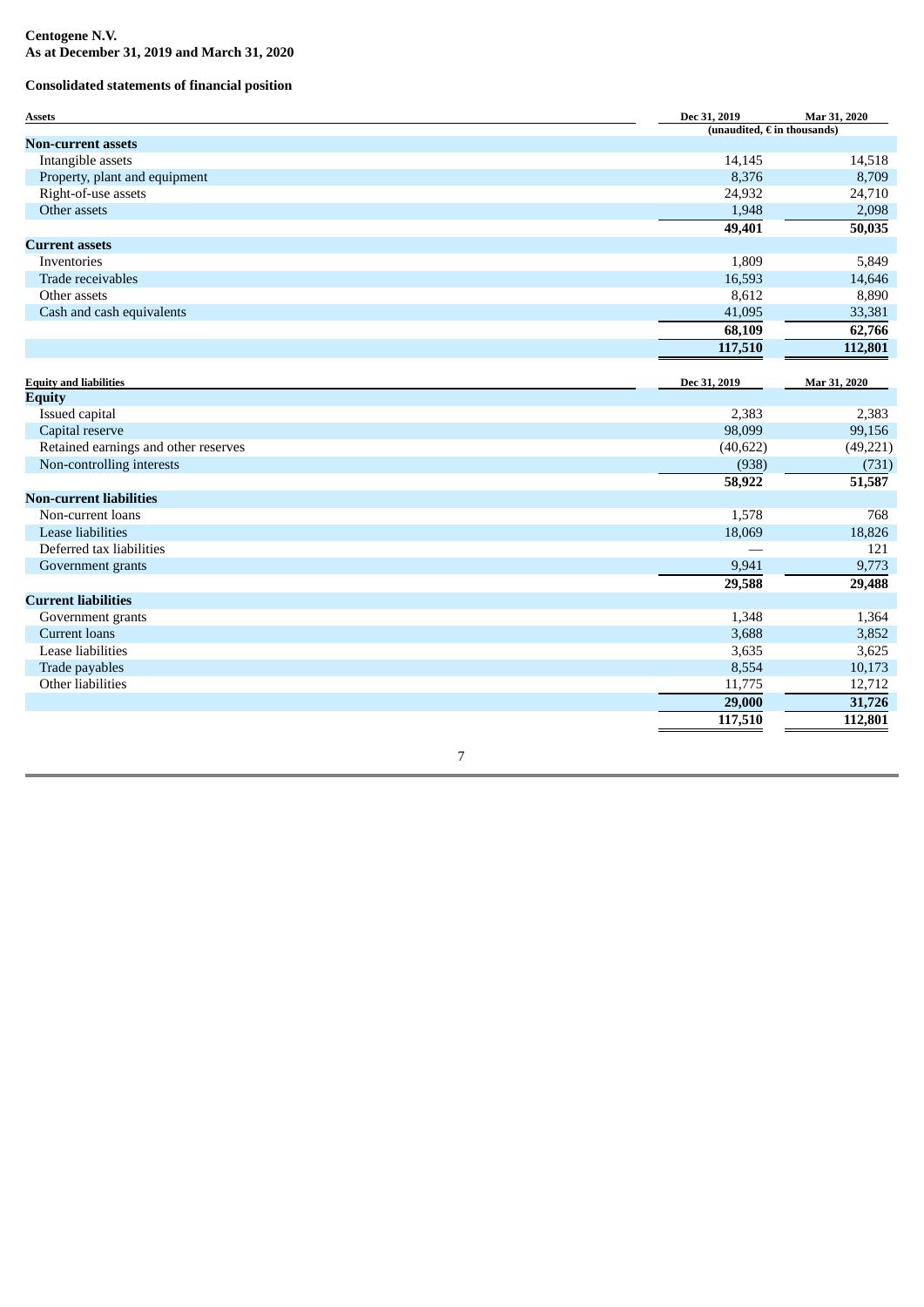**Centogene N.V.**
**As at December 31, 2019 and March 31, 2020**

**Consolidated statements of financial position**

| Assets | Dec 31, 2019 | Mar 31, 2020 |
|---|---|---|
| | (unaudited, € in thousands) | |
| **Non-current assets** | | |
| Intangible assets | 14,145 | 14,518 |
| Property, plant and equipment | 8,376 | 8,709 |
| Right-of-use assets | 24,932 | 24,710 |
| Other assets | 1,948 | 2,098 |
| | **49,401** | **50,035** |
| **Current assets** | | |
| Inventories | 1,809 | 5,849 |
| Trade receivables | 16,593 | 14,646 |
| Other assets | 8,612 | 8,890 |
| Cash and cash equivalents | 41,095 | 33,381 |
| | **68,109** | **62,766** |
| | **117,510** | **112,801** |

| Equity and liabilities | Dec 31, 2019 | Mar 31, 2020 |
|---|---|---|
| **Equity** | | |
| Issued capital | 2,383 | 2,383 |
| Capital reserve | 98,099 | 99,156 |
| Retained earnings and other reserves | (40,622) | (49,221) |
| Non-controlling interests | (938) | (731) |
| | **58,922** | **51,587** |
| **Non-current liabilities** | | |
| Non-current loans | 1,578 | 768 |
| Lease liabilities | 18,069 | 18,826 |
| Deferred tax liabilities | — | 121 |
| Government grants | 9,941 | 9,773 |
| | **29,588** | **29,488** |
| **Current liabilities** | | |
| Government grants | 1,348 | 1,364 |
| Current loans | 3,688 | 3,852 |
| Lease liabilities | 3,635 | 3,625 |
| Trade payables | 8,554 | 10,173 |
| Other liabilities | 11,775 | 12,712 |
| | **29,000** | **31,726** |
| | **117,510** | **112,801** |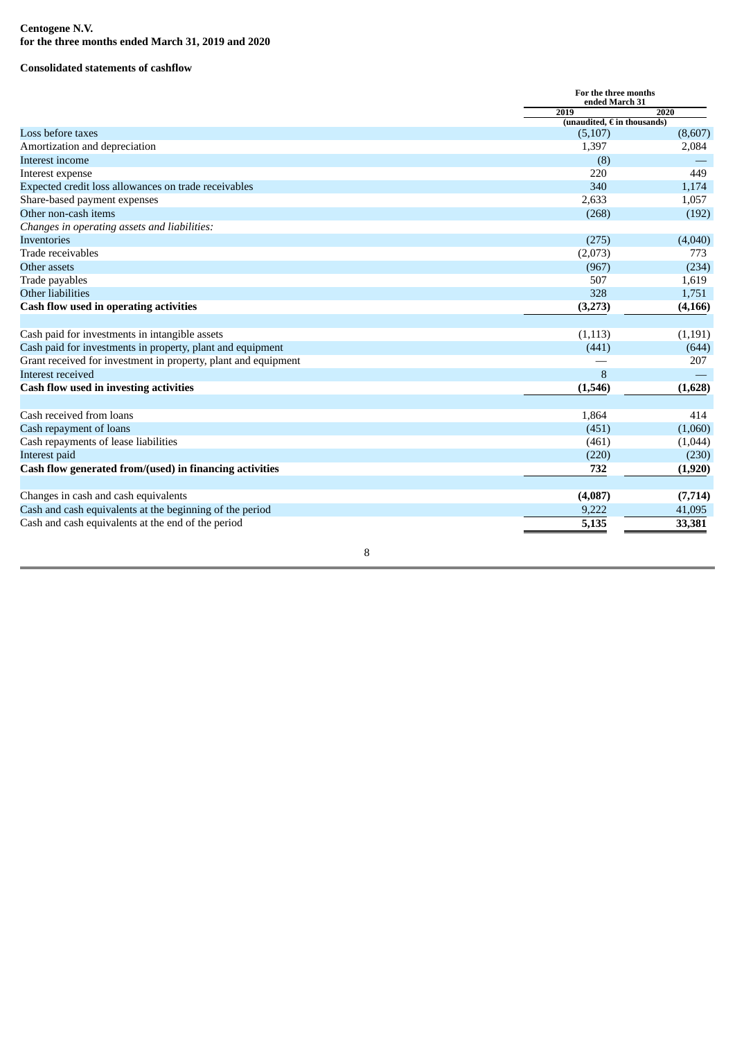**Centogene N.V.**
**for the three months ended March 31, 2019 and 2020**

**Consolidated statements of cashflow**

| | For the three months ended March 31 | |
|---|---|---|
| | 2019 | 2020 |
| | (unaudited, € in thousands) | |
| Loss before taxes | (5,107) | (8,607) |
| Amortization and depreciation | 1,397 | 2,084 |
| Interest income | (8) | — |
| Interest expense | 220 | 449 |
| Expected credit loss allowances on trade receivables | 340 | 1,174 |
| Share-based payment expenses | 2,633 | 1,057 |
| Other non-cash items | (268) | (192) |
| *Changes in operating assets and liabilities:* | | |
| Inventories | (275) | (4,040) |
| Trade receivables | (2,073) | 773 |
| Other assets | (967) | (234) |
| Trade payables | 507 | 1,619 |
| Other liabilities | 328 | 1,751 |
| **Cash flow used in operating activities** | **(3,273)** | **(4,166)** |
| | | |
| Cash paid for investments in intangible assets | (1,113) | (1,191) |
| Cash paid for investments in property, plant and equipment | (441) | (644) |
| Grant received for investment in property, plant and equipment | — | 207 |
| Interest received | 8 | — |
| **Cash flow used in investing activities** | **(1,546)** | **(1,628)** |
| | | |
| Cash received from loans | 1,864 | 414 |
| Cash repayment of loans | (451) | (1,060) |
| Cash repayments of lease liabilities | (461) | (1,044) |
| Interest paid | (220) | (230) |
| **Cash flow generated from/(used) in financing activities** | **732** | **(1,920)** |
| | | |
| Changes in cash and cash equivalents | **(4,087)** | **(7,714)** |
| Cash and cash equivalents at the beginning of the period | 9,222 | 41,095 |
| Cash and cash equivalents at the end of the period | **5,135** | **33,381** |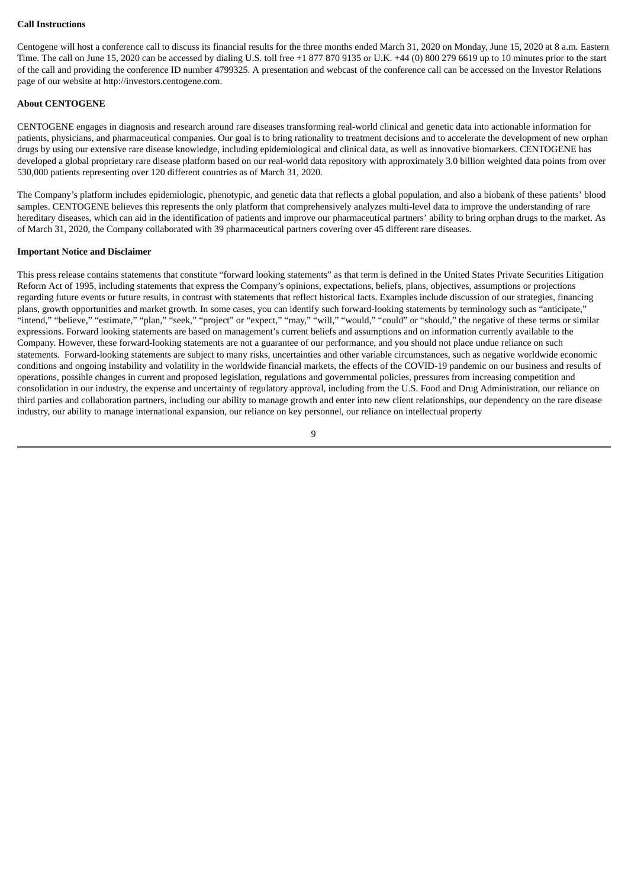**Call Instructions**

Centogene will host a conference call to discuss its financial results for the three months ended March 31, 2020 on Monday, June 15, 2020 at 8 a.m. Eastern Time. The call on June 15, 2020 can be accessed by dialing U.S. toll free +1 877 870 9135 or U.K. +44 (0) 800 279 6619 up to 10 minutes prior to the start of the call and providing the conference ID number 4799325. A presentation and webcast of the conference call can be accessed on the Investor Relations page of our website at http://investors.centogene.com.

**About CENTOGENE**

CENTOGENE engages in diagnosis and research around rare diseases transforming real-world clinical and genetic data into actionable information for patients, physicians, and pharmaceutical companies. Our goal is to bring rationality to treatment decisions and to accelerate the development of new orphan drugs by using our extensive rare disease knowledge, including epidemiological and clinical data, as well as innovative biomarkers. CENTOGENE has developed a global proprietary rare disease platform based on our real-world data repository with approximately 3.0 billion weighted data points from over 530,000 patients representing over 120 different countries as of March 31, 2020.

The Company's platform includes epidemiologic, phenotypic, and genetic data that reflects a global population, and also a biobank of these patients' blood samples. CENTOGENE believes this represents the only platform that comprehensively analyzes multi-level data to improve the understanding of rare hereditary diseases, which can aid in the identification of patients and improve our pharmaceutical partners' ability to bring orphan drugs to the market. As of March 31, 2020, the Company collaborated with 39 pharmaceutical partners covering over 45 different rare diseases.

**Important Notice and Disclaimer**

This press release contains statements that constitute "forward looking statements" as that term is defined in the United States Private Securities Litigation Reform Act of 1995, including statements that express the Company's opinions, expectations, beliefs, plans, objectives, assumptions or projections regarding future events or future results, in contrast with statements that reflect historical facts. Examples include discussion of our strategies, financing plans, growth opportunities and market growth. In some cases, you can identify such forward-looking statements by terminology such as "anticipate," "intend," "believe," "estimate," "plan," "seek," "project" or "expect," "may," "will," "would," "could" or "should," the negative of these terms or similar expressions. Forward looking statements are based on management's current beliefs and assumptions and on information currently available to the Company. However, these forward-looking statements are not a guarantee of our performance, and you should not place undue reliance on such statements. Forward-looking statements are subject to many risks, uncertainties and other variable circumstances, such as negative worldwide economic conditions and ongoing instability and volatility in the worldwide financial markets, the effects of the COVID-19 pandemic on our business and results of operations, possible changes in current and proposed legislation, regulations and governmental policies, pressures from increasing competition and consolidation in our industry, the expense and uncertainty of regulatory approval, including from the U.S. Food and Drug Administration, our reliance on third parties and collaboration partners, including our ability to manage growth and enter into new client relationships, our dependency on the rare disease industry, our ability to manage international expansion, our reliance on key personnel, our reliance on intellectual property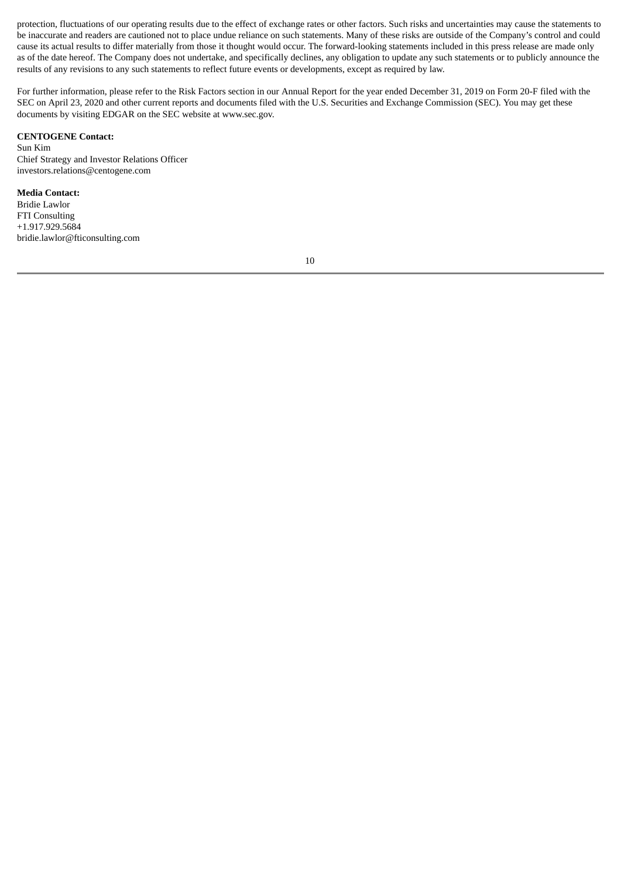protection, fluctuations of our operating results due to the effect of exchange rates or other factors. Such risks and uncertainties may cause the statements to be inaccurate and readers are cautioned not to place undue reliance on such statements. Many of these risks are outside of the Company's control and could cause its actual results to differ materially from those it thought would occur. The forward-looking statements included in this press release are made only as of the date hereof. The Company does not undertake, and specifically declines, any obligation to update any such statements or to publicly announce the results of any revisions to any such statements to reflect future events or developments, except as required by law.

For further information, please refer to the Risk Factors section in our Annual Report for the year ended December 31, 2019 on Form 20-F filed with the SEC on April 23, 2020 and other current reports and documents filed with the U.S. Securities and Exchange Commission (SEC). You may get these documents by visiting EDGAR on the SEC website at www.sec.gov.

**CENTOGENE Contact:**
Sun Kim
Chief Strategy and Investor Relations Officer
investors.relations@centogene.com

**Media Contact:**
Bridie Lawlor
FTI Consulting
+1.917.929.5684
bridie.lawlor@fticonsulting.com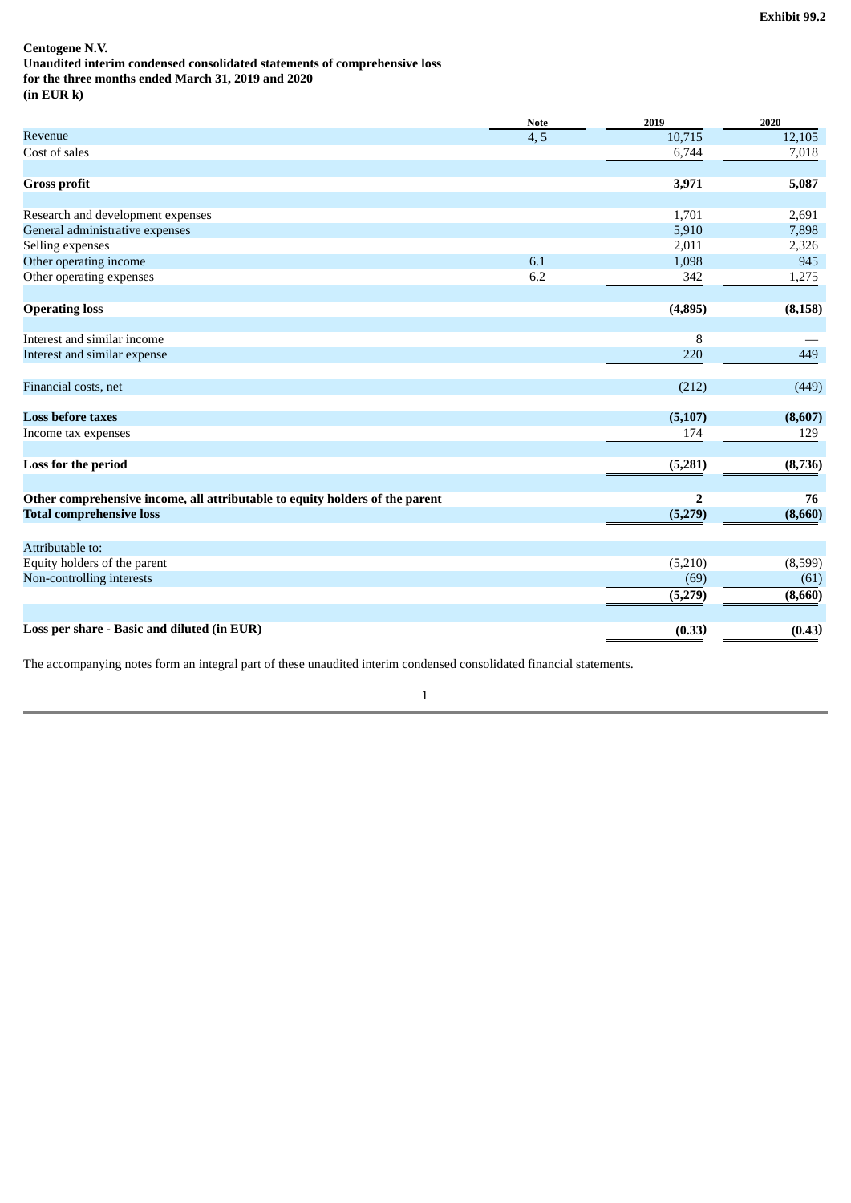Exhibit 99.2

**Centogene N.V.**
**Unaudited interim condensed consolidated statements of comprehensive loss**
**for the three months ended March 31, 2019 and 2020**
**(in EUR k)**

| | Note | 2019 | 2020 |
|---|---|---|---|
| Revenue | 4, 5 | 10,715 | 12,105 |
| Cost of sales | | 6,744 | 7,018 |
| **Gross profit** | | **3,971** | **5,087** |
| Research and development expenses | | 1,701 | 2,691 |
| General administrative expenses | | 5,910 | 7,898 |
| Selling expenses | | 2,011 | 2,326 |
| Other operating income | 6.1 | 1,098 | 945 |
| Other operating expenses | 6.2 | 342 | 1,275 |
| **Operating loss** | | **(4,895)** | **(8,158)** |
| Interest and similar income | | 8 | — |
| Interest and similar expense | | 220 | 449 |
| Financial costs, net | | (212) | (449) |
| **Loss before taxes** | | **(5,107)** | **(8,607)** |
| Income tax expenses | | 174 | 129 |
| **Loss for the period** | | **(5,281)** | **(8,736)** |
| **Other comprehensive income, all attributable to equity holders of the parent** | | **2** | **76** |
| **Total comprehensive loss** | | **(5,279)** | **(8,660)** |
| Attributable to: | | | |
| Equity holders of the parent | | (5,210) | (8,599) |
| Non-controlling interests | | (69) | (61) |
| | | **(5,279)** | **(8,660)** |
| **Loss per share - Basic and diluted (in EUR)** | | **(0.33)** | **(0.43)** |

The accompanying notes form an integral part of these unaudited interim condensed consolidated financial statements.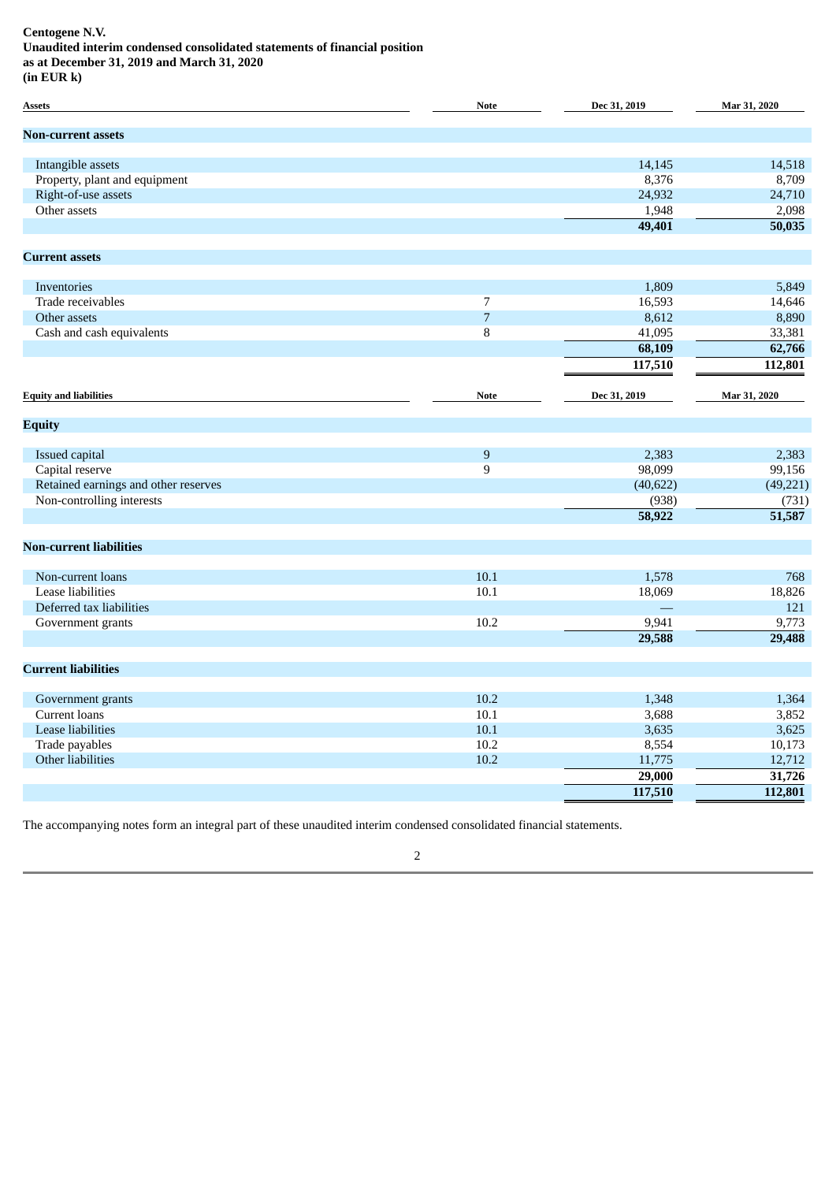**Centogene N.V.**
**Unaudited interim condensed consolidated statements of financial position**
**as at December 31, 2019 and March 31, 2020**
**(in EUR k)**

| Assets | Note | Dec 31, 2019 | Mar 31, 2020 |
|---|---|---|---|
| **Non-current assets** | | | |
| Intangible assets | | 14,145 | 14,518 |
| Property, plant and equipment | | 8,376 | 8,709 |
| Right-of-use assets | | 24,932 | 24,710 |
| Other assets | | 1,948 | 2,098 |
| | | **49,401** | **50,035** |
| **Current assets** | | | |
| Inventories | | 1,809 | 5,849 |
| Trade receivables | 7 | 16,593 | 14,646 |
| Other assets | 7 | 8,612 | 8,890 |
| Cash and cash equivalents | 8 | 41,095 | 33,381 |
| | | **68,109** | **62,766** |
| | | **117,510** | **112,801** |

| Equity and liabilities | Note | Dec 31, 2019 | Mar 31, 2020 |
|---|---|---|---|
| **Equity** | | | |
| Issued capital | 9 | 2,383 | 2,383 |
| Capital reserve | 9 | 98,099 | 99,156 |
| Retained earnings and other reserves | | (40,622) | (49,221) |
| Non-controlling interests | | (938) | (731) |
| | | **58,922** | **51,587** |
| **Non-current liabilities** | | | |
| Non-current loans | 10.1 | 1,578 | 768 |
| Lease liabilities | 10.1 | 18,069 | 18,826 |
| Deferred tax liabilities | | — | 121 |
| Government grants | 10.2 | 9,941 | 9,773 |
| | | **29,588** | **29,488** |
| **Current liabilities** | | | |
| Government grants | 10.2 | 1,348 | 1,364 |
| Current loans | 10.1 | 3,688 | 3,852 |
| Lease liabilities | 10.1 | 3,635 | 3,625 |
| Trade payables | 10.2 | 8,554 | 10,173 |
| Other liabilities | 10.2 | 11,775 | 12,712 |
| | | **29,000** | **31,726** |
| | | **117,510** | **112,801** |

The accompanying notes form an integral part of these unaudited interim condensed consolidated financial statements.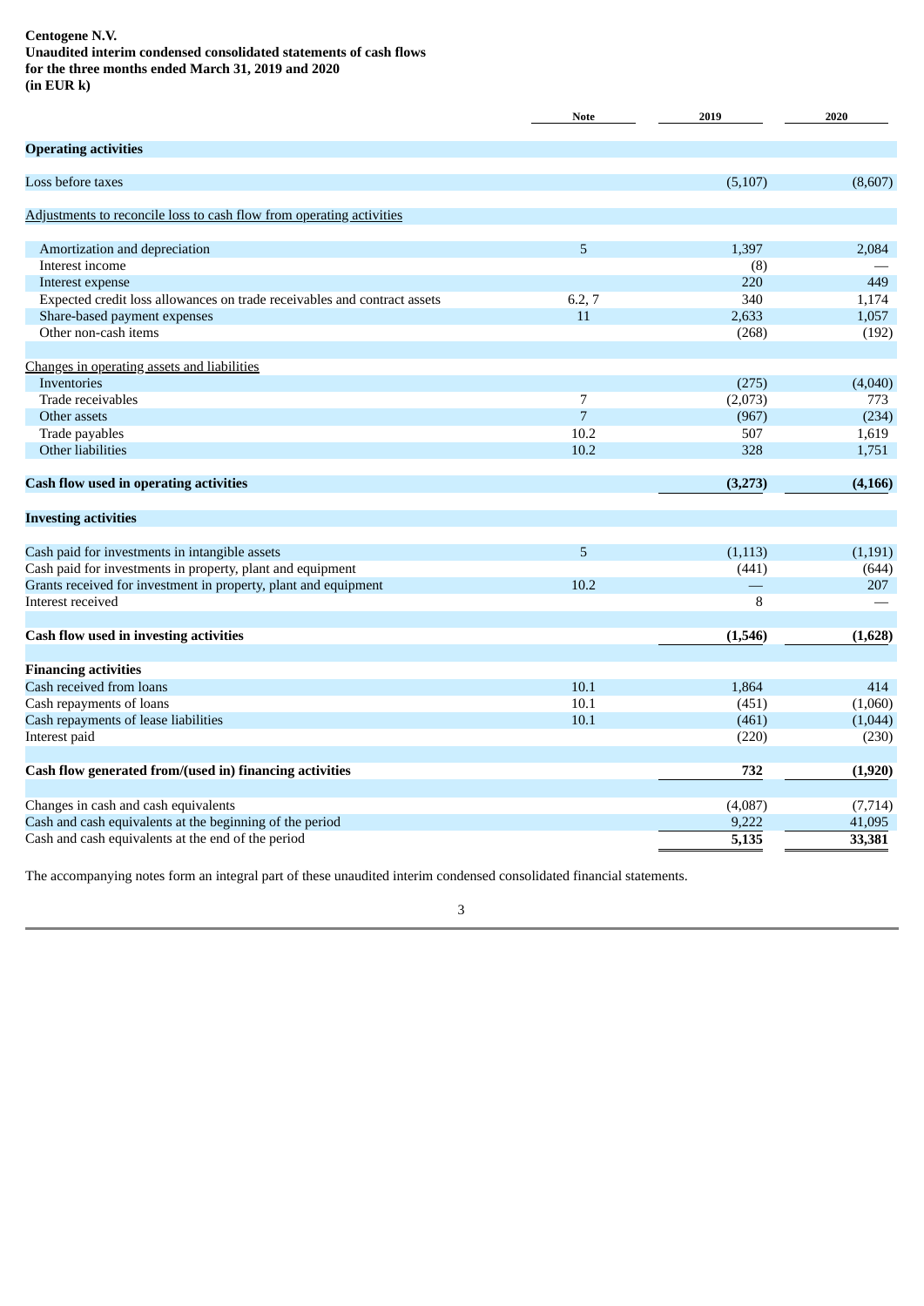**Centogene N.V.**
**Unaudited interim condensed consolidated statements of cash flows**
**for the three months ended March 31, 2019 and 2020**
**(in EUR k)**

| | Note | 2019 | 2020 |
|---|---|---|---|
| **Operating activities** | | | |
| Loss before taxes | | (5,107) | (8,607) |
| Adjustments to reconcile loss to cash flow from operating activities | | | |
| Amortization and depreciation | 5 | 1,397 | 2,084 |
| Interest income | | (8) | — |
| Interest expense | | 220 | 449 |
| Expected credit loss allowances on trade receivables and contract assets | 6.2, 7 | 340 | 1,174 |
| Share-based payment expenses | 11 | 2,633 | 1,057 |
| Other non-cash items | | (268) | (192) |
| Changes in operating assets and liabilities | | | |
| Inventories | | (275) | (4,040) |
| Trade receivables | 7 | (2,073) | 773 |
| Other assets | 7 | (967) | (234) |
| Trade payables | 10.2 | 507 | 1,619 |
| Other liabilities | 10.2 | 328 | 1,751 |
| **Cash flow used in operating activities** | | **(3,273)** | **(4,166)** |
| **Investing activities** | | | |
| Cash paid for investments in intangible assets | 5 | (1,113) | (1,191) |
| Cash paid for investments in property, plant and equipment | | (441) | (644) |
| Grants received for investment in property, plant and equipment | 10.2 | — | 207 |
| Interest received | | 8 | — |
| **Cash flow used in investing activities** | | **(1,546)** | **(1,628)** |
| **Financing activities** | | | |
| Cash received from loans | 10.1 | 1,864 | 414 |
| Cash repayments of loans | 10.1 | (451) | (1,060) |
| Cash repayments of lease liabilities | 10.1 | (461) | (1,044) |
| Interest paid | | (220) | (230) |
| **Cash flow generated from/(used in) financing activities** | | **732** | **(1,920)** |
| Changes in cash and cash equivalents | | (4,087) | (7,714) |
| Cash and cash equivalents at the beginning of the period | | 9,222 | 41,095 |
| Cash and cash equivalents at the end of the period | | **5,135** | **33,381** |

The accompanying notes form an integral part of these unaudited interim condensed consolidated financial statements.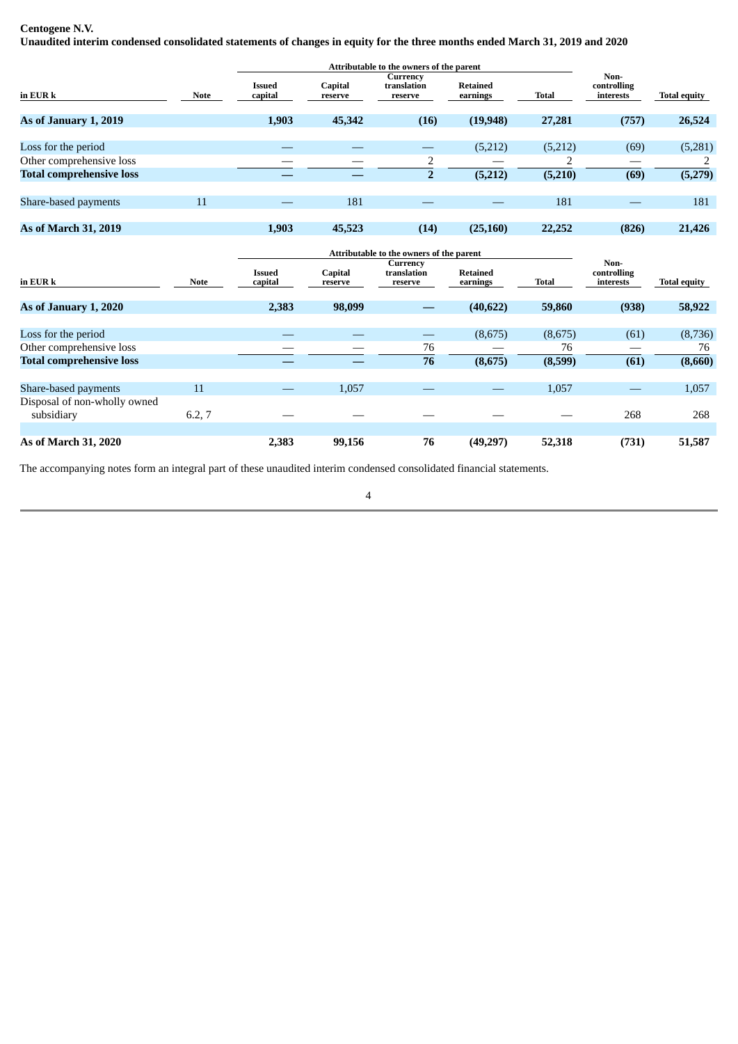**Centogene N.V.**

**Unaudited interim condensed consolidated statements of changes in equity for the three months ended March 31, 2019 and 2020**

| | | Attributable to the owners of the parent | | | | | | |
|---|---|---|---|---|---|---|---|---|
| in EUR k | Note | Issued capital | Capital reserve | Currency translation reserve | Retained earnings | Total | Non-controlling interests | Total equity |
| **As of January 1, 2019** | | **1,903** | **45,342** | **(16)** | **(19,948)** | **27,281** | **(757)** | **26,524** |
| Loss for the period | | — | — | — | (5,212) | (5,212) | (69) | (5,281) |
| Other comprehensive loss | | — | — | 2 | — | 2 | — | 2 |
| **Total comprehensive loss** | | **—** | **—** | **2** | **(5,212)** | **(5,210)** | **(69)** | **(5,279)** |
| Share-based payments | 11 | — | 181 | — | — | 181 | — | 181 |
| **As of March 31, 2019** | | **1,903** | **45,523** | **(14)** | **(25,160)** | **22,252** | **(826)** | **21,426** |

| | | Attributable to the owners of the parent | | | | | | |
|---|---|---|---|---|---|---|---|---|
| in EUR k | Note | Issued capital | Capital reserve | Currency translation reserve | Retained earnings | Total | Non-controlling interests | Total equity |
| **As of January 1, 2020** | | **2,383** | **98,099** | **—** | **(40,622)** | **59,860** | **(938)** | **58,922** |
| Loss for the period | | — | — | — | (8,675) | (8,675) | (61) | (8,736) |
| Other comprehensive loss | | — | — | 76 | — | 76 | — | 76 |
| **Total comprehensive loss** | | **—** | **—** | **76** | **(8,675)** | **(8,599)** | **(61)** | **(8,660)** |
| Share-based payments | 11 | — | 1,057 | — | — | 1,057 | — | 1,057 |
| Disposal of non-wholly owned subsidiary | 6.2, 7 | — | — | — | — | — | 268 | 268 |
| **As of March 31, 2020** | | **2,383** | **99,156** | **76** | **(49,297)** | **52,318** | **(731)** | **51,587** |

The accompanying notes form an integral part of these unaudited interim condensed consolidated financial statements.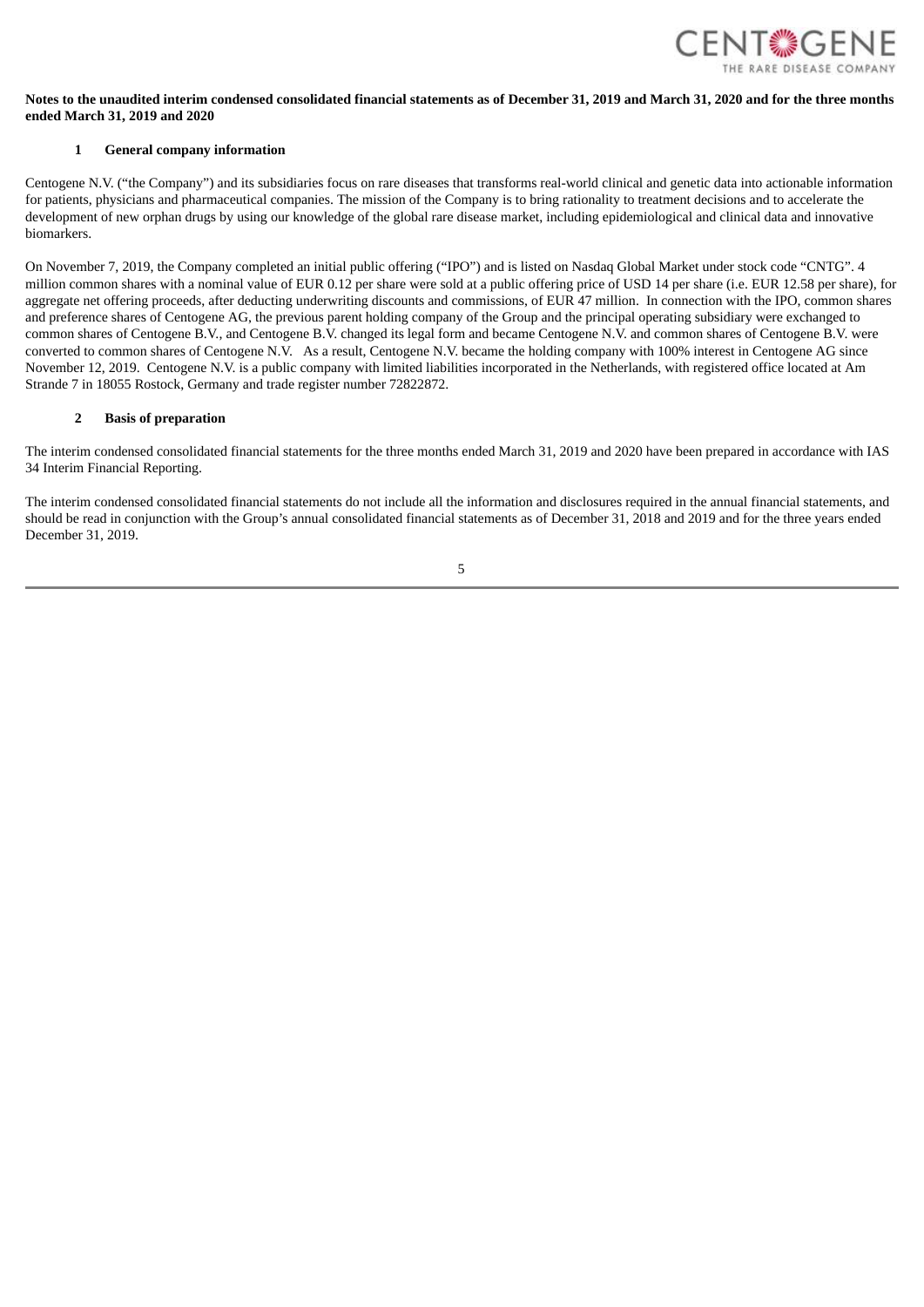**Notes to the unaudited interim condensed consolidated financial statements as of December 31, 2019 and March 31, 2020 and for the three months ended March 31, 2019 and 2020**

## 1 General company information

Centogene N.V. ("the Company") and its subsidiaries focus on rare diseases that transforms real-world clinical and genetic data into actionable information for patients, physicians and pharmaceutical companies. The mission of the Company is to bring rationality to treatment decisions and to accelerate the development of new orphan drugs by using our knowledge of the global rare disease market, including epidemiological and clinical data and innovative biomarkers.

On November 7, 2019, the Company completed an initial public offering ("IPO") and is listed on Nasdaq Global Market under stock code "CNTG". 4 million common shares with a nominal value of EUR 0.12 per share were sold at a public offering price of USD 14 per share (i.e. EUR 12.58 per share), for aggregate net offering proceeds, after deducting underwriting discounts and commissions, of EUR 47 million. In connection with the IPO, common shares and preference shares of Centogene AG, the previous parent holding company of the Group and the principal operating subsidiary were exchanged to common shares of Centogene B.V., and Centogene B.V. changed its legal form and became Centogene N.V. and common shares of Centogene B.V. were converted to common shares of Centogene N.V. As a result, Centogene N.V. became the holding company with 100% interest in Centogene AG since November 12, 2019. Centogene N.V. is a public company with limited liabilities incorporated in the Netherlands, with registered office located at Am Strande 7 in 18055 Rostock, Germany and trade register number 72822872.

## 2 Basis of preparation

The interim condensed consolidated financial statements for the three months ended March 31, 2019 and 2020 have been prepared in accordance with IAS 34 Interim Financial Reporting.

The interim condensed consolidated financial statements do not include all the information and disclosures required in the annual financial statements, and should be read in conjunction with the Group's annual consolidated financial statements as of December 31, 2018 and 2019 and for the three years ended December 31, 2019.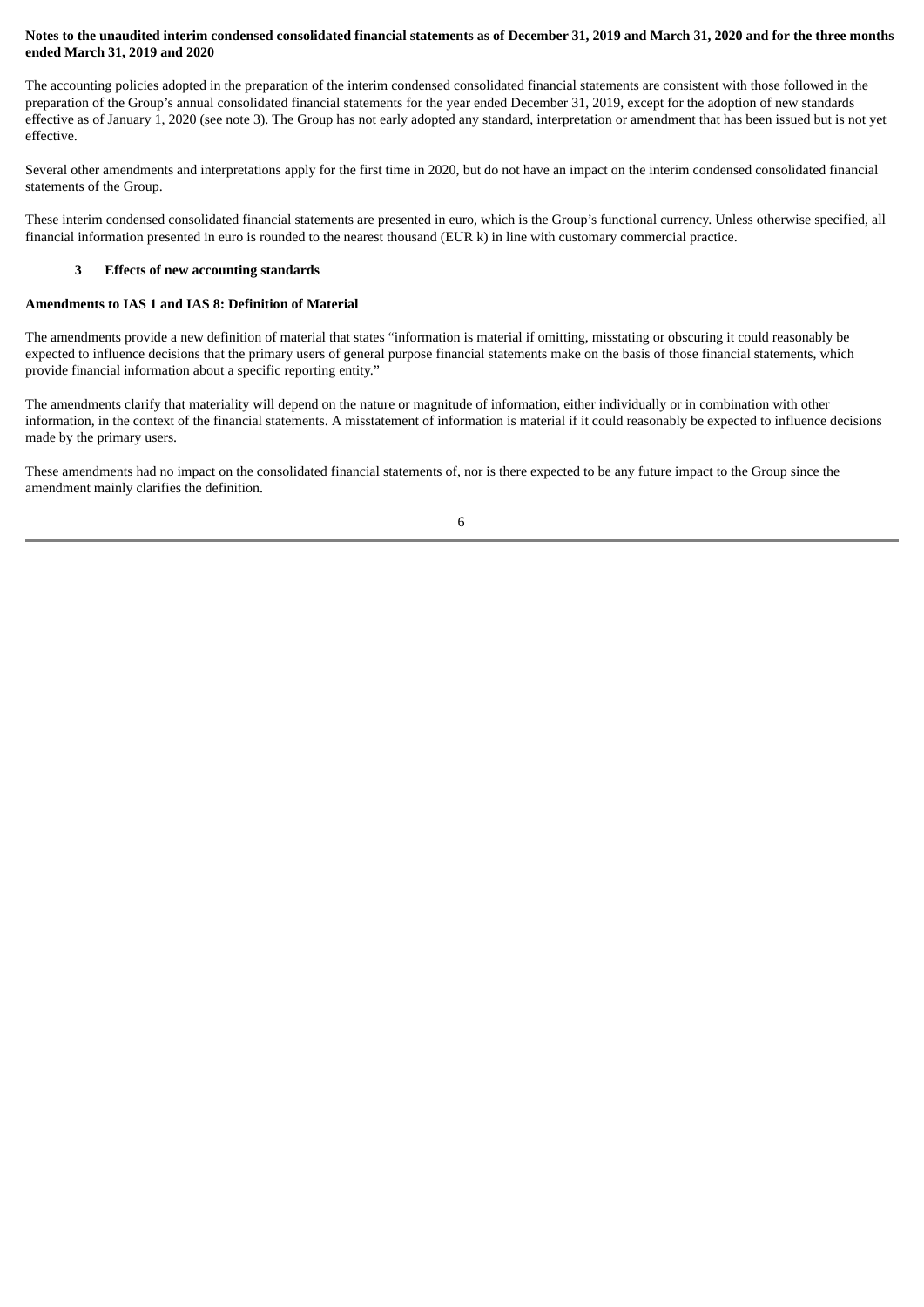**Notes to the unaudited interim condensed consolidated financial statements as of December 31, 2019 and March 31, 2020 and for the three months ended March 31, 2019 and 2020**

The accounting policies adopted in the preparation of the interim condensed consolidated financial statements are consistent with those followed in the preparation of the Group's annual consolidated financial statements for the year ended December 31, 2019, except for the adoption of new standards effective as of January 1, 2020 (see note 3). The Group has not early adopted any standard, interpretation or amendment that has been issued but is not yet effective.

Several other amendments and interpretations apply for the first time in 2020, but do not have an impact on the interim condensed consolidated financial statements of the Group.

These interim condensed consolidated financial statements are presented in euro, which is the Group's functional currency. Unless otherwise specified, all financial information presented in euro is rounded to the nearest thousand (EUR k) in line with customary commercial practice.

## 3 Effects of new accounting standards

**Amendments to IAS 1 and IAS 8: Definition of Material**

The amendments provide a new definition of material that states "information is material if omitting, misstating or obscuring it could reasonably be expected to influence decisions that the primary users of general purpose financial statements make on the basis of those financial statements, which provide financial information about a specific reporting entity."

The amendments clarify that materiality will depend on the nature or magnitude of information, either individually or in combination with other information, in the context of the financial statements. A misstatement of information is material if it could reasonably be expected to influence decisions made by the primary users.

These amendments had no impact on the consolidated financial statements of, nor is there expected to be any future impact to the Group since the amendment mainly clarifies the definition.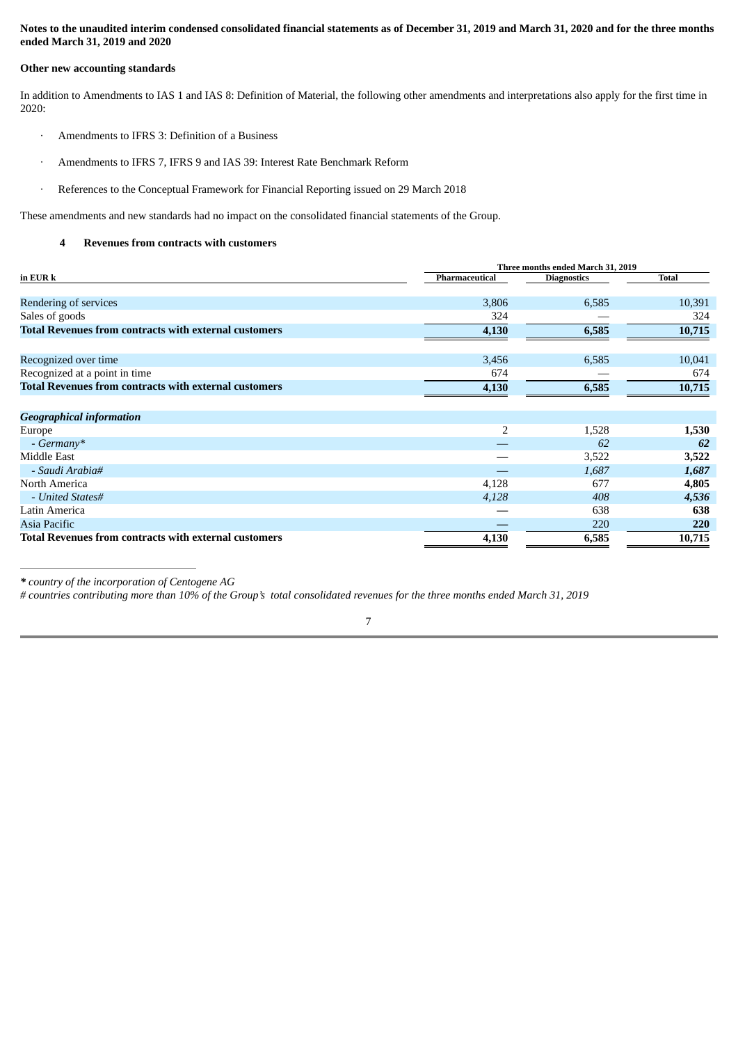**Notes to the unaudited interim condensed consolidated financial statements as of December 31, 2019 and March 31, 2020 and for the three months ended March 31, 2019 and 2020**

**Other new accounting standards**

In addition to Amendments to IAS 1 and IAS 8: Definition of Material, the following other amendments and interpretations also apply for the first time in 2020:

- Amendments to IFRS 3: Definition of a Business
- Amendments to IFRS 7, IFRS 9 and IAS 39: Interest Rate Benchmark Reform
- References to the Conceptual Framework for Financial Reporting issued on 29 March 2018

These amendments and new standards had no impact on the consolidated financial statements of the Group.

## 4 Revenues from contracts with customers

| | Three months ended March 31, 2019 | | |
|---|---|---|---|
| **in EUR k** | **Pharmaceutical** | **Diagnostics** | **Total** |
| Rendering of services | 3,806 | 6,585 | 10,391 |
| Sales of goods | 324 | — | 324 |
| **Total Revenues from contracts with external customers** | **4,130** | **6,585** | **10,715** |
| | | | |
| Recognized over time | 3,456 | 6,585 | 10,041 |
| Recognized at a point in time | 674 | — | 674 |
| **Total Revenues from contracts with external customers** | **4,130** | **6,585** | **10,715** |
| | | | |
| ***Geographical information*** | | | |
| Europe | 2 | 1,528 | **1,530** |
| *- Germany** | — | *62* | ***62*** |
| Middle East | — | 3,522 | **3,522** |
| *- Saudi Arabia#* | — | *1,687* | ***1,687*** |
| North America | 4,128 | 677 | **4,805** |
| *- United States#* | *4,128* | *408* | ***4,536*** |
| Latin America | — | 638 | **638** |
| Asia Pacific | — | 220 | **220** |
| **Total Revenues from contracts with external customers** | **4,130** | **6,585** | **10,715** |

*** country of the incorporation of Centogene AG*

*# countries contributing more than 10% of the Group's total consolidated revenues for the three months ended March 31, 2019*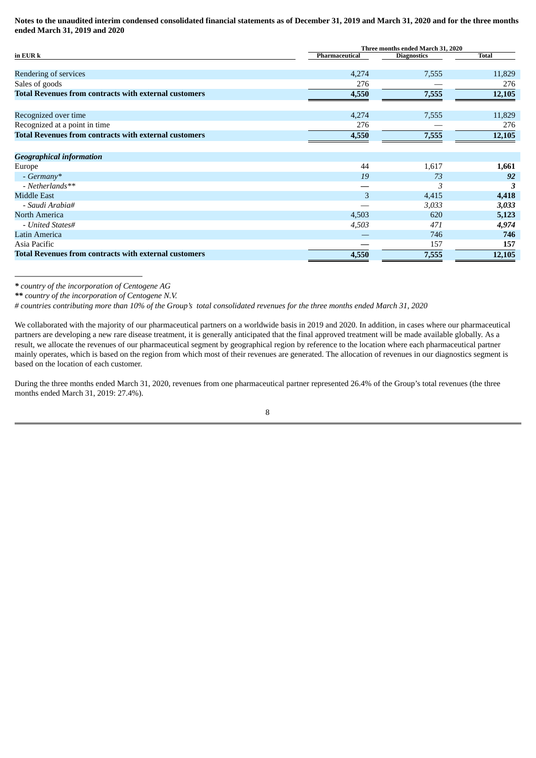**Notes to the unaudited interim condensed consolidated financial statements as of December 31, 2019 and March 31, 2020 and for the three months ended March 31, 2019 and 2020**

| in EUR k | Three months ended March 31, 2020 | | |
|---|---|---|---|
| | Pharmaceutical | Diagnostics | Total |
| Rendering of services | 4,274 | 7,555 | 11,829 |
| Sales of goods | 276 | — | 276 |
| **Total Revenues from contracts with external customers** | **4,550** | **7,555** | **12,105** |
| Recognized over time | 4,274 | 7,555 | 11,829 |
| Recognized at a point in time | 276 | — | 276 |
| **Total Revenues from contracts with external customers** | **4,550** | **7,555** | **12,105** |
| ***Geographical information*** | | | |
| Europe | 44 | 1,617 | **1,661** |
| *- Germany** | *19* | *73* | ***92*** |
| *- Netherlands*** | — | *3* | ***3*** |
| Middle East | 3 | 4,415 | **4,418** |
| *- Saudi Arabia#* | — | *3,033* | ***3,033*** |
| North America | 4,503 | 620 | **5,123** |
| *- United States#* | *4,503* | *471* | ***4,974*** |
| Latin America | — | 746 | **746** |
| Asia Pacific | — | 157 | **157** |
| **Total Revenues from contracts with external customers** | **4,550** | **7,555** | **12,105** |

*** country of the incorporation of Centogene AG*

***** country of the incorporation of Centogene N.V.*

*# countries contributing more than 10% of the Group's total consolidated revenues for the three months ended March 31, 2020*

We collaborated with the majority of our pharmaceutical partners on a worldwide basis in 2019 and 2020. In addition, in cases where our pharmaceutical partners are developing a new rare disease treatment, it is generally anticipated that the final approved treatment will be made available globally. As a result, we allocate the revenues of our pharmaceutical segment by geographical region by reference to the location where each pharmaceutical partner mainly operates, which is based on the region from which most of their revenues are generated. The allocation of revenues in our diagnostics segment is based on the location of each customer.

During the three months ended March 31, 2020, revenues from one pharmaceutical partner represented 26.4% of the Group's total revenues (the three months ended March 31, 2019: 27.4%).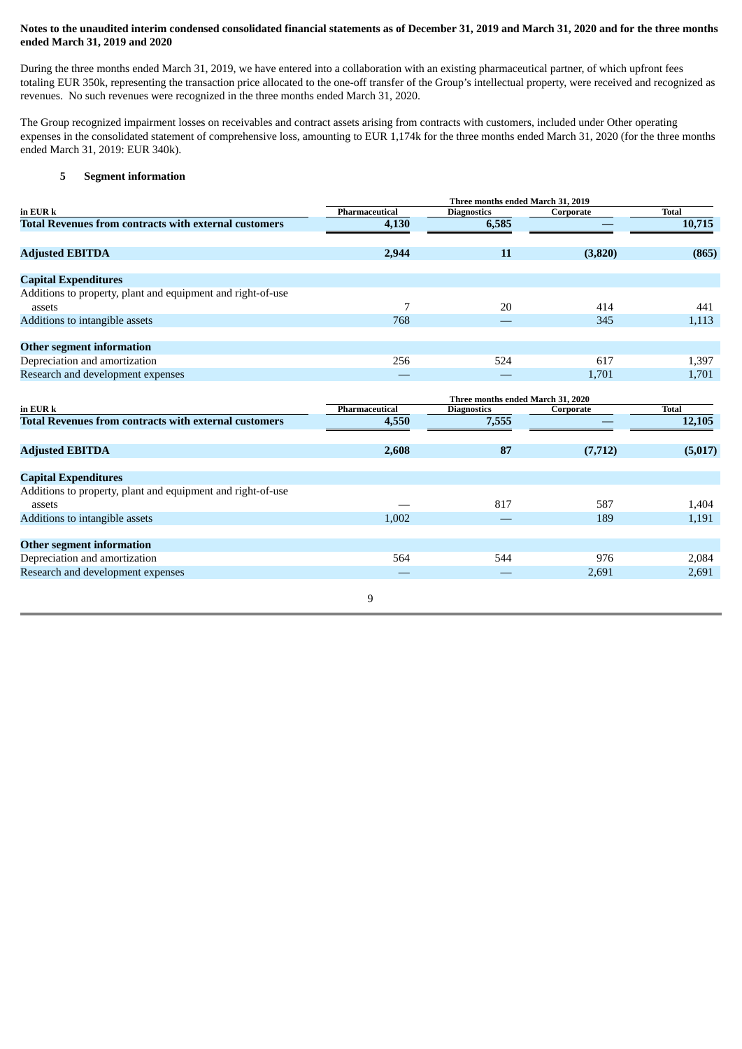**Notes to the unaudited interim condensed consolidated financial statements as of December 31, 2019 and March 31, 2020 and for the three months ended March 31, 2019 and 2020**

During the three months ended March 31, 2019, we have entered into a collaboration with an existing pharmaceutical partner, of which upfront fees totaling EUR 350k, representing the transaction price allocated to the one-off transfer of the Group's intellectual property, were received and recognized as revenues. No such revenues were recognized in the three months ended March 31, 2020.

The Group recognized impairment losses on receivables and contract assets arising from contracts with customers, included under Other operating expenses in the consolidated statement of comprehensive loss, amounting to EUR 1,174k for the three months ended March 31, 2020 (for the three months ended March 31, 2019: EUR 340k).

## 5 Segment information

| | Three months ended March 31, 2019 | | | |
|---|---|---|---|---|
| **in EUR k** | **Pharmaceutical** | **Diagnostics** | **Corporate** | **Total** |
| **Total Revenues from contracts with external customers** | **4,130** | **6,585** | **—** | **10,715** |
| **Adjusted EBITDA** | **2,944** | **11** | **(3,820)** | **(865)** |
| **Capital Expenditures** | | | | |
| Additions to property, plant and equipment and right-of-use assets | 7 | 20 | 414 | 441 |
| Additions to intangible assets | 768 | — | 345 | 1,113 |
| **Other segment information** | | | | |
| Depreciation and amortization | 256 | 524 | 617 | 1,397 |
| Research and development expenses | — | — | 1,701 | 1,701 |

| | Three months ended March 31, 2020 | | | |
|---|---|---|---|---|
| **in EUR k** | **Pharmaceutical** | **Diagnostics** | **Corporate** | **Total** |
| **Total Revenues from contracts with external customers** | **4,550** | **7,555** | **—** | **12,105** |
| **Adjusted EBITDA** | **2,608** | **87** | **(7,712)** | **(5,017)** |
| **Capital Expenditures** | | | | |
| Additions to property, plant and equipment and right-of-use assets | — | 817 | 587 | 1,404 |
| Additions to intangible assets | 1,002 | — | 189 | 1,191 |
| **Other segment information** | | | | |
| Depreciation and amortization | 564 | 544 | 976 | 2,084 |
| Research and development expenses | — | — | 2,691 | 2,691 |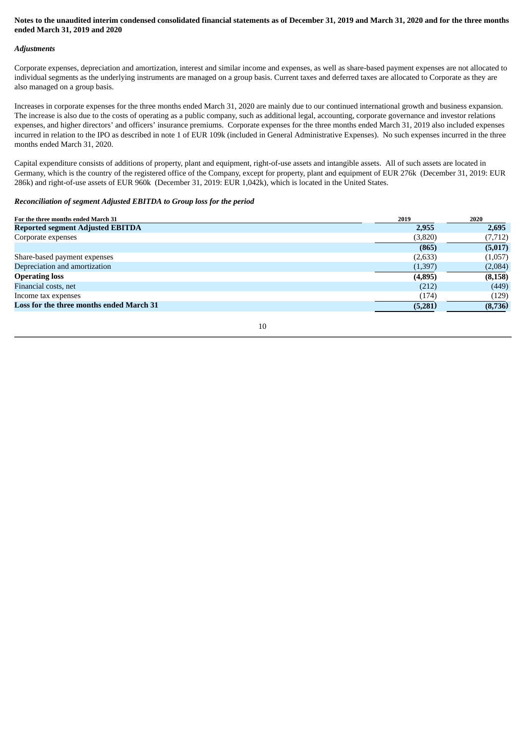**Notes to the unaudited interim condensed consolidated financial statements as of December 31, 2019 and March 31, 2020 and for the three months ended March 31, 2019 and 2020**

*Adjustments*

Corporate expenses, depreciation and amortization, interest and similar income and expenses, as well as share-based payment expenses are not allocated to individual segments as the underlying instruments are managed on a group basis. Current taxes and deferred taxes are allocated to Corporate as they are also managed on a group basis.

Increases in corporate expenses for the three months ended March 31, 2020 are mainly due to our continued international growth and business expansion. The increase is also due to the costs of operating as a public company, such as additional legal, accounting, corporate governance and investor relations expenses, and higher directors' and officers' insurance premiums. Corporate expenses for the three months ended March 31, 2019 also included expenses incurred in relation to the IPO as described in note 1 of EUR 109k (included in General Administrative Expenses). No such expenses incurred in the three months ended March 31, 2020.

Capital expenditure consists of additions of property, plant and equipment, right-of-use assets and intangible assets. All of such assets are located in Germany, which is the country of the registered office of the Company, except for property, plant and equipment of EUR 276k (December 31, 2019: EUR 286k) and right-of-use assets of EUR 960k (December 31, 2019: EUR 1,042k), which is located in the United States.

***Reconciliation of segment Adjusted EBITDA to Group loss for the period***

| For the three months ended March 31 | 2019 | 2020 |
|---|---|---|
| **Reported segment Adjusted EBITDA** | **2,955** | **2,695** |
| Corporate expenses | (3,820) | (7,712) |
| | **(865)** | **(5,017)** |
| Share-based payment expenses | (2,633) | (1,057) |
| Depreciation and amortization | (1,397) | (2,084) |
| **Operating loss** | **(4,895)** | **(8,158)** |
| Financial costs, net | (212) | (449) |
| Income tax expenses | (174) | (129) |
| **Loss for the three months ended March 31** | **(5,281)** | **(8,736)** |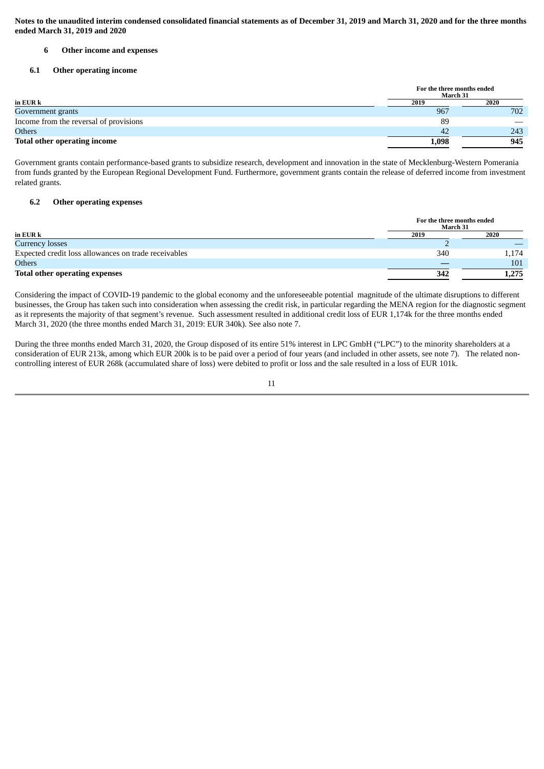**Notes to the unaudited interim condensed consolidated financial statements as of December 31, 2019 and March 31, 2020 and for the three months ended March 31, 2019 and 2020**

## 6 Other income and expenses

### 6.1 Other operating income

| in EUR k | For the three months ended March 31 | |
|---|---|---|
| | 2019 | 2020 |
| Government grants | 967 | 702 |
| Income from the reversal of provisions | 89 | — |
| Others | 42 | 243 |
| **Total other operating income** | **1,098** | **945** |

Government grants contain performance-based grants to subsidize research, development and innovation in the state of Mecklenburg-Western Pomerania from funds granted by the European Regional Development Fund. Furthermore, government grants contain the release of deferred income from investment related grants.

### 6.2 Other operating expenses

| in EUR k | For the three months ended March 31 | |
|---|---|---|
| | 2019 | 2020 |
| Currency losses | 2 | — |
| Expected credit loss allowances on trade receivables | 340 | 1,174 |
| Others | — | 101 |
| **Total other operating expenses** | **342** | **1,275** |

Considering the impact of COVID-19 pandemic to the global economy and the unforeseeable potential magnitude of the ultimate disruptions to different businesses, the Group has taken such into consideration when assessing the credit risk, in particular regarding the MENA region for the diagnostic segment as it represents the majority of that segment's revenue. Such assessment resulted in additional credit loss of EUR 1,174k for the three months ended March 31, 2020 (the three months ended March 31, 2019: EUR 340k). See also note 7.

During the three months ended March 31, 2020, the Group disposed of its entire 51% interest in LPC GmbH ("LPC") to the minority shareholders at a consideration of EUR 213k, among which EUR 200k is to be paid over a period of four years (and included in other assets, see note 7). The related non-controlling interest of EUR 268k (accumulated share of loss) were debited to profit or loss and the sale resulted in a loss of EUR 101k.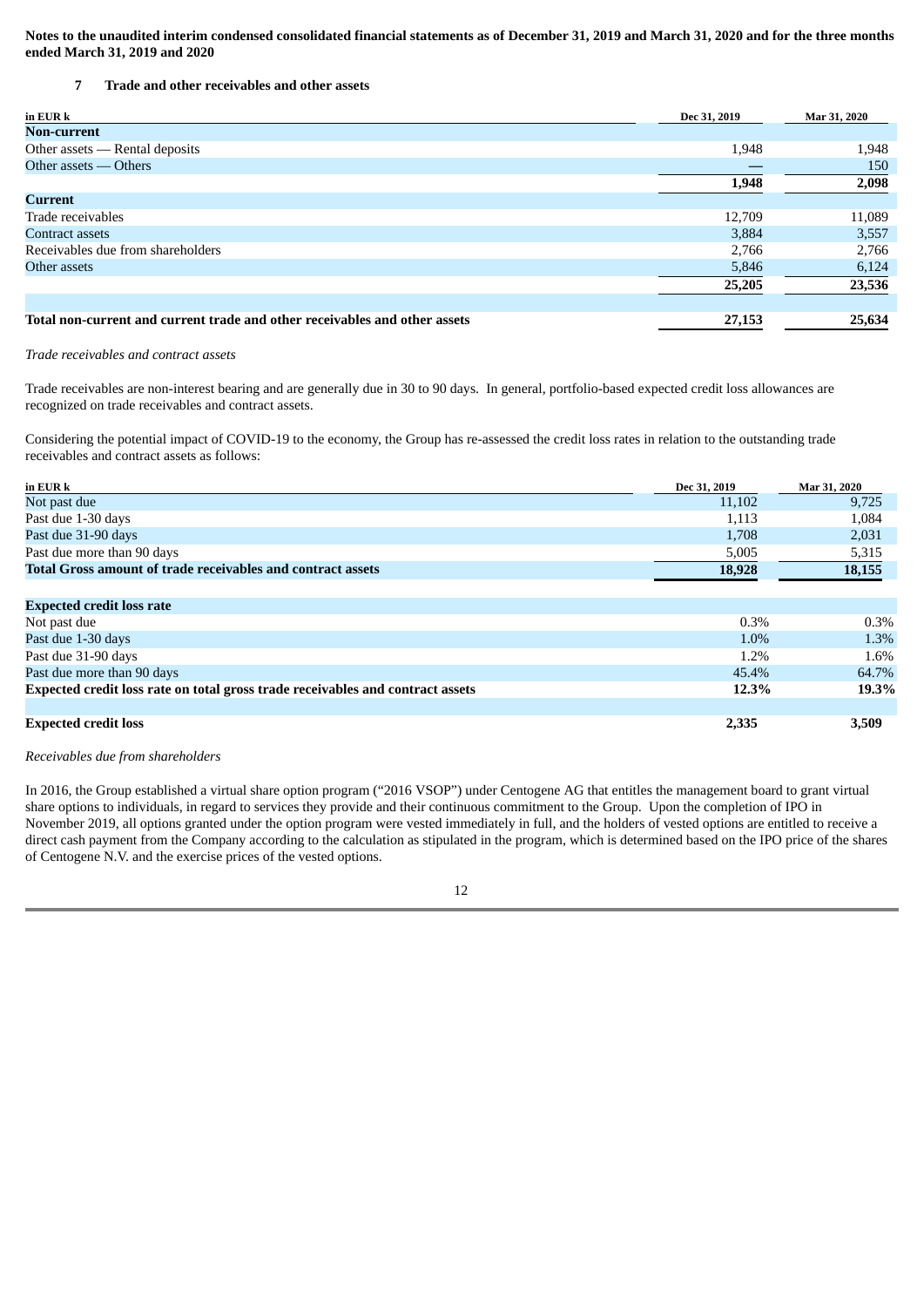**Notes to the unaudited interim condensed consolidated financial statements as of December 31, 2019 and March 31, 2020 and for the three months ended March 31, 2019 and 2020**

## 7 Trade and other receivables and other assets

| in EUR k | Dec 31, 2019 | Mar 31, 2020 |
|---|---|---|
| **Non-current** | | |
| Other assets — Rental deposits | 1,948 | 1,948 |
| Other assets — Others | — | 150 |
| | **1,948** | **2,098** |
| **Current** | | |
| Trade receivables | 12,709 | 11,089 |
| Contract assets | 3,884 | 3,557 |
| Receivables due from shareholders | 2,766 | 2,766 |
| Other assets | 5,846 | 6,124 |
| | **25,205** | **23,536** |
| | | |
| **Total non-current and current trade and other receivables and other assets** | **27,153** | **25,634** |

*Trade receivables and contract assets*

Trade receivables are non-interest bearing and are generally due in 30 to 90 days. In general, portfolio-based expected credit loss allowances are recognized on trade receivables and contract assets.

Considering the potential impact of COVID-19 to the economy, the Group has re-assessed the credit loss rates in relation to the outstanding trade receivables and contract assets as follows:

| in EUR k | Dec 31, 2019 | Mar 31, 2020 |
|---|---|---|
| Not past due | 11,102 | 9,725 |
| Past due 1-30 days | 1,113 | 1,084 |
| Past due 31-90 days | 1,708 | 2,031 |
| Past due more than 90 days | 5,005 | 5,315 |
| **Total Gross amount of trade receivables and contract assets** | **18,928** | **18,155** |
| | | |
| **Expected credit loss rate** | | |
| Not past due | 0.3% | 0.3% |
| Past due 1-30 days | 1.0% | 1.3% |
| Past due 31-90 days | 1.2% | 1.6% |
| Past due more than 90 days | 45.4% | 64.7% |
| **Expected credit loss rate on total gross trade receivables and contract assets** | **12.3%** | **19.3%** |
| | | |
| **Expected credit loss** | **2,335** | **3,509** |

*Receivables due from shareholders*

In 2016, the Group established a virtual share option program ("2016 VSOP") under Centogene AG that entitles the management board to grant virtual share options to individuals, in regard to services they provide and their continuous commitment to the Group. Upon the completion of IPO in November 2019, all options granted under the option program were vested immediately in full, and the holders of vested options are entitled to receive a direct cash payment from the Company according to the calculation as stipulated in the program, which is determined based on the IPO price of the shares of Centogene N.V. and the exercise prices of the vested options.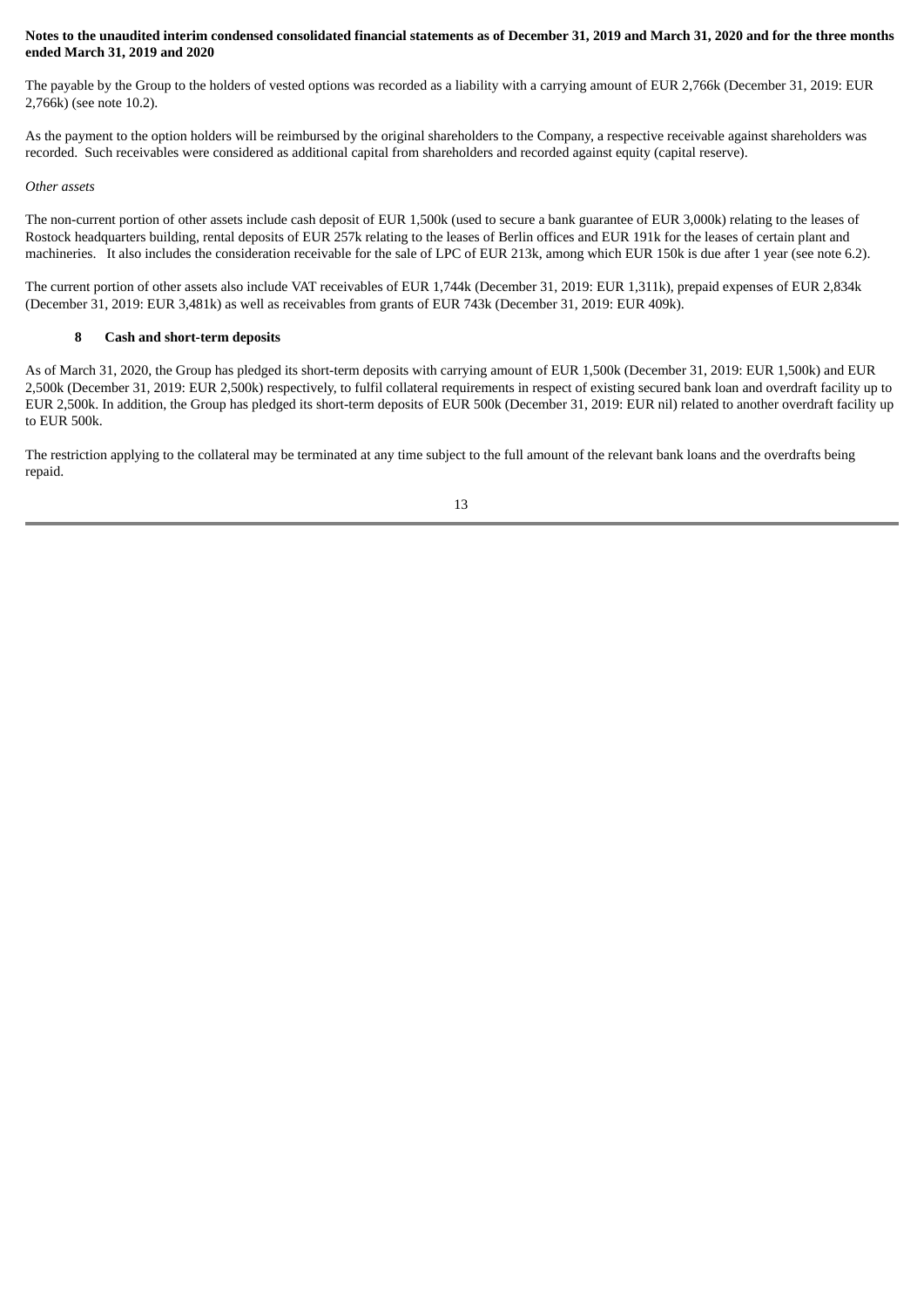**Notes to the unaudited interim condensed consolidated financial statements as of December 31, 2019 and March 31, 2020 and for the three months ended March 31, 2019 and 2020**

The payable by the Group to the holders of vested options was recorded as a liability with a carrying amount of EUR 2,766k (December 31, 2019: EUR 2,766k) (see note 10.2).

As the payment to the option holders will be reimbursed by the original shareholders to the Company, a respective receivable against shareholders was recorded. Such receivables were considered as additional capital from shareholders and recorded against equity (capital reserve).

*Other assets*

The non-current portion of other assets include cash deposit of EUR 1,500k (used to secure a bank guarantee of EUR 3,000k) relating to the leases of Rostock headquarters building, rental deposits of EUR 257k relating to the leases of Berlin offices and EUR 191k for the leases of certain plant and machineries. It also includes the consideration receivable for the sale of LPC of EUR 213k, among which EUR 150k is due after 1 year (see note 6.2).

The current portion of other assets also include VAT receivables of EUR 1,744k (December 31, 2019: EUR 1,311k), prepaid expenses of EUR 2,834k (December 31, 2019: EUR 3,481k) as well as receivables from grants of EUR 743k (December 31, 2019: EUR 409k).

## 8 Cash and short-term deposits

As of March 31, 2020, the Group has pledged its short-term deposits with carrying amount of EUR 1,500k (December 31, 2019: EUR 1,500k) and EUR 2,500k (December 31, 2019: EUR 2,500k) respectively, to fulfil collateral requirements in respect of existing secured bank loan and overdraft facility up to EUR 2,500k. In addition, the Group has pledged its short-term deposits of EUR 500k (December 31, 2019: EUR nil) related to another overdraft facility up to EUR 500k.

The restriction applying to the collateral may be terminated at any time subject to the full amount of the relevant bank loans and the overdrafts being repaid.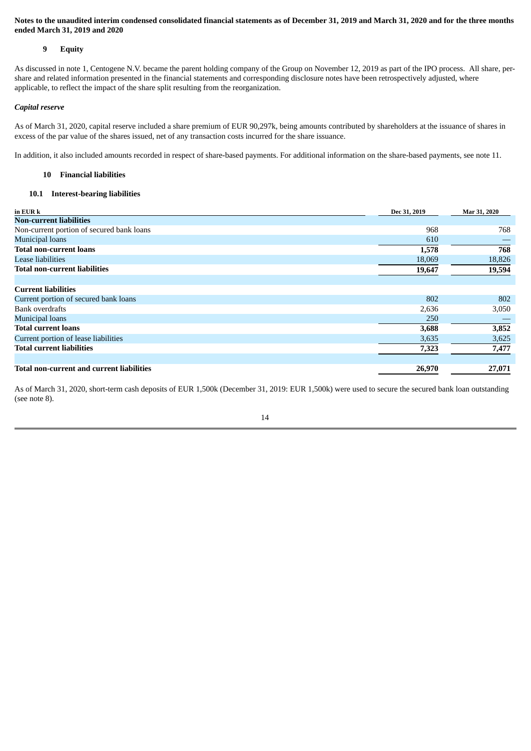**Notes to the unaudited interim condensed consolidated financial statements as of December 31, 2019 and March 31, 2020 and for the three months ended March 31, 2019 and 2020**

## 9 Equity

As discussed in note 1, Centogene N.V. became the parent holding company of the Group on November 12, 2019 as part of the IPO process. All share, per-share and related information presented in the financial statements and corresponding disclosure notes have been retrospectively adjusted, where applicable, to reflect the impact of the share split resulting from the reorganization.

*Capital reserve*

As of March 31, 2020, capital reserve included a share premium of EUR 90,297k, being amounts contributed by shareholders at the issuance of shares in excess of the par value of the shares issued, net of any transaction costs incurred for the share issuance.

In addition, it also included amounts recorded in respect of share-based payments. For additional information on the share-based payments, see note 11.

## 10 Financial liabilities

### 10.1 Interest-bearing liabilities

| in EUR k | Dec 31, 2019 | Mar 31, 2020 |
|---|---|---|
| **Non-current liabilities** | | |
| Non-current portion of secured bank loans | 968 | 768 |
| Municipal loans | 610 | — |
| **Total non-current loans** | **1,578** | **768** |
| Lease liabilities | 18,069 | 18,826 |
| **Total non-current liabilities** | **19,647** | **19,594** |
| | | |
| **Current liabilities** | | |
| Current portion of secured bank loans | 802 | 802 |
| Bank overdrafts | 2,636 | 3,050 |
| Municipal loans | 250 | — |
| **Total current loans** | **3,688** | **3,852** |
| Current portion of lease liabilities | 3,635 | 3,625 |
| **Total current liabilities** | **7,323** | **7,477** |
| | | |
| **Total non-current and current liabilities** | **26,970** | **27,071** |

As of March 31, 2020, short-term cash deposits of EUR 1,500k (December 31, 2019: EUR 1,500k) were used to secure the secured bank loan outstanding (see note 8).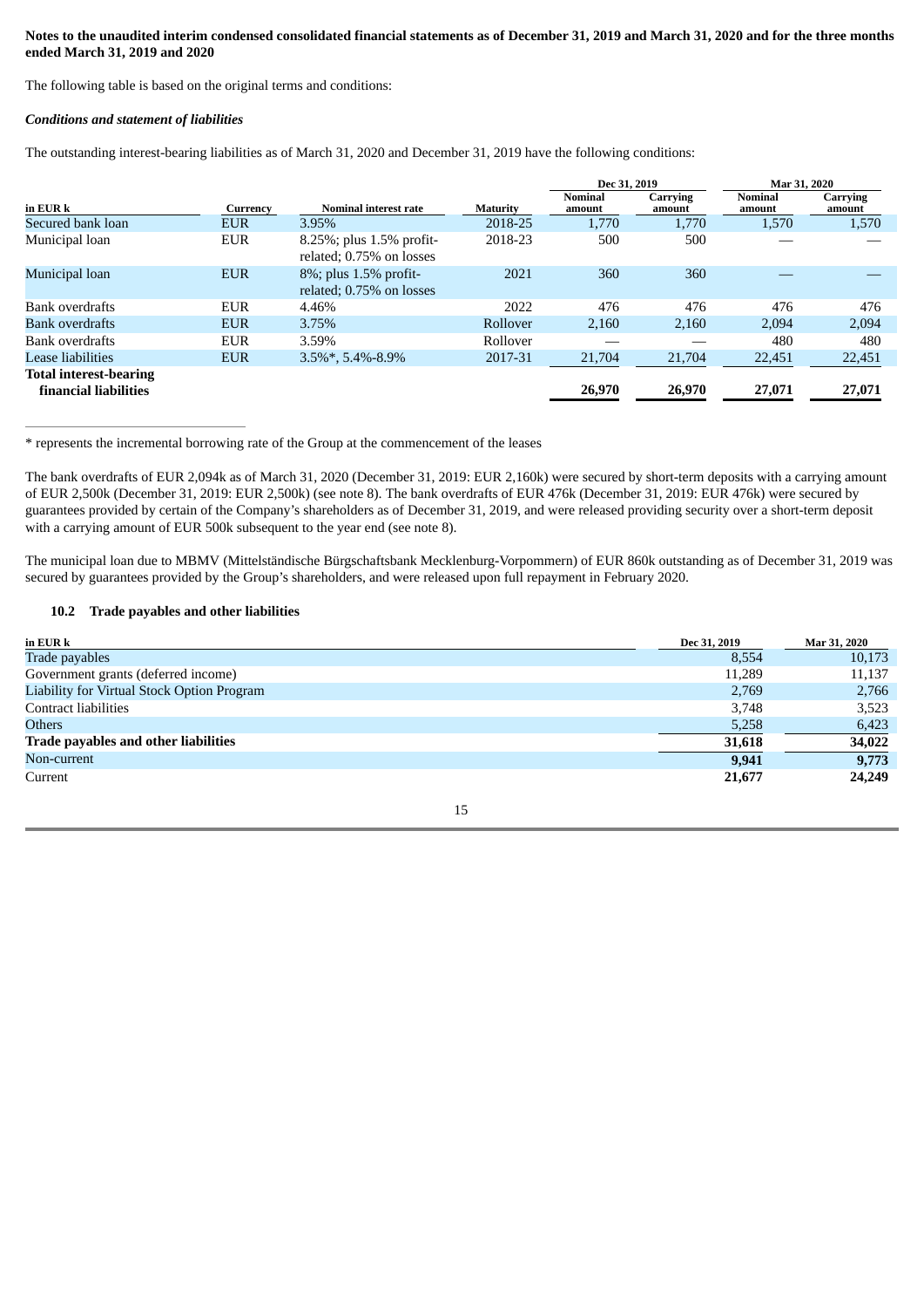**Notes to the unaudited interim condensed consolidated financial statements as of December 31, 2019 and March 31, 2020 and for the three months ended March 31, 2019 and 2020**

The following table is based on the original terms and conditions:

***Conditions and statement of liabilities***

The outstanding interest-bearing liabilities as of March 31, 2020 and December 31, 2019 have the following conditions:

| in EUR k | Currency | Nominal interest rate | Maturity | Dec 31, 2019 Nominal amount | Dec 31, 2019 Carrying amount | Mar 31, 2020 Nominal amount | Mar 31, 2020 Carrying amount |
|---|---|---|---|---|---|---|---|
| Secured bank loan | EUR | 3.95% | 2018-25 | 1,770 | 1,770 | 1,570 | 1,570 |
| Municipal loan | EUR | 8.25%; plus 1.5% profit-related; 0.75% on losses | 2018-23 | 500 | 500 | — | — |
| Municipal loan | EUR | 8%; plus 1.5% profit-related; 0.75% on losses | 2021 | 360 | 360 | — | — |
| Bank overdrafts | EUR | 4.46% | 2022 | 476 | 476 | 476 | 476 |
| Bank overdrafts | EUR | 3.75% | Rollover | 2,160 | 2,160 | 2,094 | 2,094 |
| Bank overdrafts | EUR | 3.59% | Rollover | — | — | 480 | 480 |
| Lease liabilities | EUR | 3.5%*, 5.4%-8.9% | 2017-31 | 21,704 | 21,704 | 22,451 | 22,451 |
| **Total interest-bearing financial liabilities** | | | | **26,970** | **26,970** | **27,071** | **27,071** |

\* represents the incremental borrowing rate of the Group at the commencement of the leases

The bank overdrafts of EUR 2,094k as of March 31, 2020 (December 31, 2019: EUR 2,160k) were secured by short-term deposits with a carrying amount of EUR 2,500k (December 31, 2019: EUR 2,500k) (see note 8). The bank overdrafts of EUR 476k (December 31, 2019: EUR 476k) were secured by guarantees provided by certain of the Company's shareholders as of December 31, 2019, and were released providing security over a short-term deposit with a carrying amount of EUR 500k subsequent to the year end (see note 8).

The municipal loan due to MBMV (Mittelständische Bürgschaftsbank Mecklenburg-Vorpommern) of EUR 860k outstanding as of December 31, 2019 was secured by guarantees provided by the Group's shareholders, and were released upon full repayment in February 2020.

### 10.2 Trade payables and other liabilities

| in EUR k | Dec 31, 2019 | Mar 31, 2020 |
|---|---|---|
| Trade payables | 8,554 | 10,173 |
| Government grants (deferred income) | 11,289 | 11,137 |
| Liability for Virtual Stock Option Program | 2,769 | 2,766 |
| Contract liabilities | 3,748 | 3,523 |
| Others | 5,258 | 6,423 |
| **Trade payables and other liabilities** | **31,618** | **34,022** |
| Non-current | **9,941** | **9,773** |
| Current | **21,677** | **24,249** |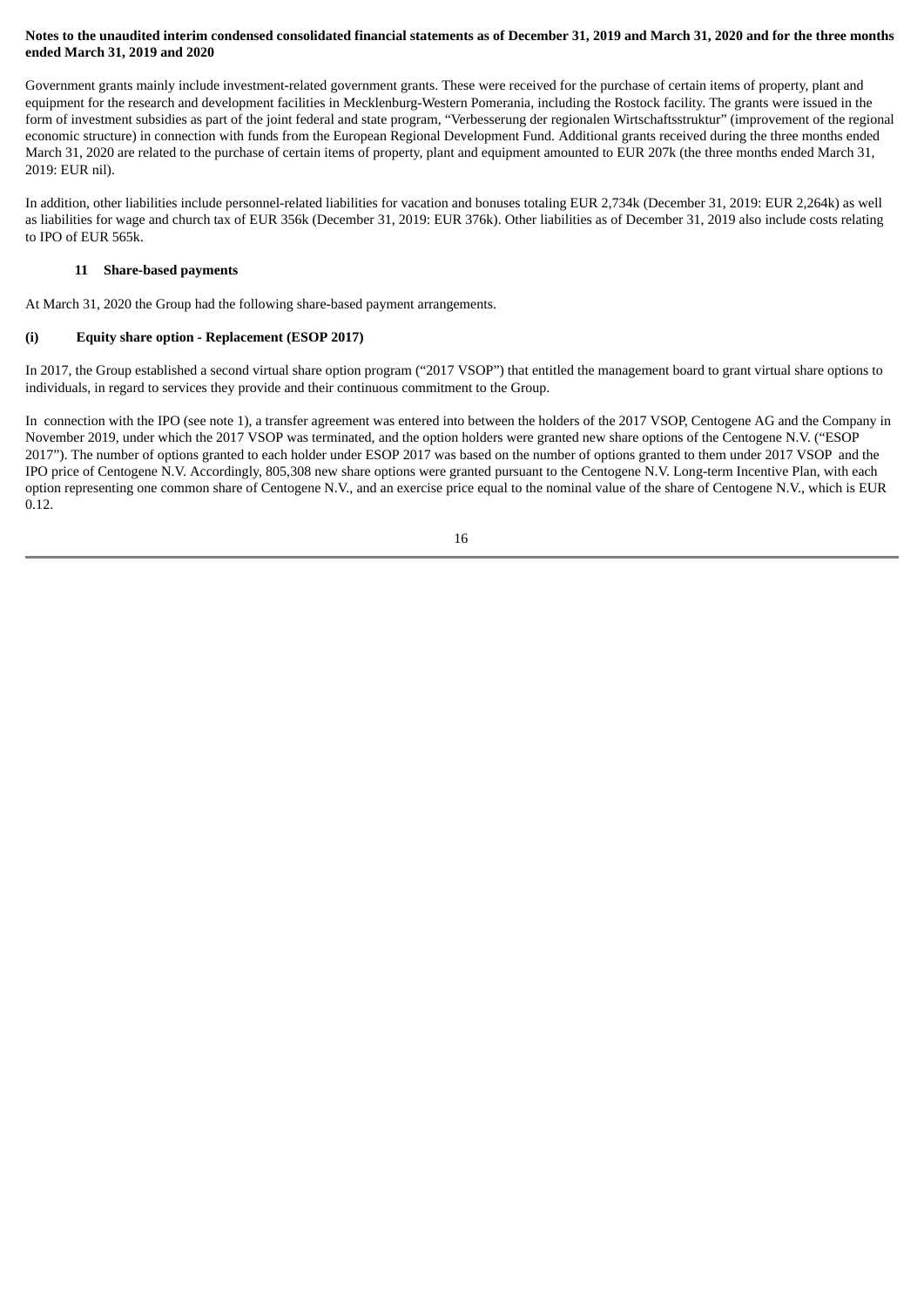**Notes to the unaudited interim condensed consolidated financial statements as of December 31, 2019 and March 31, 2020 and for the three months ended March 31, 2019 and 2020**

Government grants mainly include investment-related government grants. These were received for the purchase of certain items of property, plant and equipment for the research and development facilities in Mecklenburg-Western Pomerania, including the Rostock facility. The grants were issued in the form of investment subsidies as part of the joint federal and state program, "Verbesserung der regionalen Wirtschaftsstruktur" (improvement of the regional economic structure) in connection with funds from the European Regional Development Fund. Additional grants received during the three months ended March 31, 2020 are related to the purchase of certain items of property, plant and equipment amounted to EUR 207k (the three months ended March 31, 2019: EUR nil).

In addition, other liabilities include personnel-related liabilities for vacation and bonuses totaling EUR 2,734k (December 31, 2019: EUR 2,264k) as well as liabilities for wage and church tax of EUR 356k (December 31, 2019: EUR 376k). Other liabilities as of December 31, 2019 also include costs relating to IPO of EUR 565k.

## 11 Share-based payments

At March 31, 2020 the Group had the following share-based payment arrangements.

### (i) Equity share option - Replacement (ESOP 2017)

In 2017, the Group established a second virtual share option program ("2017 VSOP") that entitled the management board to grant virtual share options to individuals, in regard to services they provide and their continuous commitment to the Group.

In connection with the IPO (see note 1), a transfer agreement was entered into between the holders of the 2017 VSOP, Centogene AG and the Company in November 2019, under which the 2017 VSOP was terminated, and the option holders were granted new share options of the Centogene N.V. ("ESOP 2017"). The number of options granted to each holder under ESOP 2017 was based on the number of options granted to them under 2017 VSOP and the IPO price of Centogene N.V. Accordingly, 805,308 new share options were granted pursuant to the Centogene N.V. Long-term Incentive Plan, with each option representing one common share of Centogene N.V., and an exercise price equal to the nominal value of the share of Centogene N.V., which is EUR 0.12.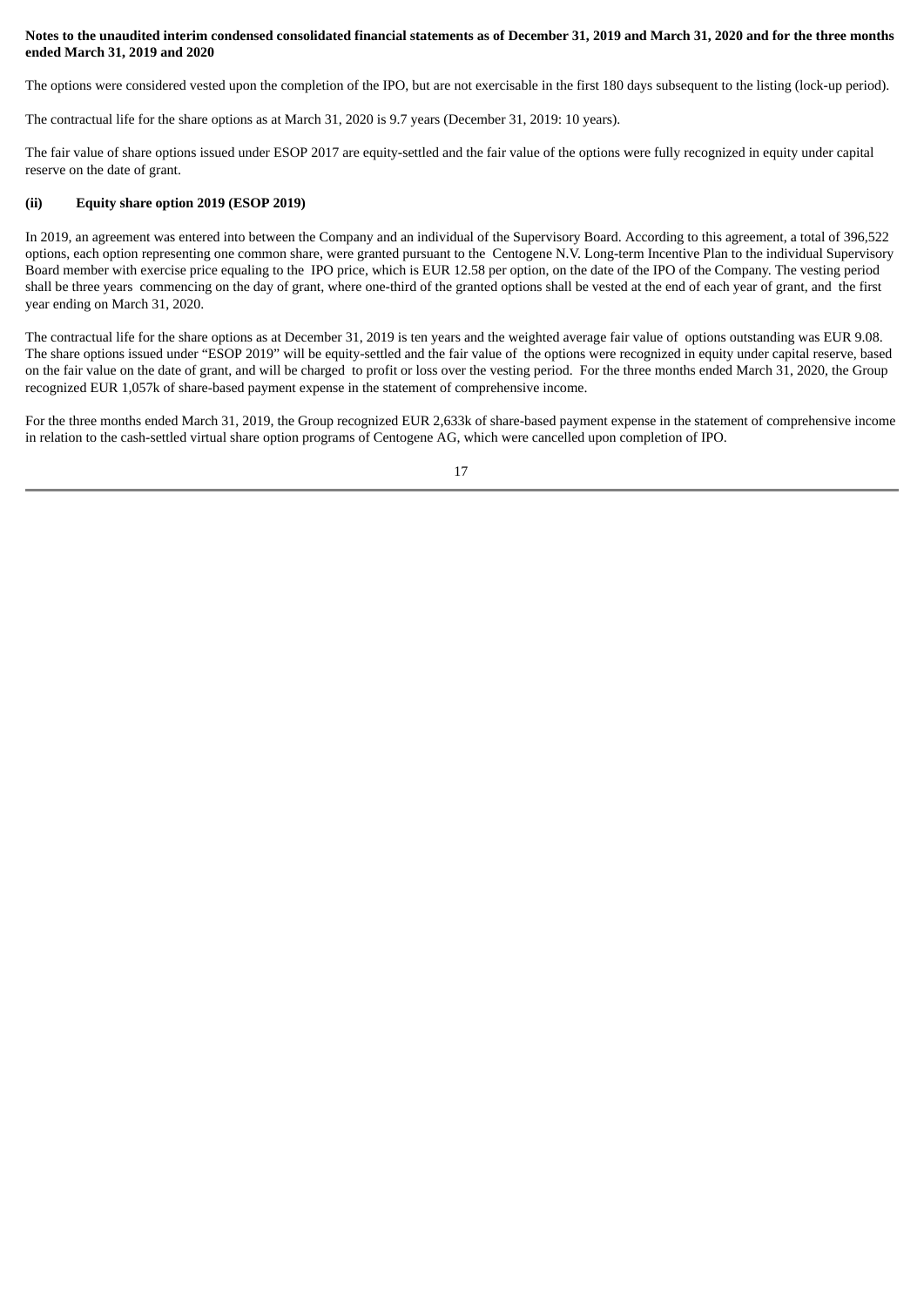The options were considered vested upon the completion of the IPO, but are not exercisable in the first 180 days subsequent to the listing (lock-up period).

The contractual life for the share options as at March 31, 2020 is 9.7 years (December 31, 2019: 10 years).

The fair value of share options issued under ESOP 2017 are equity-settled and the fair value of the options were fully recognized in equity under capital reserve on the date of grant.

#### (ii) Equity share option 2019 (ESOP 2019)

In 2019, an agreement was entered into between the Company and an individual of the Supervisory Board. According to this agreement, a total of 396,522 options, each option representing one common share, were granted pursuant to the Centogene N.V. Long-term Incentive Plan to the individual Supervisory Board member with exercise price equaling to the IPO price, which is EUR 12.58 per option, on the date of the IPO of the Company. The vesting period shall be three years commencing on the day of grant, where one-third of the granted options shall be vested at the end of each year of grant, and the first year ending on March 31, 2020.

The contractual life for the share options as at December 31, 2019 is ten years and the weighted average fair value of options outstanding was EUR 9.08. The share options issued under "ESOP 2019" will be equity-settled and the fair value of the options were recognized in equity under capital reserve, based on the fair value on the date of grant, and will be charged to profit or loss over the vesting period. For the three months ended March 31, 2020, the Group recognized EUR 1,057k of share-based payment expense in the statement of comprehensive income.

For the three months ended March 31, 2019, the Group recognized EUR 2,633k of share-based payment expense in the statement of comprehensive income in relation to the cash-settled virtual share option programs of Centogene AG, which were cancelled upon completion of IPO.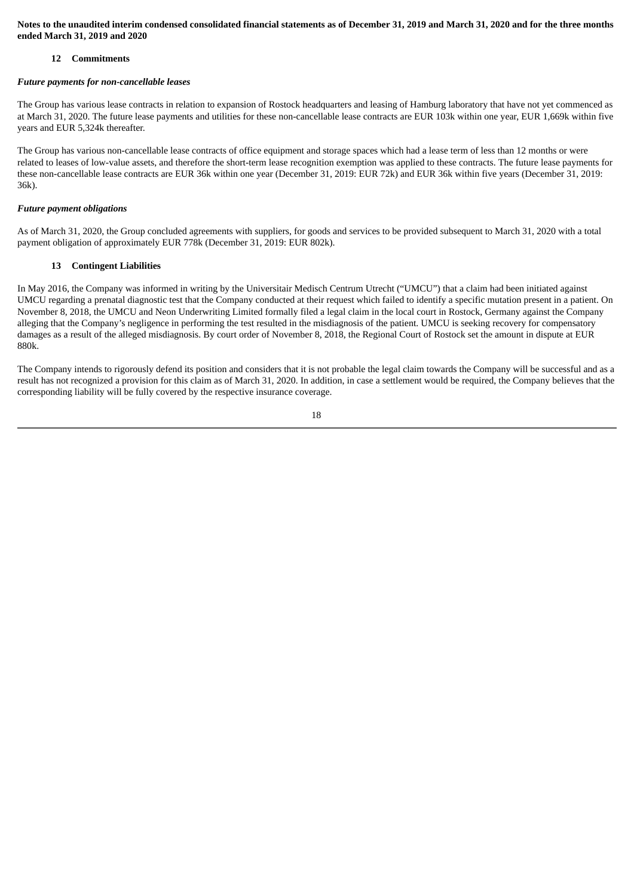**Notes to the unaudited interim condensed consolidated financial statements as of December 31, 2019 and March 31, 2020 and for the three months ended March 31, 2019 and 2020**

## 12 Commitments

***Future payments for non-cancellable leases***

The Group has various lease contracts in relation to expansion of Rostock headquarters and leasing of Hamburg laboratory that have not yet commenced as at March 31, 2020. The future lease payments and utilities for these non-cancellable lease contracts are EUR 103k within one year, EUR 1,669k within five years and EUR 5,324k thereafter.

The Group has various non-cancellable lease contracts of office equipment and storage spaces which had a lease term of less than 12 months or were related to leases of low-value assets, and therefore the short-term lease recognition exemption was applied to these contracts. The future lease payments for these non-cancellable lease contracts are EUR 36k within one year (December 31, 2019: EUR 72k) and EUR 36k within five years (December 31, 2019: 36k).

***Future payment obligations***

As of March 31, 2020, the Group concluded agreements with suppliers, for goods and services to be provided subsequent to March 31, 2020 with a total payment obligation of approximately EUR 778k (December 31, 2019: EUR 802k).

## 13 Contingent Liabilities

In May 2016, the Company was informed in writing by the Universitair Medisch Centrum Utrecht ("UMCU") that a claim had been initiated against UMCU regarding a prenatal diagnostic test that the Company conducted at their request which failed to identify a specific mutation present in a patient. On November 8, 2018, the UMCU and Neon Underwriting Limited formally filed a legal claim in the local court in Rostock, Germany against the Company alleging that the Company's negligence in performing the test resulted in the misdiagnosis of the patient. UMCU is seeking recovery for compensatory damages as a result of the alleged misdiagnosis. By court order of November 8, 2018, the Regional Court of Rostock set the amount in dispute at EUR 880k.

The Company intends to rigorously defend its position and considers that it is not probable the legal claim towards the Company will be successful and as a result has not recognized a provision for this claim as of March 31, 2020. In addition, in case a settlement would be required, the Company believes that the corresponding liability will be fully covered by the respective insurance coverage.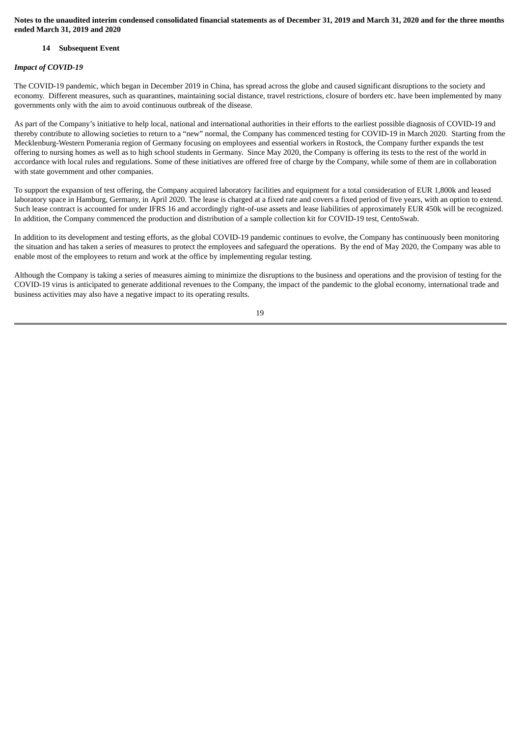**Notes to the unaudited interim condensed consolidated financial statements as of December 31, 2019 and March 31, 2020 and for the three months ended March 31, 2019 and 2020**

## 14 Subsequent Event

### *Impact of COVID-19*

The COVID-19 pandemic, which began in December 2019 in China, has spread across the globe and caused significant disruptions to the society and economy. Different measures, such as quarantines, maintaining social distance, travel restrictions, closure of borders etc. have been implemented by many governments only with the aim to avoid continuous outbreak of the disease.

As part of the Company's initiative to help local, national and international authorities in their efforts to the earliest possible diagnosis of COVID-19 and thereby contribute to allowing societies to return to a "new" normal, the Company has commenced testing for COVID-19 in March 2020. Starting from the Mecklenburg-Western Pomerania region of Germany focusing on employees and essential workers in Rostock, the Company further expands the test offering to nursing homes as well as to high school students in Germany. Since May 2020, the Company is offering its tests to the rest of the world in accordance with local rules and regulations. Some of these initiatives are offered free of charge by the Company, while some of them are in collaboration with state government and other companies.

To support the expansion of test offering, the Company acquired laboratory facilities and equipment for a total consideration of EUR 1,800k and leased laboratory space in Hamburg, Germany, in April 2020. The lease is charged at a fixed rate and covers a fixed period of five years, with an option to extend. Such lease contract is accounted for under IFRS 16 and accordingly right-of-use assets and lease liabilities of approximately EUR 450k will be recognized. In addition, the Company commenced the production and distribution of a sample collection kit for COVID-19 test, CentoSwab.

In addition to its development and testing efforts, as the global COVID-19 pandemic continues to evolve, the Company has continuously been monitoring the situation and has taken a series of measures to protect the employees and safeguard the operations. By the end of May 2020, the Company was able to enable most of the employees to return and work at the office by implementing regular testing.

Although the Company is taking a series of measures aiming to minimize the disruptions to the business and operations and the provision of testing for the COVID-19 virus is anticipated to generate additional revenues to the Company, the impact of the pandemic to the global economy, international trade and business activities may also have a negative impact to its operating results.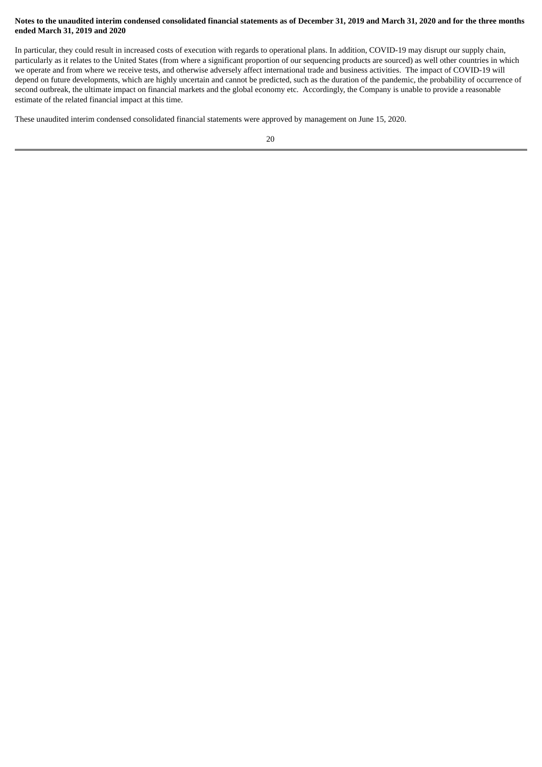**Notes to the unaudited interim condensed consolidated financial statements as of December 31, 2019 and March 31, 2020 and for the three months ended March 31, 2019 and 2020**

In particular, they could result in increased costs of execution with regards to operational plans. In addition, COVID-19 may disrupt our supply chain, particularly as it relates to the United States (from where a significant proportion of our sequencing products are sourced) as well other countries in which we operate and from where we receive tests, and otherwise adversely affect international trade and business activities. The impact of COVID-19 will depend on future developments, which are highly uncertain and cannot be predicted, such as the duration of the pandemic, the probability of occurrence of second outbreak, the ultimate impact on financial markets and the global economy etc. Accordingly, the Company is unable to provide a reasonable estimate of the related financial impact at this time.

These unaudited interim condensed consolidated financial statements were approved by management on June 15, 2020.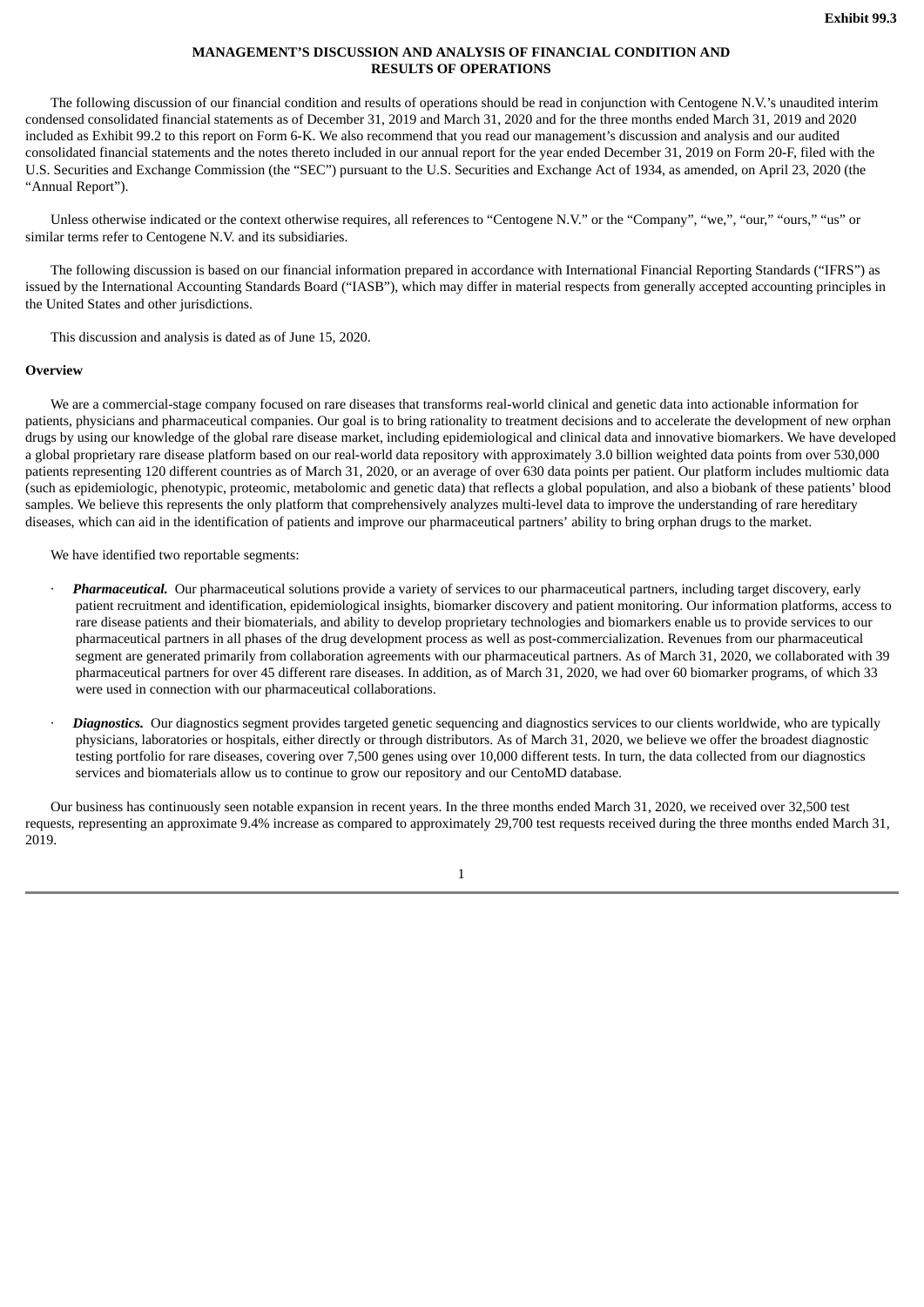Exhibit 99.3

# MANAGEMENT'S DISCUSSION AND ANALYSIS OF FINANCIAL CONDITION AND RESULTS OF OPERATIONS

The following discussion of our financial condition and results of operations should be read in conjunction with Centogene N.V.'s unaudited interim condensed consolidated financial statements as of December 31, 2019 and March 31, 2020 and for the three months ended March 31, 2019 and 2020 included as Exhibit 99.2 to this report on Form 6-K. We also recommend that you read our management's discussion and analysis and our audited consolidated financial statements and the notes thereto included in our annual report for the year ended December 31, 2019 on Form 20-F, filed with the U.S. Securities and Exchange Commission (the "SEC") pursuant to the U.S. Securities and Exchange Act of 1934, as amended, on April 23, 2020 (the "Annual Report").

Unless otherwise indicated or the context otherwise requires, all references to "Centogene N.V." or the "Company", "we,", "our," "ours," "us" or similar terms refer to Centogene N.V. and its subsidiaries.

The following discussion is based on our financial information prepared in accordance with International Financial Reporting Standards ("IFRS") as issued by the International Accounting Standards Board ("IASB"), which may differ in material respects from generally accepted accounting principles in the United States and other jurisdictions.

This discussion and analysis is dated as of June 15, 2020.

## Overview

We are a commercial-stage company focused on rare diseases that transforms real-world clinical and genetic data into actionable information for patients, physicians and pharmaceutical companies. Our goal is to bring rationality to treatment decisions and to accelerate the development of new orphan drugs by using our knowledge of the global rare disease market, including epidemiological and clinical data and innovative biomarkers. We have developed a global proprietary rare disease platform based on our real-world data repository with approximately 3.0 billion weighted data points from over 530,000 patients representing 120 different countries as of March 31, 2020, or an average of over 630 data points per patient. Our platform includes multiomic data (such as epidemiologic, phenotypic, proteomic, metabolomic and genetic data) that reflects a global population, and also a biobank of these patients' blood samples. We believe this represents the only platform that comprehensively analyzes multi-level data to improve the understanding of rare hereditary diseases, which can aid in the identification of patients and improve our pharmaceutical partners' ability to bring orphan drugs to the market.

We have identified two reportable segments:

- ***Pharmaceutical.*** Our pharmaceutical solutions provide a variety of services to our pharmaceutical partners, including target discovery, early patient recruitment and identification, epidemiological insights, biomarker discovery and patient monitoring. Our information platforms, access to rare disease patients and their biomaterials, and ability to develop proprietary technologies and biomarkers enable us to provide services to our pharmaceutical partners in all phases of the drug development process as well as post-commercialization. Revenues from our pharmaceutical segment are generated primarily from collaboration agreements with our pharmaceutical partners. As of March 31, 2020, we collaborated with 39 pharmaceutical partners for over 45 different rare diseases. In addition, as of March 31, 2020, we had over 60 biomarker programs, of which 33 were used in connection with our pharmaceutical collaborations.

- ***Diagnostics.*** Our diagnostics segment provides targeted genetic sequencing and diagnostics services to our clients worldwide, who are typically physicians, laboratories or hospitals, either directly or through distributors. As of March 31, 2020, we believe we offer the broadest diagnostic testing portfolio for rare diseases, covering over 7,500 genes using over 10,000 different tests. In turn, the data collected from our diagnostics services and biomaterials allow us to continue to grow our repository and our CentoMD database.

Our business has continuously seen notable expansion in recent years. In the three months ended March 31, 2020, we received over 32,500 test requests, representing an approximate 9.4% increase as compared to approximately 29,700 test requests received during the three months ended March 31, 2019.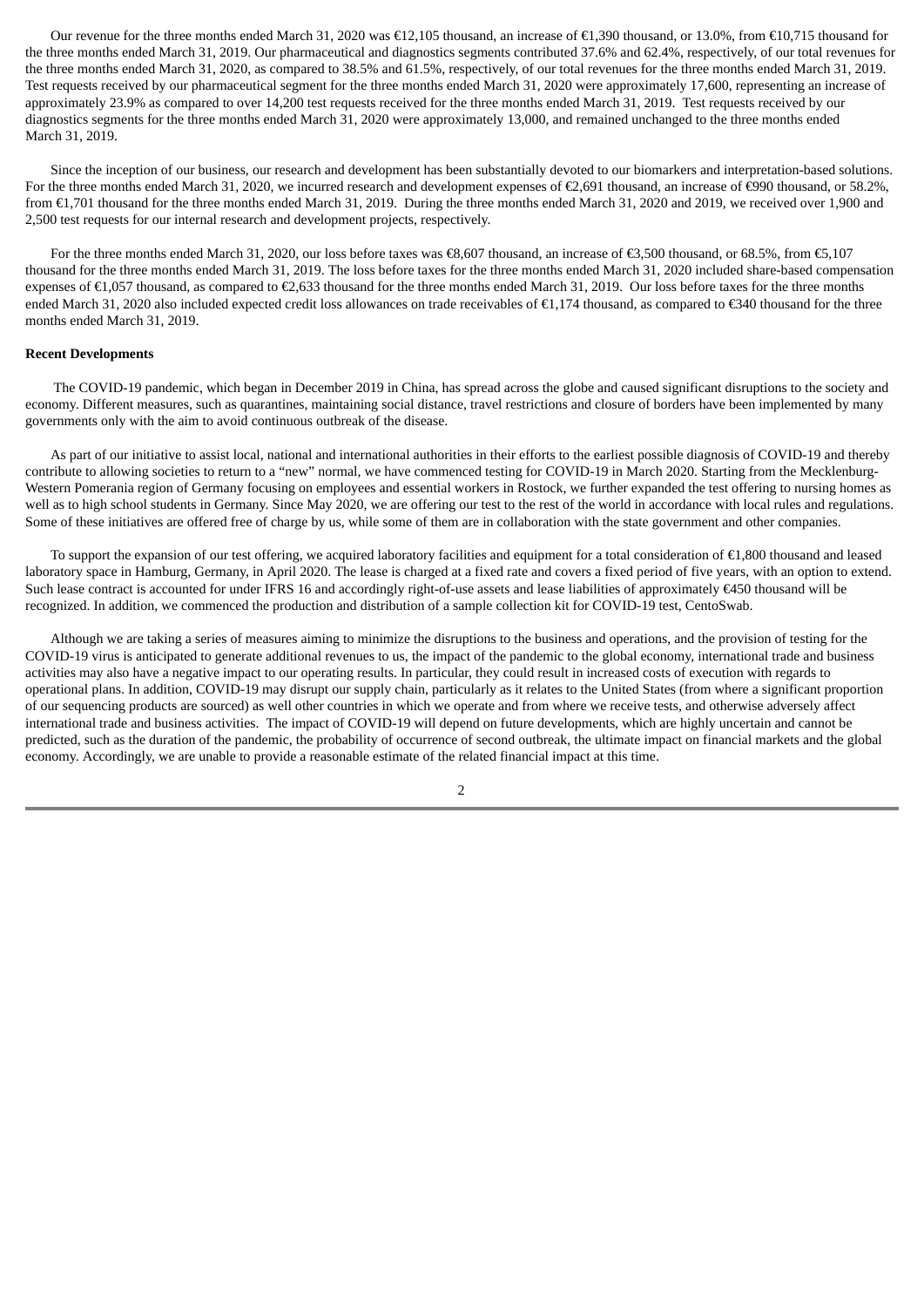Our revenue for the three months ended March 31, 2020 was €12,105 thousand, an increase of €1,390 thousand, or 13.0%, from €10,715 thousand for the three months ended March 31, 2019. Our pharmaceutical and diagnostics segments contributed 37.6% and 62.4%, respectively, of our total revenues for the three months ended March 31, 2020, as compared to 38.5% and 61.5%, respectively, of our total revenues for the three months ended March 31, 2019. Test requests received by our pharmaceutical segment for the three months ended March 31, 2020 were approximately 17,600, representing an increase of approximately 23.9% as compared to over 14,200 test requests received for the three months ended March 31, 2019. Test requests received by our diagnostics segments for the three months ended March 31, 2020 were approximately 13,000, and remained unchanged to the three months ended March 31, 2019.

Since the inception of our business, our research and development has been substantially devoted to our biomarkers and interpretation-based solutions. For the three months ended March 31, 2020, we incurred research and development expenses of €2,691 thousand, an increase of €990 thousand, or 58.2%, from €1,701 thousand for the three months ended March 31, 2019. During the three months ended March 31, 2020 and 2019, we received over 1,900 and 2,500 test requests for our internal research and development projects, respectively.

For the three months ended March 31, 2020, our loss before taxes was €8,607 thousand, an increase of €3,500 thousand, or 68.5%, from €5,107 thousand for the three months ended March 31, 2019. The loss before taxes for the three months ended March 31, 2020 included share-based compensation expenses of €1,057 thousand, as compared to €2,633 thousand for the three months ended March 31, 2019. Our loss before taxes for the three months ended March 31, 2020 also included expected credit loss allowances on trade receivables of €1,174 thousand, as compared to €340 thousand for the three months ended March 31, 2019.

**Recent Developments**

The COVID-19 pandemic, which began in December 2019 in China, has spread across the globe and caused significant disruptions to the society and economy. Different measures, such as quarantines, maintaining social distance, travel restrictions and closure of borders have been implemented by many governments only with the aim to avoid continuous outbreak of the disease.

As part of our initiative to assist local, national and international authorities in their efforts to the earliest possible diagnosis of COVID-19 and thereby contribute to allowing societies to return to a "new" normal, we have commenced testing for COVID-19 in March 2020. Starting from the Mecklenburg-Western Pomerania region of Germany focusing on employees and essential workers in Rostock, we further expanded the test offering to nursing homes as well as to high school students in Germany. Since May 2020, we are offering our test to the rest of the world in accordance with local rules and regulations. Some of these initiatives are offered free of charge by us, while some of them are in collaboration with the state government and other companies.

To support the expansion of our test offering, we acquired laboratory facilities and equipment for a total consideration of €1,800 thousand and leased laboratory space in Hamburg, Germany, in April 2020. The lease is charged at a fixed rate and covers a fixed period of five years, with an option to extend. Such lease contract is accounted for under IFRS 16 and accordingly right-of-use assets and lease liabilities of approximately €450 thousand will be recognized. In addition, we commenced the production and distribution of a sample collection kit for COVID-19 test, CentoSwab.

Although we are taking a series of measures aiming to minimize the disruptions to the business and operations, and the provision of testing for the COVID-19 virus is anticipated to generate additional revenues to us, the impact of the pandemic to the global economy, international trade and business activities may also have a negative impact to our operating results. In particular, they could result in increased costs of execution with regards to operational plans. In addition, COVID-19 may disrupt our supply chain, particularly as it relates to the United States (from where a significant proportion of our sequencing products are sourced) as well other countries in which we operate and from where we receive tests, and otherwise adversely affect international trade and business activities. The impact of COVID-19 will depend on future developments, which are highly uncertain and cannot be predicted, such as the duration of the pandemic, the probability of occurrence of second outbreak, the ultimate impact on financial markets and the global economy. Accordingly, we are unable to provide a reasonable estimate of the related financial impact at this time.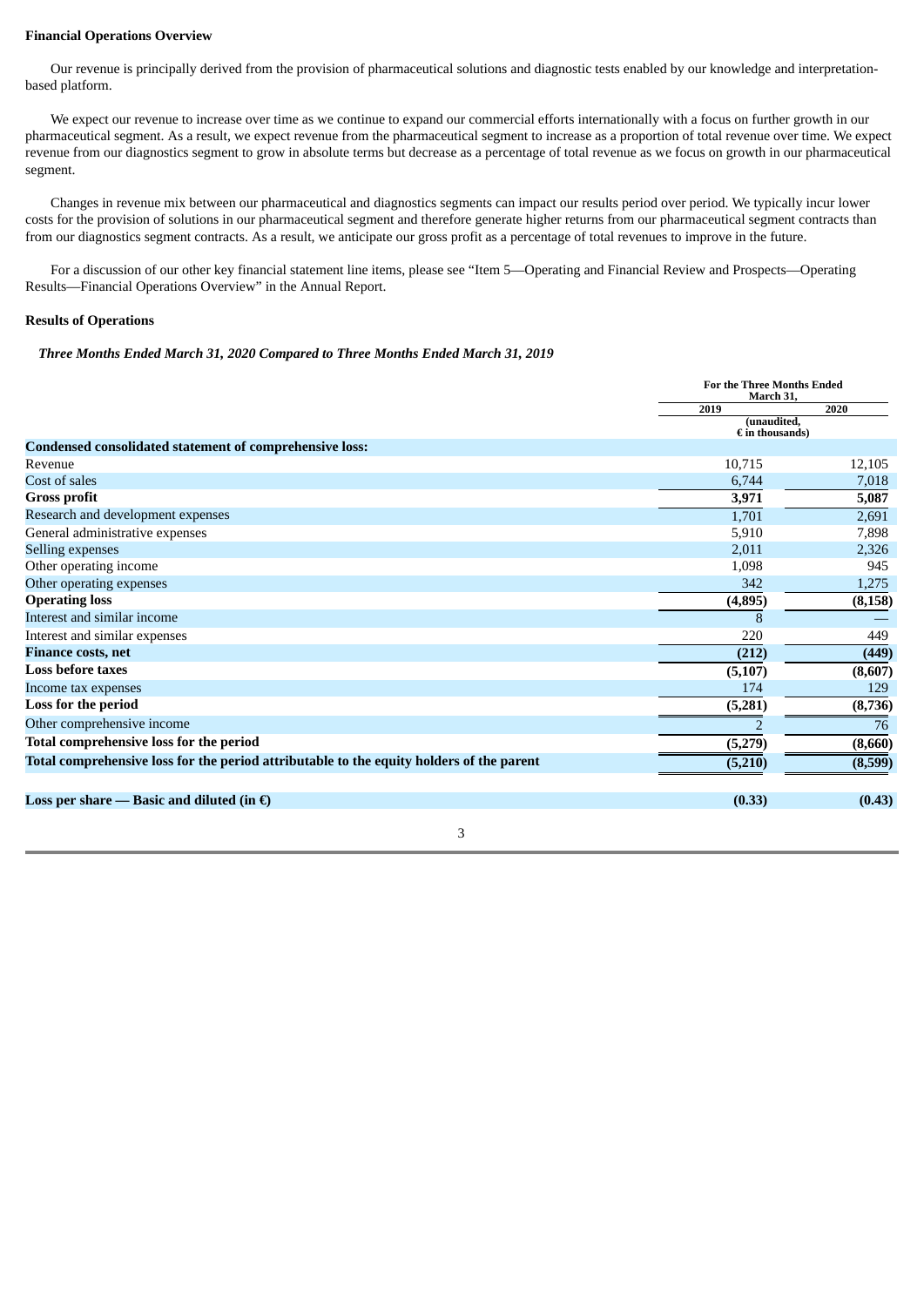**Financial Operations Overview**

Our revenue is principally derived from the provision of pharmaceutical solutions and diagnostic tests enabled by our knowledge and interpretation-based platform.

We expect our revenue to increase over time as we continue to expand our commercial efforts internationally with a focus on further growth in our pharmaceutical segment. As a result, we expect revenue from the pharmaceutical segment to increase as a proportion of total revenue over time. We expect revenue from our diagnostics segment to grow in absolute terms but decrease as a percentage of total revenue as we focus on growth in our pharmaceutical segment.

Changes in revenue mix between our pharmaceutical and diagnostics segments can impact our results period over period. We typically incur lower costs for the provision of solutions in our pharmaceutical segment and therefore generate higher returns from our pharmaceutical segment contracts than from our diagnostics segment contracts. As a result, we anticipate our gross profit as a percentage of total revenues to improve in the future.

For a discussion of our other key financial statement line items, please see "Item 5—Operating and Financial Review and Prospects—Operating Results—Financial Operations Overview" in the Annual Report.

**Results of Operations**

***Three Months Ended March 31, 2020 Compared to Three Months Ended March 31, 2019***

| | For the Three Months Ended March 31, | |
|---|---|---|
| | 2019 | 2020 |
| | (unaudited, € in thousands) | |
| **Condensed consolidated statement of comprehensive loss:** | | |
| Revenue | 10,715 | 12,105 |
| Cost of sales | 6,744 | 7,018 |
| **Gross profit** | **3,971** | **5,087** |
| Research and development expenses | 1,701 | 2,691 |
| General administrative expenses | 5,910 | 7,898 |
| Selling expenses | 2,011 | 2,326 |
| Other operating income | 1,098 | 945 |
| Other operating expenses | 342 | 1,275 |
| **Operating loss** | **(4,895)** | **(8,158)** |
| Interest and similar income | 8 | — |
| Interest and similar expenses | 220 | 449 |
| **Finance costs, net** | **(212)** | **(449)** |
| **Loss before taxes** | **(5,107)** | **(8,607)** |
| Income tax expenses | 174 | 129 |
| **Loss for the period** | **(5,281)** | **(8,736)** |
| Other comprehensive income | 2 | 76 |
| **Total comprehensive loss for the period** | **(5,279)** | **(8,660)** |
| **Total comprehensive loss for the period attributable to the equity holders of the parent** | **(5,210)** | **(8,599)** |
| **Loss per share — Basic and diluted (in €)** | **(0.33)** | **(0.43)** |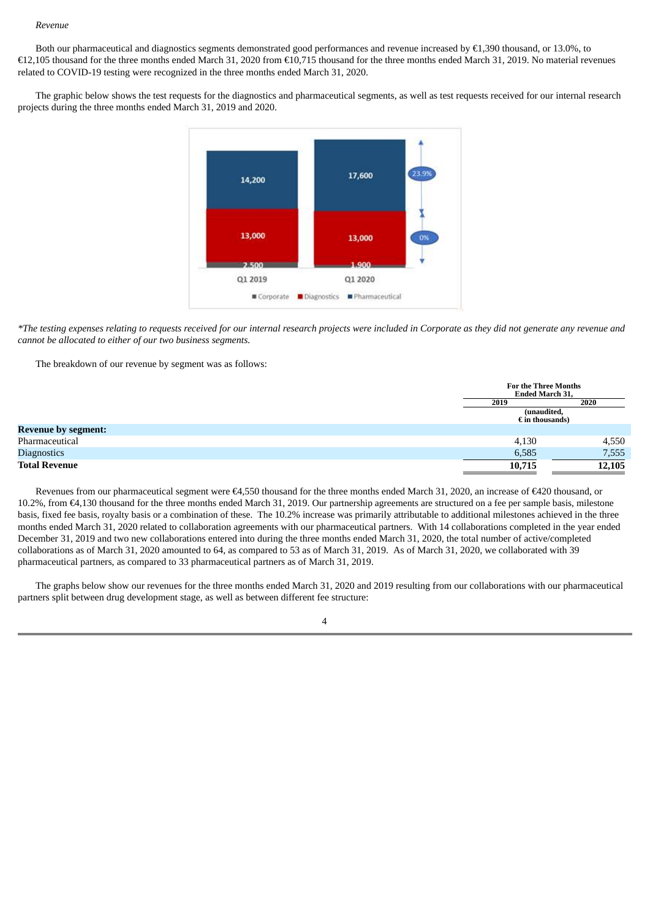*Revenue*

Both our pharmaceutical and diagnostics segments demonstrated good performances and revenue increased by €1,390 thousand, or 13.0%, to €12,105 thousand for the three months ended March 31, 2020 from €10,715 thousand for the three months ended March 31, 2019. No material revenues related to COVID-19 testing were recognized in the three months ended March 31, 2020.

The graphic below shows the test requests for the diagnostics and pharmaceutical segments, as well as test requests received for our internal research projects during the three months ended March 31, 2019 and 2020.

*\*The testing expenses relating to requests received for our internal research projects were included in Corporate as they did not generate any revenue and cannot be allocated to either of our two business segments.*

The breakdown of our revenue by segment was as follows:

| | For the Three Months Ended March 31, | |
|---|---|---|
| | 2019 | 2020 |
| | (unaudited, € in thousands) | |
| **Revenue by segment:** | | |
| Pharmaceutical | 4,130 | 4,550 |
| Diagnostics | 6,585 | 7,555 |
| **Total Revenue** | **10,715** | **12,105** |

Revenues from our pharmaceutical segment were €4,550 thousand for the three months ended March 31, 2020, an increase of €420 thousand, or 10.2%, from €4,130 thousand for the three months ended March 31, 2019. Our partnership agreements are structured on a fee per sample basis, milestone basis, fixed fee basis, royalty basis or a combination of these. The 10.2% increase was primarily attributable to additional milestones achieved in the three months ended March 31, 2020 related to collaboration agreements with our pharmaceutical partners. With 14 collaborations completed in the year ended December 31, 2019 and two new collaborations entered into during the three months ended March 31, 2020, the total number of active/completed collaborations as of March 31, 2020 amounted to 64, as compared to 53 as of March 31, 2019. As of March 31, 2020, we collaborated with 39 pharmaceutical partners, as compared to 33 pharmaceutical partners as of March 31, 2019.

The graphs below show our revenues for the three months ended March 31, 2020 and 2019 resulting from our collaborations with our pharmaceutical partners split between drug development stage, as well as between different fee structure: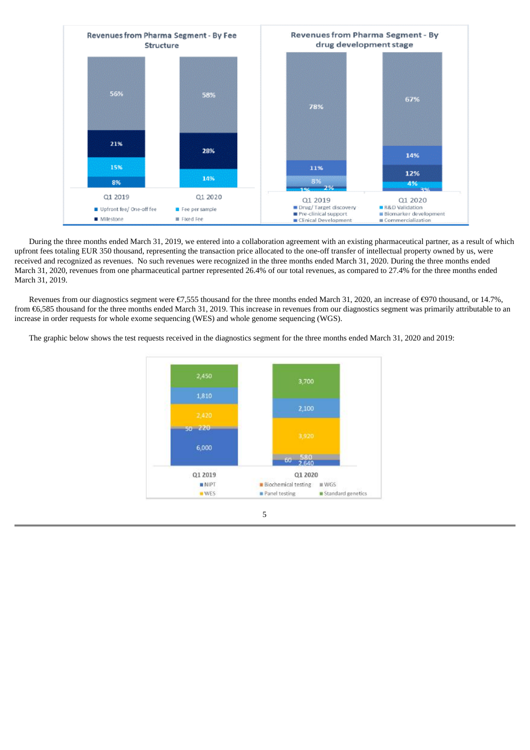During the three months ended March 31, 2019, we entered into a collaboration agreement with an existing pharmaceutical partner, as a result of which upfront fees totaling EUR 350 thousand, representing the transaction price allocated to the one-off transfer of intellectual property owned by us, were received and recognized as revenues. No such revenues were recognized in the three months ended March 31, 2020. During the three months ended March 31, 2020, revenues from one pharmaceutical partner represented 26.4% of our total revenues, as compared to 27.4% for the three months ended March 31, 2019.

Revenues from our diagnostics segment were €7,555 thousand for the three months ended March 31, 2020, an increase of €970 thousand, or 14.7%, from €6,585 thousand for the three months ended March 31, 2019. This increase in revenues from our diagnostics segment was primarily attributable to an increase in order requests for whole exome sequencing (WES) and whole genome sequencing (WGS).

The graphic below shows the test requests received in the diagnostics segment for the three months ended March 31, 2020 and 2019: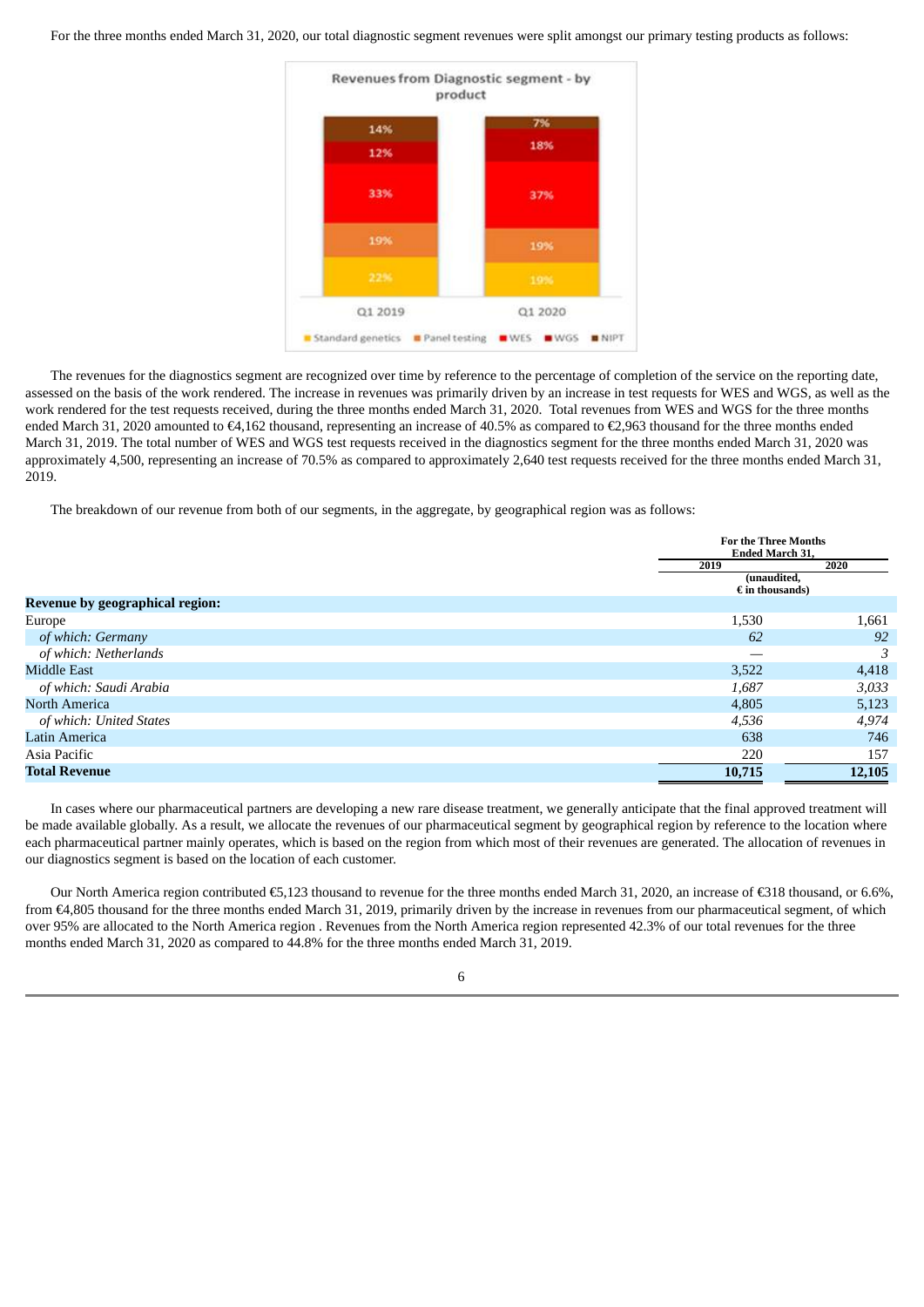For the three months ended March 31, 2020, our total diagnostic segment revenues were split amongst our primary testing products as follows:

**Revenues from Diagnostic segment - by product**

| Product | Q1 2019 | Q1 2020 |
| --- | --- | --- |
| NIPT | 14% | 7% |
| WGS | 12% | 18% |
| WES | 33% | 37% |
| Panel testing | 19% | 19% |
| Standard genetics | 22% | 19% |

The revenues for the diagnostics segment are recognized over time by reference to the percentage of completion of the service on the reporting date, assessed on the basis of the work rendered. The increase in revenues was primarily driven by an increase in test requests for WES and WGS, as well as the work rendered for the test requests received, during the three months ended March 31, 2020. Total revenues from WES and WGS for the three months ended March 31, 2020 amounted to €4,162 thousand, representing an increase of 40.5% as compared to €2,963 thousand for the three months ended March 31, 2019. The total number of WES and WGS test requests received in the diagnostics segment for the three months ended March 31, 2020 was approximately 4,500, representing an increase of 70.5% as compared to approximately 2,640 test requests received for the three months ended March 31, 2019.

The breakdown of our revenue from both of our segments, in the aggregate, by geographical region was as follows:

| | For the Three Months Ended March 31, | |
| --- | --- | --- |
| | 2019 | 2020 |
| | (unaudited, € in thousands) | |
| **Revenue by geographical region:** | | |
| Europe | 1,530 | 1,661 |
| *of which: Germany* | *62* | *92* |
| *of which: Netherlands* | — | *3* |
| Middle East | 3,522 | 4,418 |
| *of which: Saudi Arabia* | *1,687* | *3,033* |
| North America | 4,805 | 5,123 |
| *of which: United States* | *4,536* | *4,974* |
| Latin America | 638 | 746 |
| Asia Pacific | 220 | 157 |
| **Total Revenue** | **10,715** | **12,105** |

In cases where our pharmaceutical partners are developing a new rare disease treatment, we generally anticipate that the final approved treatment will be made available globally. As a result, we allocate the revenues of our pharmaceutical segment by geographical region by reference to the location where each pharmaceutical partner mainly operates, which is based on the region from which most of their revenues are generated. The allocation of revenues in our diagnostics segment is based on the location of each customer.

Our North America region contributed €5,123 thousand to revenue for the three months ended March 31, 2020, an increase of €318 thousand, or 6.6%, from €4,805 thousand for the three months ended March 31, 2019, primarily driven by the increase in revenues from our pharmaceutical segment, of which over 95% are allocated to the North America region . Revenues from the North America region represented 42.3% of our total revenues for the three months ended March 31, 2020 as compared to 44.8% for the three months ended March 31, 2019.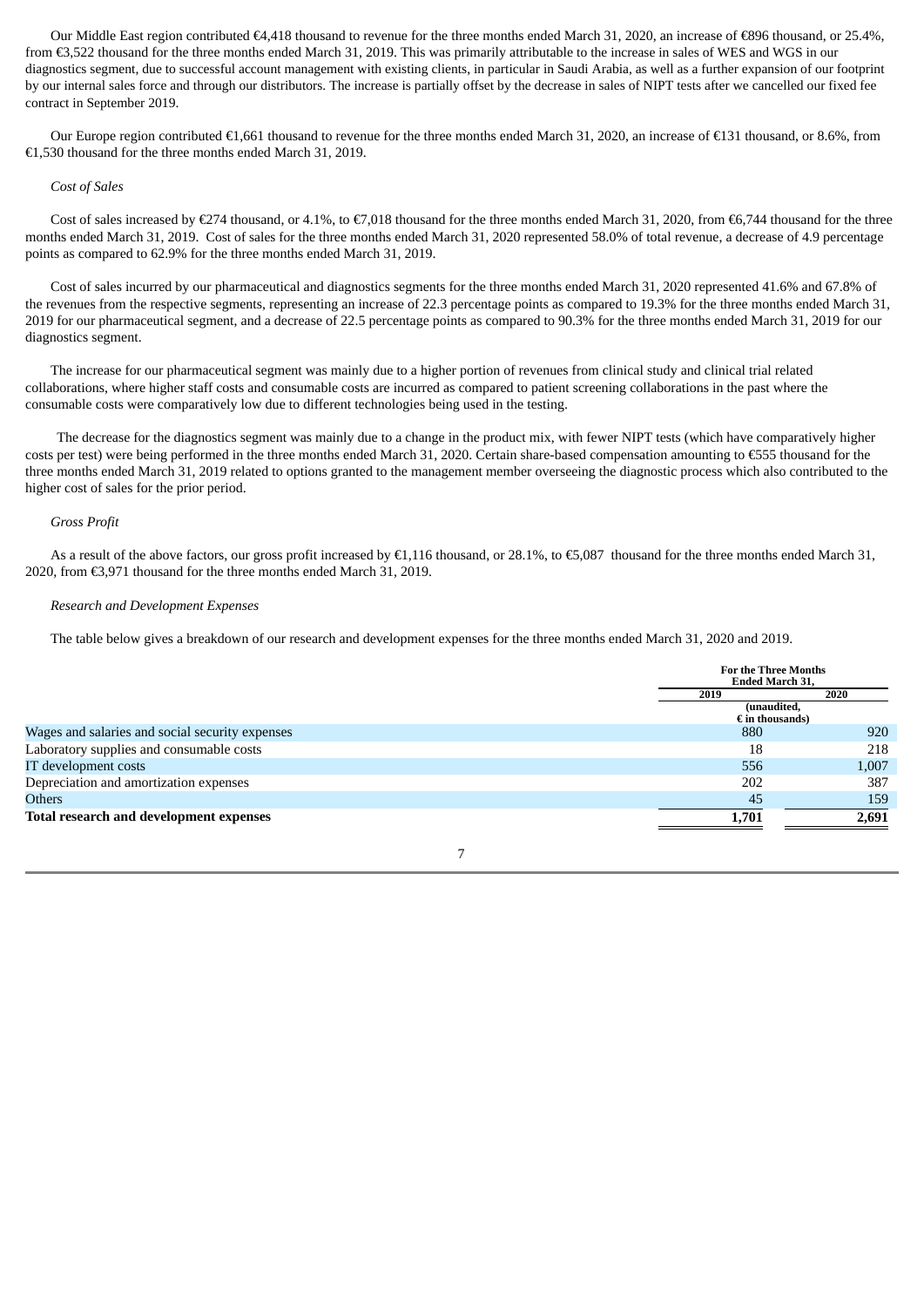Our Middle East region contributed €4,418 thousand to revenue for the three months ended March 31, 2020, an increase of €896 thousand, or 25.4%, from €3,522 thousand for the three months ended March 31, 2019. This was primarily attributable to the increase in sales of WES and WGS in our diagnostics segment, due to successful account management with existing clients, in particular in Saudi Arabia, as well as a further expansion of our footprint by our internal sales force and through our distributors. The increase is partially offset by the decrease in sales of NIPT tests after we cancelled our fixed fee contract in September 2019.

Our Europe region contributed €1,661 thousand to revenue for the three months ended March 31, 2020, an increase of €131 thousand, or 8.6%, from €1,530 thousand for the three months ended March 31, 2019.

*Cost of Sales*

Cost of sales increased by €274 thousand, or 4.1%, to €7,018 thousand for the three months ended March 31, 2020, from €6,744 thousand for the three months ended March 31, 2019. Cost of sales for the three months ended March 31, 2020 represented 58.0% of total revenue, a decrease of 4.9 percentage points as compared to 62.9% for the three months ended March 31, 2019.

Cost of sales incurred by our pharmaceutical and diagnostics segments for the three months ended March 31, 2020 represented 41.6% and 67.8% of the revenues from the respective segments, representing an increase of 22.3 percentage points as compared to 19.3% for the three months ended March 31, 2019 for our pharmaceutical segment, and a decrease of 22.5 percentage points as compared to 90.3% for the three months ended March 31, 2019 for our diagnostics segment.

The increase for our pharmaceutical segment was mainly due to a higher portion of revenues from clinical study and clinical trial related collaborations, where higher staff costs and consumable costs are incurred as compared to patient screening collaborations in the past where the consumable costs were comparatively low due to different technologies being used in the testing.

The decrease for the diagnostics segment was mainly due to a change in the product mix, with fewer NIPT tests (which have comparatively higher costs per test) were being performed in the three months ended March 31, 2020. Certain share-based compensation amounting to €555 thousand for the three months ended March 31, 2019 related to options granted to the management member overseeing the diagnostic process which also contributed to the higher cost of sales for the prior period.

*Gross Profit*

As a result of the above factors, our gross profit increased by €1,116 thousand, or 28.1%, to €5,087 thousand for the three months ended March 31, 2020, from €3,971 thousand for the three months ended March 31, 2019.

*Research and Development Expenses*

The table below gives a breakdown of our research and development expenses for the three months ended March 31, 2020 and 2019.

| | For the Three Months Ended March 31, | |
|---|---|---|
| | 2019 | 2020 |
| | (unaudited, € in thousands) | |
| Wages and salaries and social security expenses | 880 | 920 |
| Laboratory supplies and consumable costs | 18 | 218 |
| IT development costs | 556 | 1,007 |
| Depreciation and amortization expenses | 202 | 387 |
| Others | 45 | 159 |
| **Total research and development expenses** | **1,701** | **2,691** |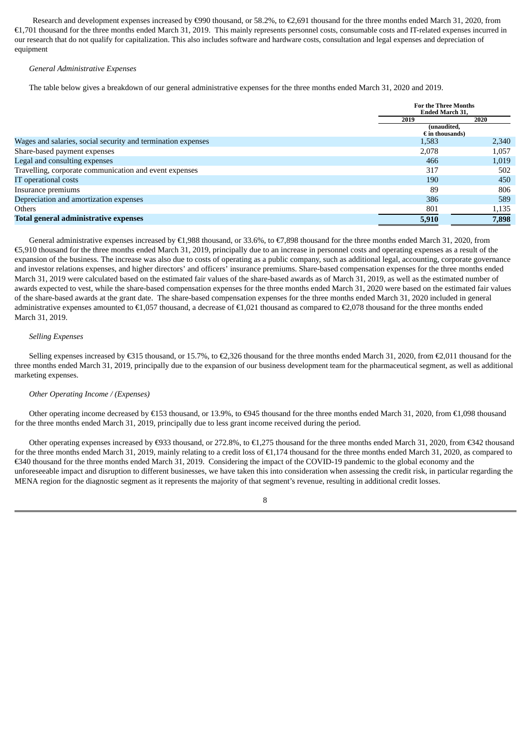Research and development expenses increased by €990 thousand, or 58.2%, to €2,691 thousand for the three months ended March 31, 2020, from €1,701 thousand for the three months ended March 31, 2019. This mainly represents personnel costs, consumable costs and IT-related expenses incurred in our research that do not qualify for capitalization. This also includes software and hardware costs, consultation and legal expenses and depreciation of equipment

*General Administrative Expenses*

The table below gives a breakdown of our general administrative expenses for the three months ended March 31, 2020 and 2019.

| | For the Three Months Ended March 31, | |
|---|---|---|
| | 2019 | 2020 |
| | (unaudited, € in thousands) | |
| Wages and salaries, social security and termination expenses | 1,583 | 2,340 |
| Share-based payment expenses | 2,078 | 1,057 |
| Legal and consulting expenses | 466 | 1,019 |
| Travelling, corporate communication and event expenses | 317 | 502 |
| IT operational costs | 190 | 450 |
| Insurance premiums | 89 | 806 |
| Depreciation and amortization expenses | 386 | 589 |
| Others | 801 | 1,135 |
| **Total general administrative expenses** | **5,910** | **7,898** |

General administrative expenses increased by €1,988 thousand, or 33.6%, to €7,898 thousand for the three months ended March 31, 2020, from €5,910 thousand for the three months ended March 31, 2019, principally due to an increase in personnel costs and operating expenses as a result of the expansion of the business. The increase was also due to costs of operating as a public company, such as additional legal, accounting, corporate governance and investor relations expenses, and higher directors' and officers' insurance premiums. Share-based compensation expenses for the three months ended March 31, 2019 were calculated based on the estimated fair values of the share-based awards as of March 31, 2019, as well as the estimated number of awards expected to vest, while the share-based compensation expenses for the three months ended March 31, 2020 were based on the estimated fair values of the share-based awards at the grant date. The share-based compensation expenses for the three months ended March 31, 2020 included in general administrative expenses amounted to €1,057 thousand, a decrease of €1,021 thousand as compared to €2,078 thousand for the three months ended March 31, 2019.

*Selling Expenses*

Selling expenses increased by €315 thousand, or 15.7%, to €2,326 thousand for the three months ended March 31, 2020, from €2,011 thousand for the three months ended March 31, 2019, principally due to the expansion of our business development team for the pharmaceutical segment, as well as additional marketing expenses.

*Other Operating Income / (Expenses)*

Other operating income decreased by €153 thousand, or 13.9%, to €945 thousand for the three months ended March 31, 2020, from €1,098 thousand for the three months ended March 31, 2019, principally due to less grant income received during the period.

Other operating expenses increased by €933 thousand, or 272.8%, to €1,275 thousand for the three months ended March 31, 2020, from €342 thousand for the three months ended March 31, 2019, mainly relating to a credit loss of €1,174 thousand for the three months ended March 31, 2020, as compared to €340 thousand for the three months ended March 31, 2019. Considering the impact of the COVID-19 pandemic to the global economy and the unforeseeable impact and disruption to different businesses, we have taken this into consideration when assessing the credit risk, in particular regarding the MENA region for the diagnostic segment as it represents the majority of that segment's revenue, resulting in additional credit losses.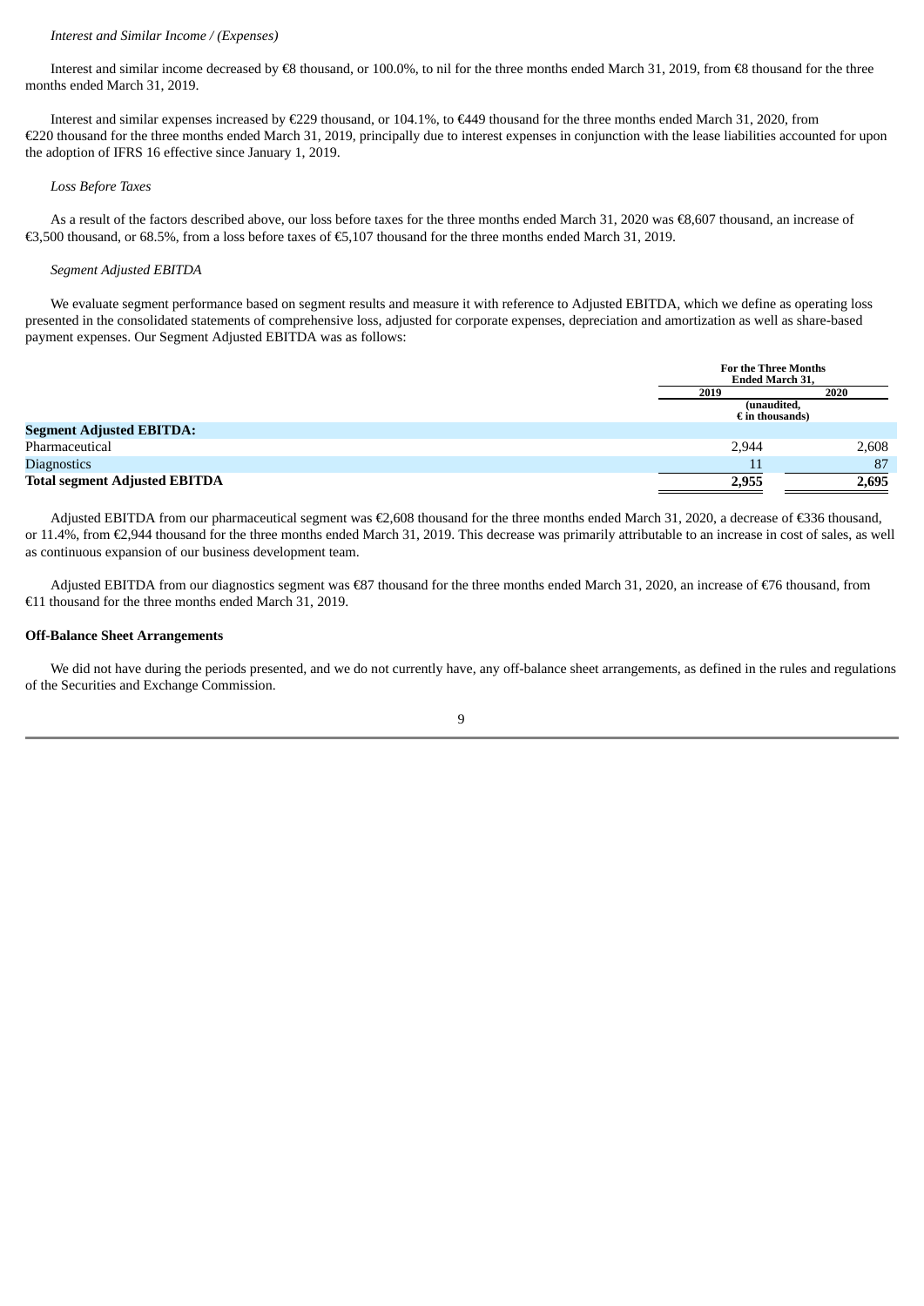*Interest and Similar Income / (Expenses)*

Interest and similar income decreased by €8 thousand, or 100.0%, to nil for the three months ended March 31, 2019, from €8 thousand for the three months ended March 31, 2019.

Interest and similar expenses increased by €229 thousand, or 104.1%, to €449 thousand for the three months ended March 31, 2020, from €220 thousand for the three months ended March 31, 2019, principally due to interest expenses in conjunction with the lease liabilities accounted for upon the adoption of IFRS 16 effective since January 1, 2019.

*Loss Before Taxes*

As a result of the factors described above, our loss before taxes for the three months ended March 31, 2020 was €8,607 thousand, an increase of €3,500 thousand, or 68.5%, from a loss before taxes of €5,107 thousand for the three months ended March 31, 2019.

*Segment Adjusted EBITDA*

We evaluate segment performance based on segment results and measure it with reference to Adjusted EBITDA, which we define as operating loss presented in the consolidated statements of comprehensive loss, adjusted for corporate expenses, depreciation and amortization as well as share-based payment expenses. Our Segment Adjusted EBITDA was as follows:

| | For the Three Months Ended March 31, | |
|---|---|---|
| | 2019 | 2020 |
| | (unaudited, € in thousands) | |
| **Segment Adjusted EBITDA:** | | |
| Pharmaceutical | 2,944 | 2,608 |
| Diagnostics | 11 | 87 |
| **Total segment Adjusted EBITDA** | **2,955** | **2,695** |

Adjusted EBITDA from our pharmaceutical segment was €2,608 thousand for the three months ended March 31, 2020, a decrease of €336 thousand, or 11.4%, from €2,944 thousand for the three months ended March 31, 2019. This decrease was primarily attributable to an increase in cost of sales, as well as continuous expansion of our business development team.

Adjusted EBITDA from our diagnostics segment was €87 thousand for the three months ended March 31, 2020, an increase of €76 thousand, from €11 thousand for the three months ended March 31, 2019.

**Off-Balance Sheet Arrangements**

We did not have during the periods presented, and we do not currently have, any off-balance sheet arrangements, as defined in the rules and regulations of the Securities and Exchange Commission.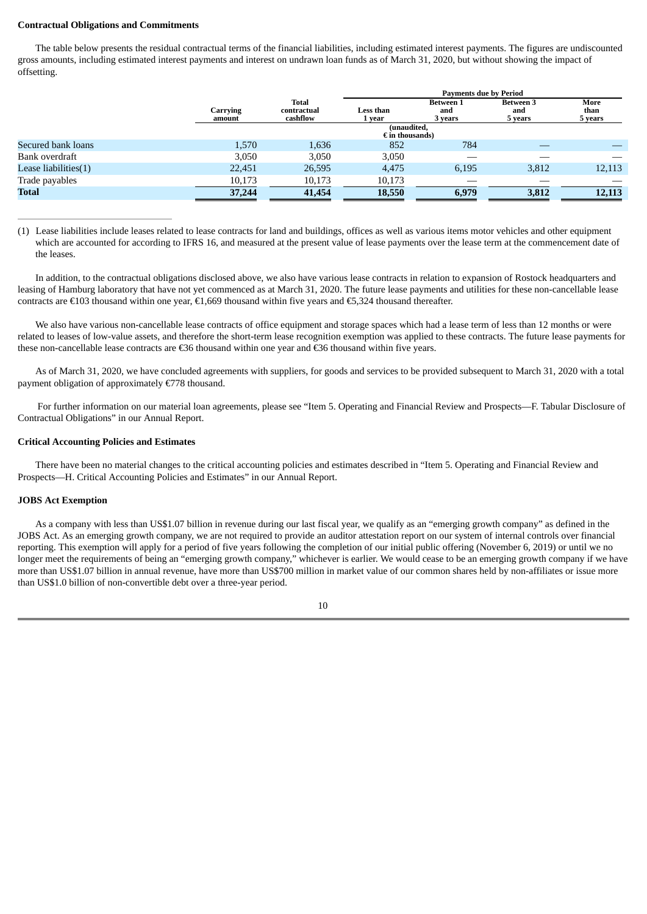**Contractual Obligations and Commitments**

The table below presents the residual contractual terms of the financial liabilities, including estimated interest payments. The figures are undiscounted gross amounts, including estimated interest payments and interest on undrawn loan funds as of March 31, 2020, but without showing the impact of offsetting.

| | Carrying amount | Total contractual cashflow | Payments due by Period | | | |
|---|---|---|---|---|---|---|
| | | | Less than 1 year | Between 1 and 3 years | Between 3 and 5 years | More than 5 years |
| | | | (unaudited, € in thousands) | | | |
| Secured bank loans | 1,570 | 1,636 | 852 | 784 | — | — |
| Bank overdraft | 3,050 | 3,050 | 3,050 | — | — | — |
| Lease liabilities(1) | 22,451 | 26,595 | 4,475 | 6,195 | 3,812 | 12,113 |
| Trade payables | 10,173 | 10,173 | 10,173 | — | — | — |
| **Total** | **37,244** | **41,454** | **18,550** | **6,979** | **3,812** | **12,113** |

(1) Lease liabilities include leases related to lease contracts for land and buildings, offices as well as various items motor vehicles and other equipment which are accounted for according to IFRS 16, and measured at the present value of lease payments over the lease term at the commencement date of the leases.

In addition, to the contractual obligations disclosed above, we also have various lease contracts in relation to expansion of Rostock headquarters and leasing of Hamburg laboratory that have not yet commenced as at March 31, 2020. The future lease payments and utilities for these non-cancellable lease contracts are €103 thousand within one year, €1,669 thousand within five years and €5,324 thousand thereafter.

We also have various non-cancellable lease contracts of office equipment and storage spaces which had a lease term of less than 12 months or were related to leases of low-value assets, and therefore the short-term lease recognition exemption was applied to these contracts. The future lease payments for these non-cancellable lease contracts are €36 thousand within one year and €36 thousand within five years.

As of March 31, 2020, we have concluded agreements with suppliers, for goods and services to be provided subsequent to March 31, 2020 with a total payment obligation of approximately €778 thousand.

For further information on our material loan agreements, please see "Item 5. Operating and Financial Review and Prospects—F. Tabular Disclosure of Contractual Obligations" in our Annual Report.

**Critical Accounting Policies and Estimates**

There have been no material changes to the critical accounting policies and estimates described in "Item 5. Operating and Financial Review and Prospects—H. Critical Accounting Policies and Estimates" in our Annual Report.

**JOBS Act Exemption**

As a company with less than US$1.07 billion in revenue during our last fiscal year, we qualify as an "emerging growth company" as defined in the JOBS Act. As an emerging growth company, we are not required to provide an auditor attestation report on our system of internal controls over financial reporting. This exemption will apply for a period of five years following the completion of our initial public offering (November 6, 2019) or until we no longer meet the requirements of being an "emerging growth company," whichever is earlier. We would cease to be an emerging growth company if we have more than US$1.07 billion in annual revenue, have more than US$700 million in market value of our common shares held by non-affiliates or issue more than US$1.0 billion of non-convertible debt over a three-year period.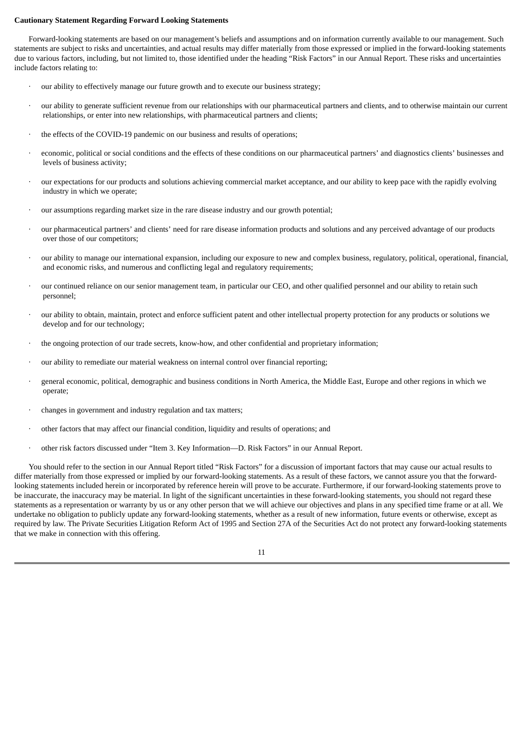**Cautionary Statement Regarding Forward Looking Statements**

Forward-looking statements are based on our management's beliefs and assumptions and on information currently available to our management. Such statements are subject to risks and uncertainties, and actual results may differ materially from those expressed or implied in the forward-looking statements due to various factors, including, but not limited to, those identified under the heading "Risk Factors" in our Annual Report. These risks and uncertainties include factors relating to:

- our ability to effectively manage our future growth and to execute our business strategy;
- our ability to generate sufficient revenue from our relationships with our pharmaceutical partners and clients, and to otherwise maintain our current relationships, or enter into new relationships, with pharmaceutical partners and clients;
- the effects of the COVID-19 pandemic on our business and results of operations;
- economic, political or social conditions and the effects of these conditions on our pharmaceutical partners' and diagnostics clients' businesses and levels of business activity;
- our expectations for our products and solutions achieving commercial market acceptance, and our ability to keep pace with the rapidly evolving industry in which we operate;
- our assumptions regarding market size in the rare disease industry and our growth potential;
- our pharmaceutical partners' and clients' need for rare disease information products and solutions and any perceived advantage of our products over those of our competitors;
- our ability to manage our international expansion, including our exposure to new and complex business, regulatory, political, operational, financial, and economic risks, and numerous and conflicting legal and regulatory requirements;
- our continued reliance on our senior management team, in particular our CEO, and other qualified personnel and our ability to retain such personnel;
- our ability to obtain, maintain, protect and enforce sufficient patent and other intellectual property protection for any products or solutions we develop and for our technology;
- the ongoing protection of our trade secrets, know-how, and other confidential and proprietary information;
- our ability to remediate our material weakness on internal control over financial reporting;
- general economic, political, demographic and business conditions in North America, the Middle East, Europe and other regions in which we operate;
- changes in government and industry regulation and tax matters;
- other factors that may affect our financial condition, liquidity and results of operations; and
- other risk factors discussed under "Item 3. Key Information—D. Risk Factors" in our Annual Report.

You should refer to the section in our Annual Report titled "Risk Factors" for a discussion of important factors that may cause our actual results to differ materially from those expressed or implied by our forward-looking statements. As a result of these factors, we cannot assure you that the forward-looking statements included herein or incorporated by reference herein will prove to be accurate. Furthermore, if our forward-looking statements prove to be inaccurate, the inaccuracy may be material. In light of the significant uncertainties in these forward-looking statements, you should not regard these statements as a representation or warranty by us or any other person that we will achieve our objectives and plans in any specified time frame or at all. We undertake no obligation to publicly update any forward-looking statements, whether as a result of new information, future events or otherwise, except as required by law. The Private Securities Litigation Reform Act of 1995 and Section 27A of the Securities Act do not protect any forward-looking statements that we make in connection with this offering.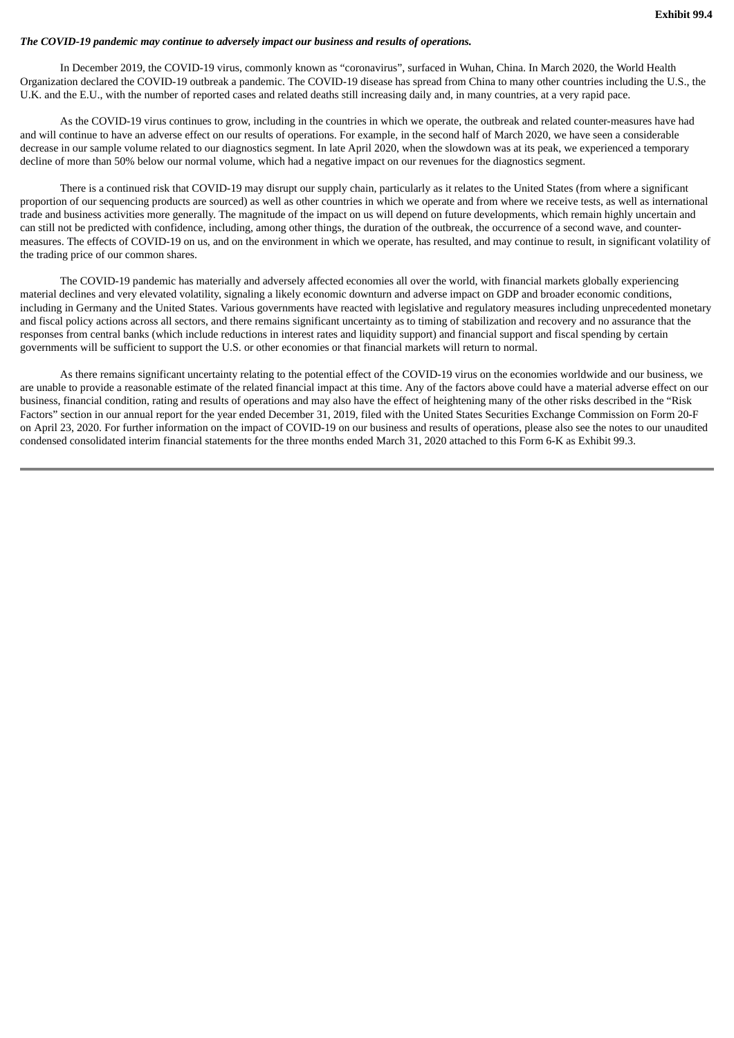**Exhibit 99.4**

***The COVID-19 pandemic may continue to adversely impact our business and results of operations.***

In December 2019, the COVID-19 virus, commonly known as "coronavirus", surfaced in Wuhan, China. In March 2020, the World Health Organization declared the COVID-19 outbreak a pandemic. The COVID-19 disease has spread from China to many other countries including the U.S., the U.K. and the E.U., with the number of reported cases and related deaths still increasing daily and, in many countries, at a very rapid pace.

As the COVID-19 virus continues to grow, including in the countries in which we operate, the outbreak and related counter-measures have had and will continue to have an adverse effect on our results of operations. For example, in the second half of March 2020, we have seen a considerable decrease in our sample volume related to our diagnostics segment. In late April 2020, when the slowdown was at its peak, we experienced a temporary decline of more than 50% below our normal volume, which had a negative impact on our revenues for the diagnostics segment.

There is a continued risk that COVID-19 may disrupt our supply chain, particularly as it relates to the United States (from where a significant proportion of our sequencing products are sourced) as well as other countries in which we operate and from where we receive tests, as well as international trade and business activities more generally. The magnitude of the impact on us will depend on future developments, which remain highly uncertain and can still not be predicted with confidence, including, among other things, the duration of the outbreak, the occurrence of a second wave, and counter-measures. The effects of COVID-19 on us, and on the environment in which we operate, has resulted, and may continue to result, in significant volatility of the trading price of our common shares.

The COVID-19 pandemic has materially and adversely affected economies all over the world, with financial markets globally experiencing material declines and very elevated volatility, signaling a likely economic downturn and adverse impact on GDP and broader economic conditions, including in Germany and the United States. Various governments have reacted with legislative and regulatory measures including unprecedented monetary and fiscal policy actions across all sectors, and there remains significant uncertainty as to timing of stabilization and recovery and no assurance that the responses from central banks (which include reductions in interest rates and liquidity support) and financial support and fiscal spending by certain governments will be sufficient to support the U.S. or other economies or that financial markets will return to normal.

As there remains significant uncertainty relating to the potential effect of the COVID-19 virus on the economies worldwide and our business, we are unable to provide a reasonable estimate of the related financial impact at this time. Any of the factors above could have a material adverse effect on our business, financial condition, rating and results of operations and may also have the effect of heightening many of the other risks described in the "Risk Factors" section in our annual report for the year ended December 31, 2019, filed with the United States Securities Exchange Commission on Form 20-F on April 23, 2020. For further information on the impact of COVID-19 on our business and results of operations, please also see the notes to our unaudited condensed consolidated interim financial statements for the three months ended March 31, 2020 attached to this Form 6-K as Exhibit 99.3.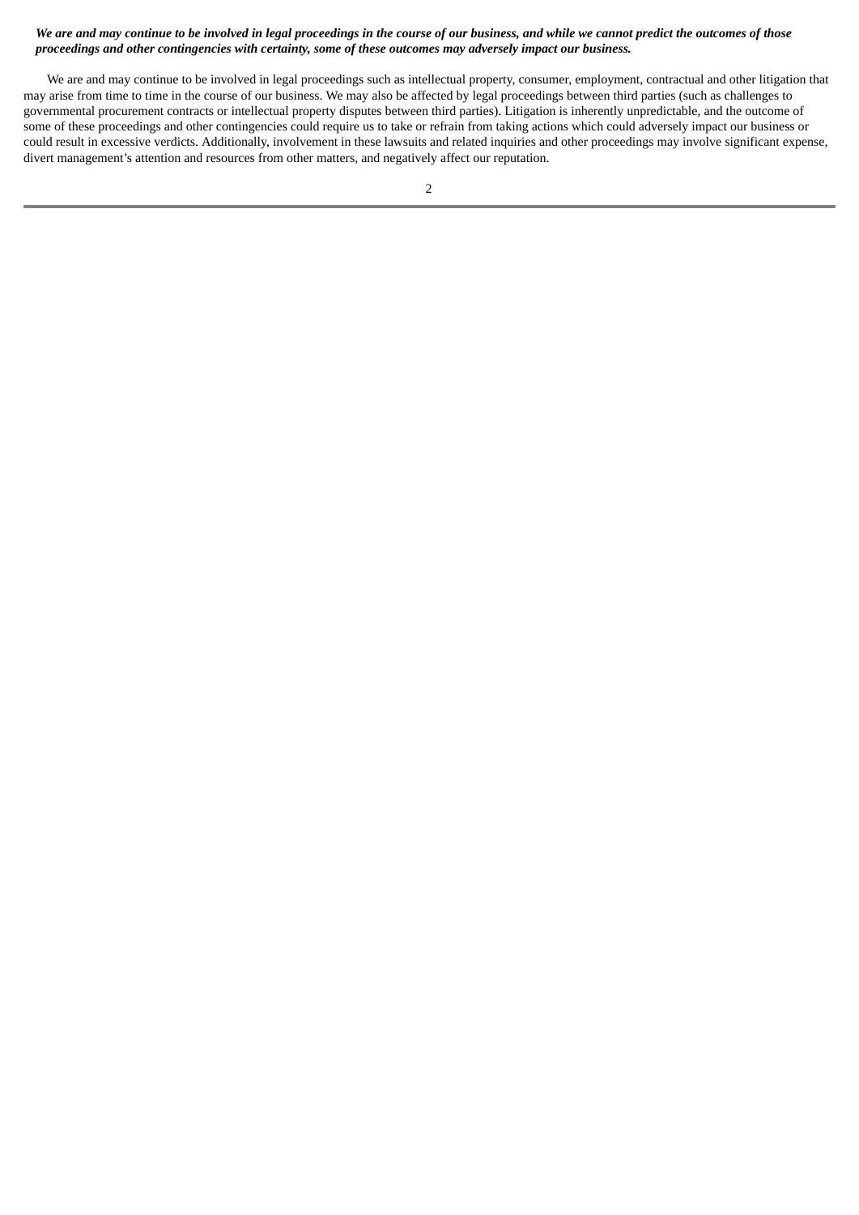***We are and may continue to be involved in legal proceedings in the course of our business, and while we cannot predict the outcomes of those proceedings and other contingencies with certainty, some of these outcomes may adversely impact our business.***

We are and may continue to be involved in legal proceedings such as intellectual property, consumer, employment, contractual and other litigation that may arise from time to time in the course of our business. We may also be affected by legal proceedings between third parties (such as challenges to governmental procurement contracts or intellectual property disputes between third parties). Litigation is inherently unpredictable, and the outcome of some of these proceedings and other contingencies could require us to take or refrain from taking actions which could adversely impact our business or could result in excessive verdicts. Additionally, involvement in these lawsuits and related inquiries and other proceedings may involve significant expense, divert management's attention and resources from other matters, and negatively affect our reputation.